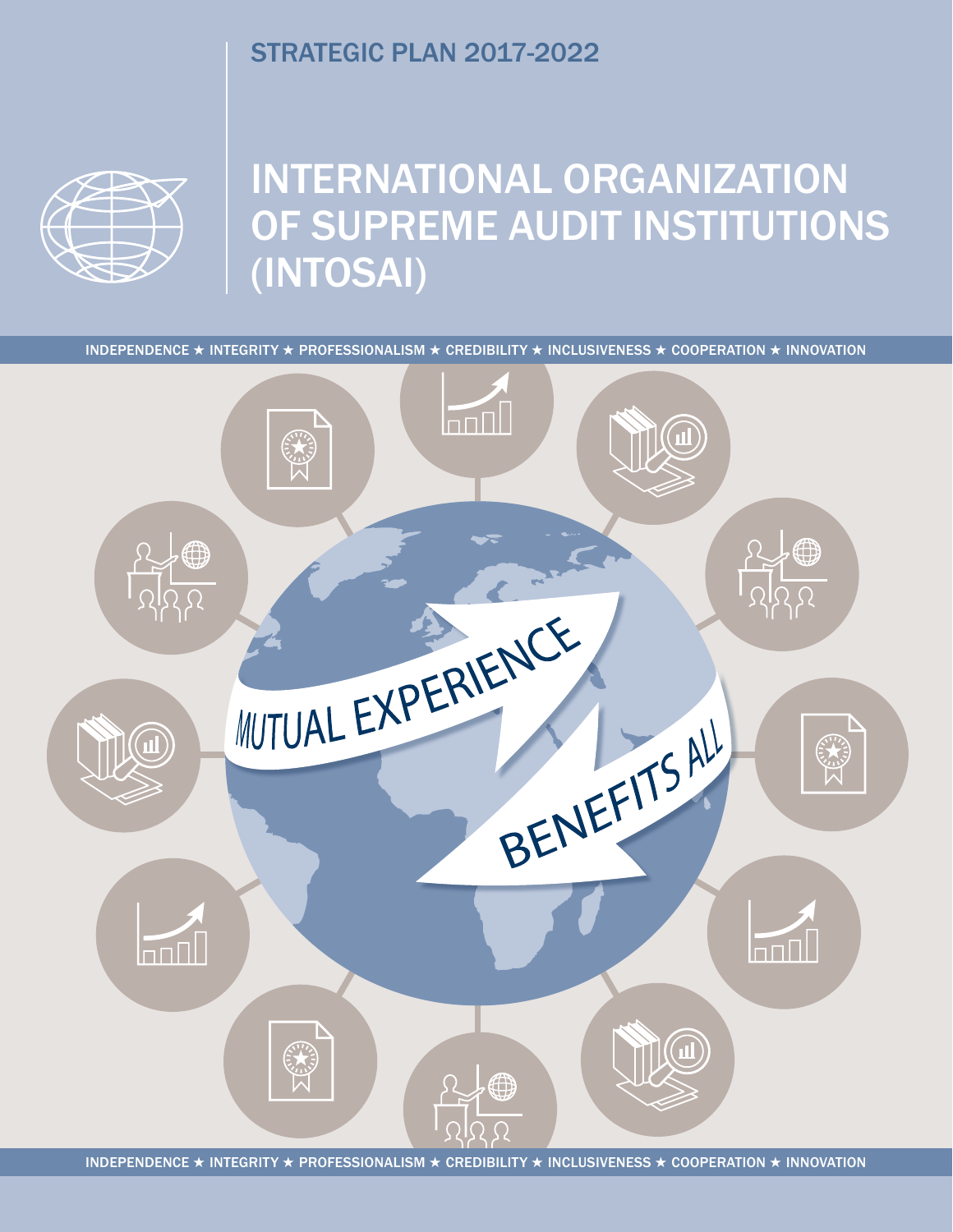STRATEGIC PLAN 2017-2022

# INTERNATIONAL ORGANIZATION OF SUPREME AUDIT INSTITUTIONS (INTOSAI)

INDEPENDENCE ★ INTEGRITY ★ PROFESSIONALISM ★ CREDIBILITY ★ INCLUSIVENESS ★ COOPERATION ★ INNOVATION

MUTUAL EXPERIENCE BENEFITS ALL

INDEPENDENCE ★ INTEGRITY ★ PROFESSIONALISM ★ CREDIBILITY ★ INCLUSIVENESS ★ COOPERATION ★ INNOVATION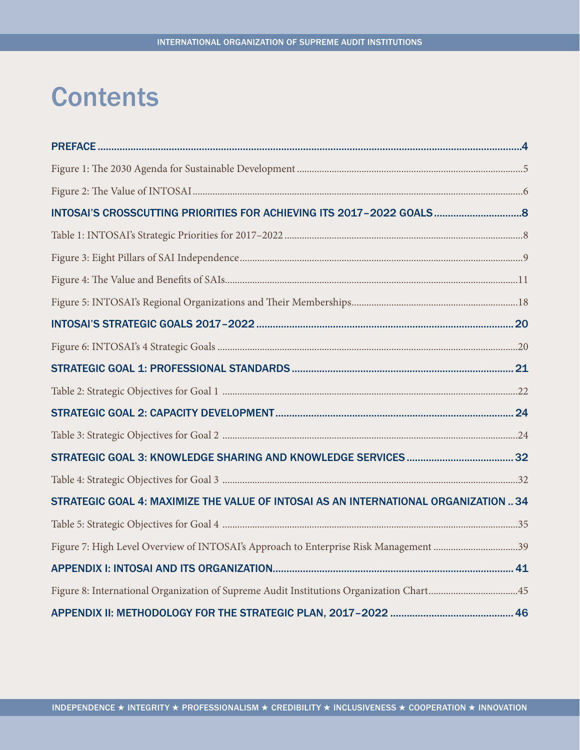# Contents

PREFACE ....4

Figure 1: The 2030 Agenda for Sustainable Development ....5

Figure 2: The Value of INTOSAI ....6

INTOSAI'S CROSSCUTTING PRIORITIES FOR ACHIEVING ITS 2017–2022 GOALS ....8

Table 1: INTOSAI's Strategic Priorities for 2017–2022 ....8

Figure 3: Eight Pillars of SAI Independence ....9

Figure 4: The Value and Benefits of SAIs ....11

Figure 5: INTOSAI's Regional Organizations and Their Memberships ....18

INTOSAI'S STRATEGIC GOALS 2017–2022 ....20

Figure 6: INTOSAI's 4 Strategic Goals ....20

STRATEGIC GOAL 1: PROFESSIONAL STANDARDS ....21

Table 2: Strategic Objectives for Goal 1 ....22

STRATEGIC GOAL 2: CAPACITY DEVELOPMENT ....24

Table 3: Strategic Objectives for Goal 2 ....24

STRATEGIC GOAL 3: KNOWLEDGE SHARING AND KNOWLEDGE SERVICES ....32

Table 4: Strategic Objectives for Goal 3 ....32

STRATEGIC GOAL 4: MAXIMIZE THE VALUE OF INTOSAI AS AN INTERNATIONAL ORGANIZATION ....34

Table 5: Strategic Objectives for Goal 4 ....35

Figure 7: High Level Overview of INTOSAI's Approach to Enterprise Risk Management ....39

APPENDIX I: INTOSAI AND ITS ORGANIZATION ....41

Figure 8: International Organization of Supreme Audit Institutions Organization Chart ....45

APPENDIX II: METHODOLOGY FOR THE STRATEGIC PLAN, 2017–2022 ....46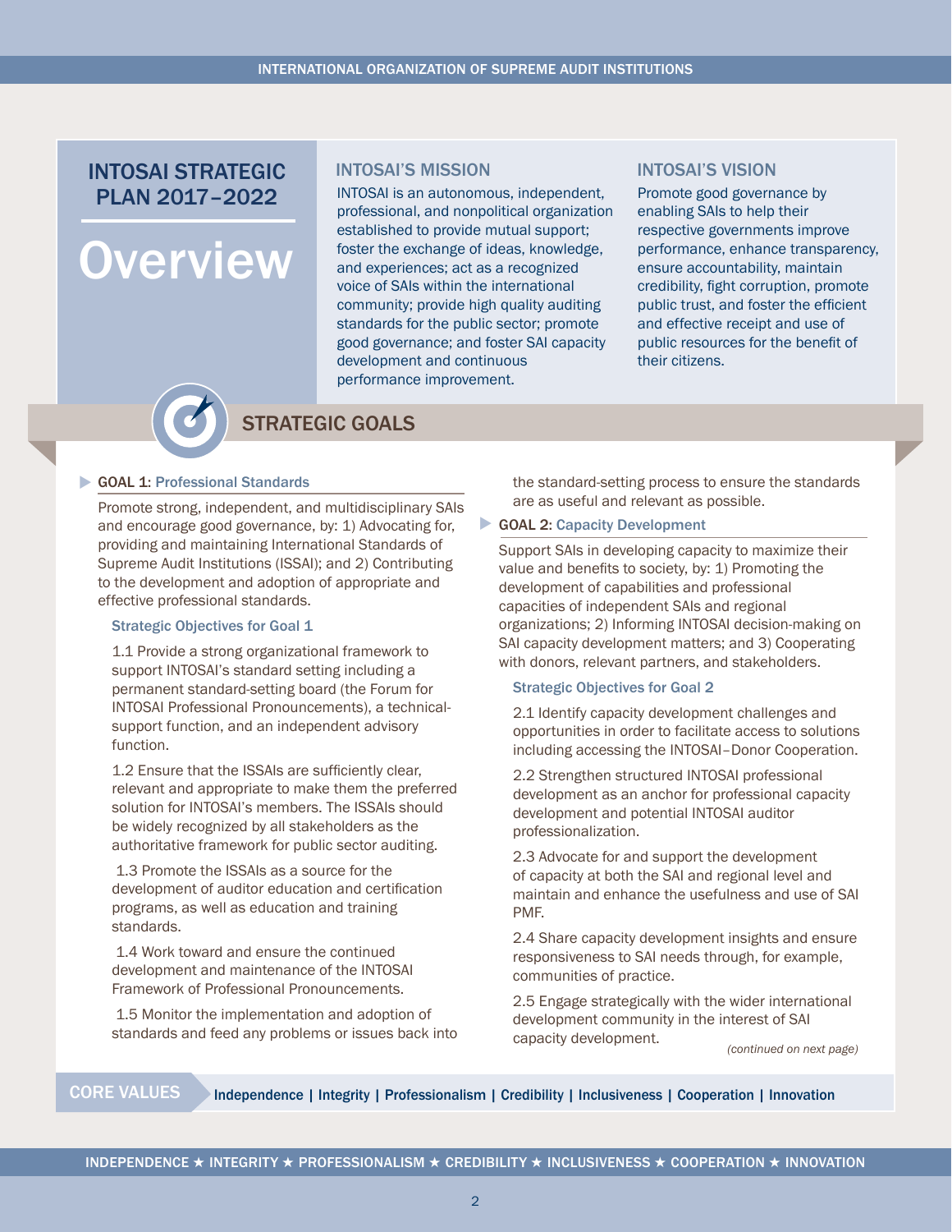# INTOSAI STRATEGIC PLAN 2017–2022

# Overview

## INTOSAI'S MISSION

INTOSAI is an autonomous, independent, professional, and nonpolitical organization established to provide mutual support; foster the exchange of ideas, knowledge, and experiences; act as a recognized voice of SAIs within the international community; provide high quality auditing standards for the public sector; promote good governance; and foster SAI capacity development and continuous performance improvement.

## INTOSAI'S VISION

Promote good governance by enabling SAIs to help their respective governments improve performance, enhance transparency, ensure accountability, maintain credibility, fight corruption, promote public trust, and foster the efficient and effective receipt and use of public resources for the benefit of their citizens.

## STRATEGIC GOALS

### GOAL 1: Professional Standards

Promote strong, independent, and multidisciplinary SAIs and encourage good governance, by: 1) Advocating for, providing and maintaining International Standards of Supreme Audit Institutions (ISSAI); and 2) Contributing to the development and adoption of appropriate and effective professional standards.

#### Strategic Objectives for Goal 1

1.1 Provide a strong organizational framework to support INTOSAI's standard setting including a permanent standard-setting board (the Forum for INTOSAI Professional Pronouncements), a technical-support function, and an independent advisory function.

1.2 Ensure that the ISSAIs are sufficiently clear, relevant and appropriate to make them the preferred solution for INTOSAI's members. The ISSAIs should be widely recognized by all stakeholders as the authoritative framework for public sector auditing.

1.3 Promote the ISSAIs as a source for the development of auditor education and certification programs, as well as education and training standards.

1.4 Work toward and ensure the continued development and maintenance of the INTOSAI Framework of Professional Pronouncements.

1.5 Monitor the implementation and adoption of standards and feed any problems or issues back into the standard-setting process to ensure the standards are as useful and relevant as possible.

### GOAL 2: Capacity Development

Support SAIs in developing capacity to maximize their value and benefits to society, by: 1) Promoting the development of capabilities and professional capacities of independent SAIs and regional organizations; 2) Informing INTOSAI decision-making on SAI capacity development matters; and 3) Cooperating with donors, relevant partners, and stakeholders.

#### Strategic Objectives for Goal 2

2.1 Identify capacity development challenges and opportunities in order to facilitate access to solutions including accessing the INTOSAI–Donor Cooperation.

2.2 Strengthen structured INTOSAI professional development as an anchor for professional capacity development and potential INTOSAI auditor professionalization.

2.3 Advocate for and support the development of capacity at both the SAI and regional level and maintain and enhance the usefulness and use of SAI PMF.

2.4 Share capacity development insights and ensure responsiveness to SAI needs through, for example, communities of practice.

2.5 Engage strategically with the wider international development community in the interest of SAI capacity development.

*(continued on next page)*

**CORE VALUES** Independence | Integrity | Professionalism | Credibility | Inclusiveness | Cooperation | Innovation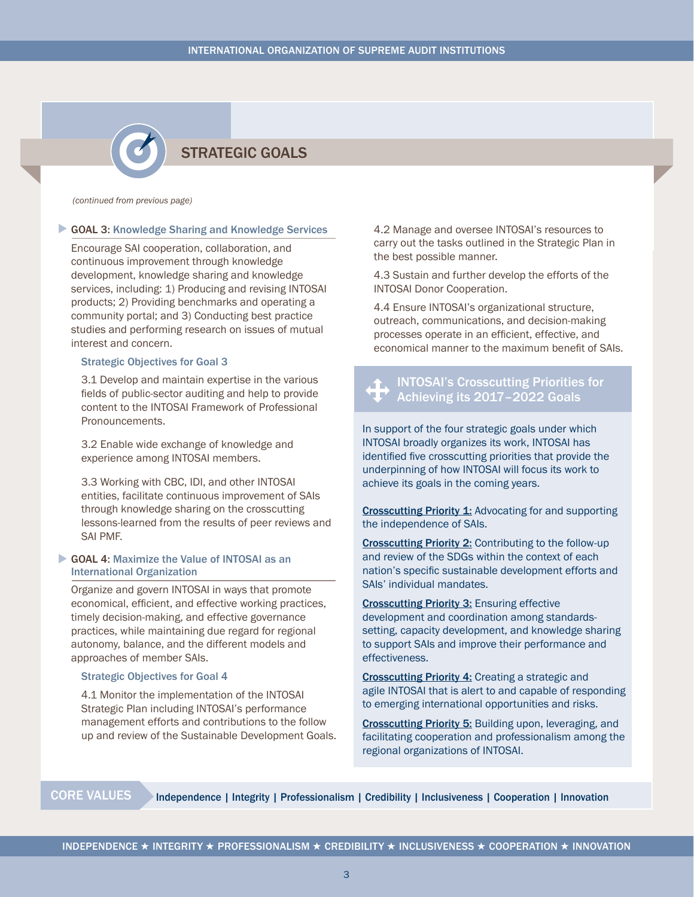## STRATEGIC GOALS

*(continued from previous page)*

### GOAL 3: Knowledge Sharing and Knowledge Services

Encourage SAI cooperation, collaboration, and continuous improvement through knowledge development, knowledge sharing and knowledge services, including: 1) Producing and revising INTOSAI products; 2) Providing benchmarks and operating a community portal; and 3) Conducting best practice studies and performing research on issues of mutual interest and concern.

#### Strategic Objectives for Goal 3

3.1 Develop and maintain expertise in the various fields of public-sector auditing and help to provide content to the INTOSAI Framework of Professional Pronouncements.

3.2 Enable wide exchange of knowledge and experience among INTOSAI members.

3.3 Working with CBC, IDI, and other INTOSAI entities, facilitate continuous improvement of SAIs through knowledge sharing on the crosscutting lessons-learned from the results of peer reviews and SAI PMF.

### GOAL 4: Maximize the Value of INTOSAI as an International Organization

Organize and govern INTOSAI in ways that promote economical, efficient, and effective working practices, timely decision-making, and effective governance practices, while maintaining due regard for regional autonomy, balance, and the different models and approaches of member SAIs.

#### Strategic Objectives for Goal 4

4.1 Monitor the implementation of the INTOSAI Strategic Plan including INTOSAI's performance management efforts and contributions to the follow up and review of the Sustainable Development Goals.

4.2 Manage and oversee INTOSAI's resources to carry out the tasks outlined in the Strategic Plan in the best possible manner.

4.3 Sustain and further develop the efforts of the INTOSAI Donor Cooperation.

4.4 Ensure INTOSAI's organizational structure, outreach, communications, and decision-making processes operate in an efficient, effective, and economical manner to the maximum benefit of SAIs.

### INTOSAI's Crosscutting Priorities for Achieving its 2017–2022 Goals

In support of the four strategic goals under which INTOSAI broadly organizes its work, INTOSAI has identified five crosscutting priorities that provide the underpinning of how INTOSAI will focus its work to achieve its goals in the coming years.

**Crosscutting Priority 1:** Advocating for and supporting the independence of SAIs.

**Crosscutting Priority 2:** Contributing to the follow-up and review of the SDGs within the context of each nation's specific sustainable development efforts and SAIs' individual mandates.

**Crosscutting Priority 3:** Ensuring effective development and coordination among standards-setting, capacity development, and knowledge sharing to support SAIs and improve their performance and effectiveness.

**Crosscutting Priority 4:** Creating a strategic and agile INTOSAI that is alert to and capable of responding to emerging international opportunities and risks.

**Crosscutting Priority 5:** Building upon, leveraging, and facilitating cooperation and professionalism among the regional organizations of INTOSAI.

**CORE VALUES** Independence | Integrity | Professionalism | Credibility | Inclusiveness | Cooperation | Innovation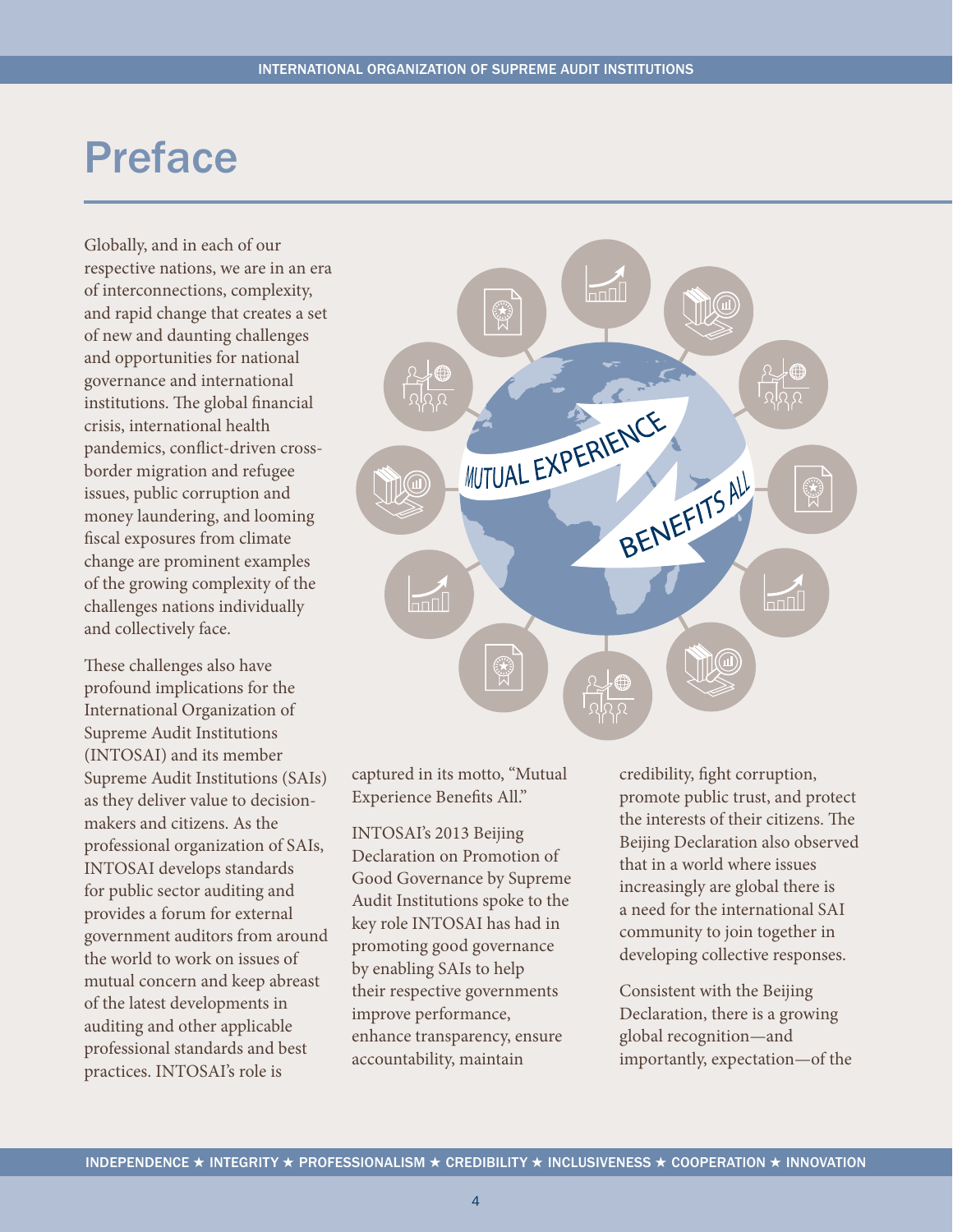# Preface

Globally, and in each of our respective nations, we are in an era of interconnections, complexity, and rapid change that creates a set of new and daunting challenges and opportunities for national governance and international institutions. The global financial crisis, international health pandemics, conflict-driven cross-border migration and refugee issues, public corruption and money laundering, and looming fiscal exposures from climate change are prominent examples of the growing complexity of the challenges nations individually and collectively face.

These challenges also have profound implications for the International Organization of Supreme Audit Institutions (INTOSAI) and its member Supreme Audit Institutions (SAIs) as they deliver value to decision-makers and citizens. As the professional organization of SAIs, INTOSAI develops standards for public sector auditing and provides a forum for external government auditors from around the world to work on issues of mutual concern and keep abreast of the latest developments in auditing and other applicable professional standards and best practices. INTOSAI's role is captured in its motto, "Mutual Experience Benefits All."

INTOSAI's 2013 Beijing Declaration on Promotion of Good Governance by Supreme Audit Institutions spoke to the key role INTOSAI has had in promoting good governance by enabling SAIs to help their respective governments improve performance, enhance transparency, ensure accountability, maintain credibility, fight corruption, promote public trust, and protect the interests of their citizens. The Beijing Declaration also observed that in a world where issues increasingly are global there is a need for the international SAI community to join together in developing collective responses.

Consistent with the Beijing Declaration, there is a growing global recognition—and importantly, expectation—of the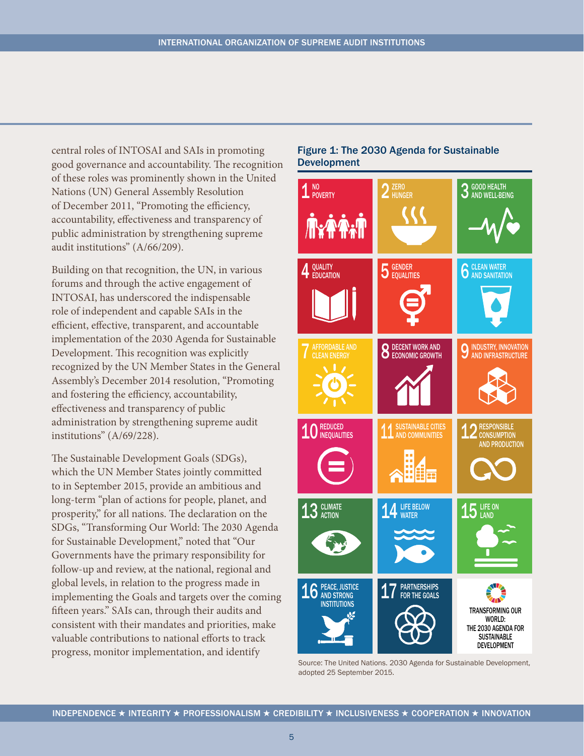central roles of INTOSAI and SAIs in promoting good governance and accountability. The recognition of these roles was prominently shown in the United Nations (UN) General Assembly Resolution of December 2011, "Promoting the efficiency, accountability, effectiveness and transparency of public administration by strengthening supreme audit institutions" (A/66/209).

Building on that recognition, the UN, in various forums and through the active engagement of INTOSAI, has underscored the indispensable role of independent and capable SAIs in the efficient, effective, transparent, and accountable implementation of the 2030 Agenda for Sustainable Development. This recognition was explicitly recognized by the UN Member States in the General Assembly's December 2014 resolution, "Promoting and fostering the efficiency, accountability, effectiveness and transparency of public administration by strengthening supreme audit institutions" (A/69/228).

The Sustainable Development Goals (SDGs), which the UN Member States jointly committed to in September 2015, provide an ambitious and long-term "plan of actions for people, planet, and prosperity," for all nations. The declaration on the SDGs, "Transforming Our World: The 2030 Agenda for Sustainable Development," noted that "Our Governments have the primary responsibility for follow-up and review, at the national, regional and global levels, in relation to the progress made in implementing the Goals and targets over the coming fifteen years." SAIs can, through their audits and consistent with their mandates and priorities, make valuable contributions to national efforts to track progress, monitor implementation, and identify

**Figure 1: The 2030 Agenda for Sustainable Development**

1 NO POVERTY
2 ZERO HUNGER
3 GOOD HEALTH AND WELL-BEING
4 QUALITY EDUCATION
5 GENDER EQUALITIES
6 CLEAN WATER AND SANITATION
7 AFFORDABLE AND CLEAN ENERGY
8 DECENT WORK AND ECONOMIC GROWTH
9 INDUSTRY, INNOVATION AND INFRASTRUCTURE
10 REDUCED INEQUALITIES
11 SUSTAINABLE CITIES AND COMMUNITIES
12 RESPONSIBLE CONSUMPTION AND PRODUCTION
13 CLIMATE ACTION
14 LIFE BELOW WATER
15 LIFE ON LAND
16 PEACE, JUSTICE AND STRONG INSTITUTIONS
17 PARTNERSHIPS FOR THE GOALS
TRANSFORMING OUR WORLD: THE 2030 AGENDA FOR SUSTAINABLE DEVELOPMENT

Source: The United Nations. 2030 Agenda for Sustainable Development, adopted 25 September 2015.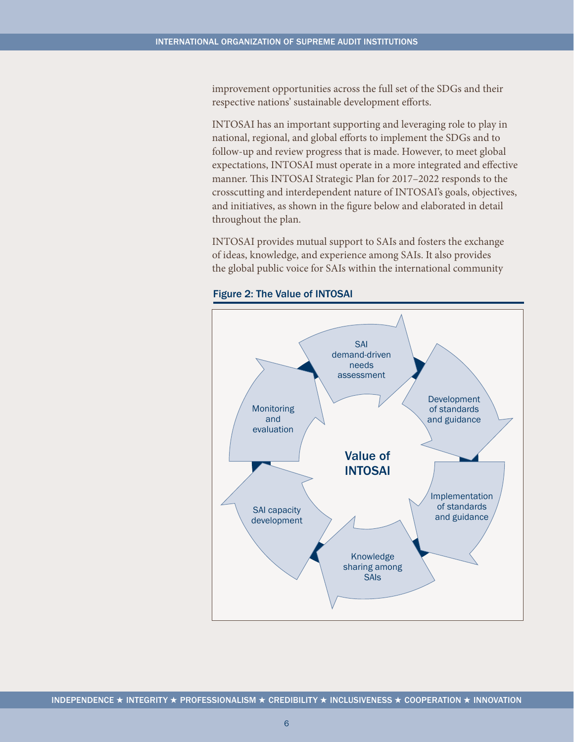improvement opportunities across the full set of the SDGs and their respective nations' sustainable development efforts.

INTOSAI has an important supporting and leveraging role to play in national, regional, and global efforts to implement the SDGs and to follow-up and review progress that is made. However, to meet global expectations, INTOSAI must operate in a more integrated and effective manner. This INTOSAI Strategic Plan for 2017–2022 responds to the crosscutting and interdependent nature of INTOSAI's goals, objectives, and initiatives, as shown in the figure below and elaborated in detail throughout the plan.

INTOSAI provides mutual support to SAIs and fosters the exchange of ideas, knowledge, and experience among SAIs. It also provides the global public voice for SAIs within the international community

**Figure 2: The Value of INTOSAI**

Value of INTOSAI

- SAI demand-driven needs assessment
- Development of standards and guidance
- Implementation of standards and guidance
- Knowledge sharing among SAIs
- SAI capacity development
- Monitoring and evaluation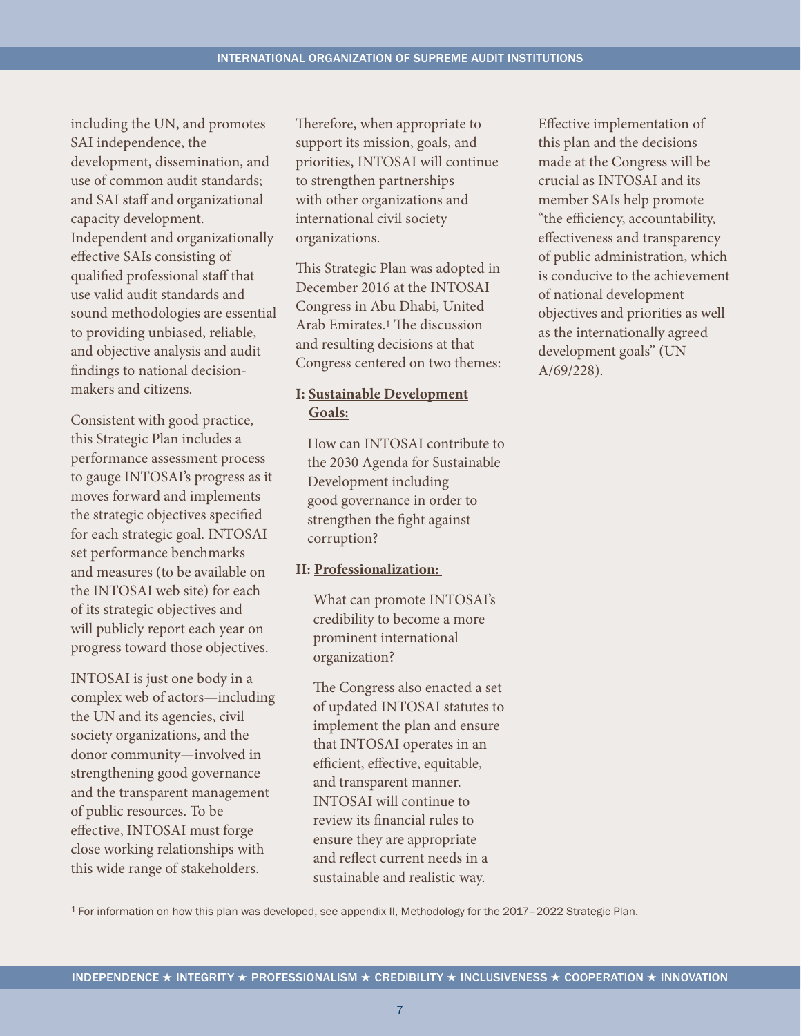including the UN, and promotes SAI independence, the development, dissemination, and use of common audit standards; and SAI staff and organizational capacity development. Independent and organizationally effective SAIs consisting of qualified professional staff that use valid audit standards and sound methodologies are essential to providing unbiased, reliable, and objective analysis and audit findings to national decision-makers and citizens.

Consistent with good practice, this Strategic Plan includes a performance assessment process to gauge INTOSAI's progress as it moves forward and implements the strategic objectives specified for each strategic goal. INTOSAI set performance benchmarks and measures (to be available on the INTOSAI web site) for each of its strategic objectives and will publicly report each year on progress toward those objectives.

INTOSAI is just one body in a complex web of actors—including the UN and its agencies, civil society organizations, and the donor community—involved in strengthening good governance and the transparent management of public resources. To be effective, INTOSAI must forge close working relationships with this wide range of stakeholders.

Therefore, when appropriate to support its mission, goals, and priorities, INTOSAI will continue to strengthen partnerships with other organizations and international civil society organizations.

This Strategic Plan was adopted in December 2016 at the INTOSAI Congress in Abu Dhabi, United Arab Emirates.[1] The discussion and resulting decisions at that Congress centered on two themes:

**I: Sustainable Development Goals:**

How can INTOSAI contribute to the 2030 Agenda for Sustainable Development including good governance in order to strengthen the fight against corruption?

**II: Professionalization:**

What can promote INTOSAI's credibility to become a more prominent international organization?

The Congress also enacted a set of updated INTOSAI statutes to implement the plan and ensure that INTOSAI operates in an efficient, effective, equitable, and transparent manner. INTOSAI will continue to review its financial rules to ensure they are appropriate and reflect current needs in a sustainable and realistic way.

Effective implementation of this plan and the decisions made at the Congress will be crucial as INTOSAI and its member SAIs help promote "the efficiency, accountability, effectiveness and transparency of public administration, which is conducive to the achievement of national development objectives and priorities as well as the internationally agreed development goals" (UN A/69/228).

[1] For information on how this plan was developed, see appendix II, Methodology for the 2017–2022 Strategic Plan.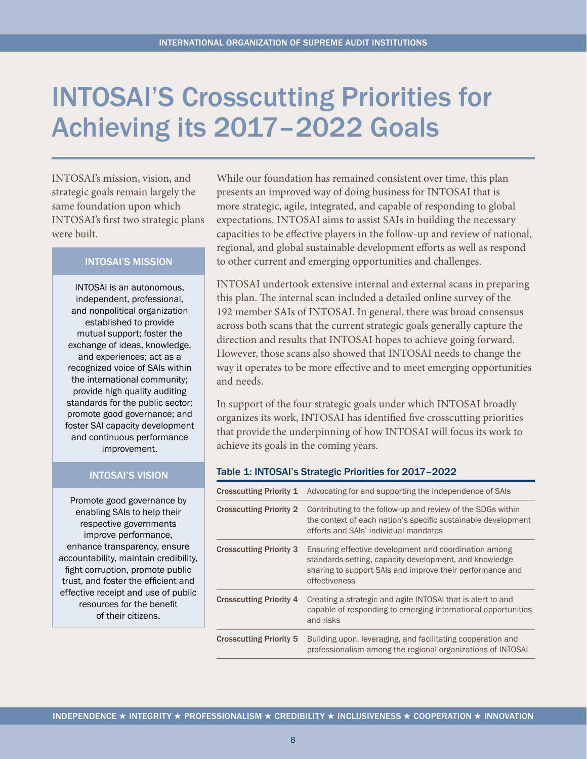# INTOSAI'S Crosscutting Priorities for Achieving its 2017–2022 Goals

INTOSAI's mission, vision, and strategic goals remain largely the same foundation upon which INTOSAI's first two strategic plans were built.

### INTOSAI'S MISSION

INTOSAI is an autonomous, independent, professional, and nonpolitical organization established to provide mutual support; foster the exchange of ideas, knowledge, and experiences; act as a recognized voice of SAIs within the international community; provide high quality auditing standards for the public sector; promote good governance; and foster SAI capacity development and continuous performance improvement.

### INTOSAI'S VISION

Promote good governance by enabling SAIs to help their respective governments improve performance, enhance transparency, ensure accountability, maintain credibility, fight corruption, promote public trust, and foster the efficient and effective receipt and use of public resources for the benefit of their citizens.

While our foundation has remained consistent over time, this plan presents an improved way of doing business for INTOSAI that is more strategic, agile, integrated, and capable of responding to global expectations. INTOSAI aims to assist SAIs in building the necessary capacities to be effective players in the follow-up and review of national, regional, and global sustainable development efforts as well as respond to other current and emerging opportunities and challenges.

INTOSAI undertook extensive internal and external scans in preparing this plan. The internal scan included a detailed online survey of the 192 member SAIs of INTOSAI. In general, there was broad consensus across both scans that the current strategic goals generally capture the direction and results that INTOSAI hopes to achieve going forward. However, those scans also showed that INTOSAI needs to change the way it operates to be more effective and to meet emerging opportunities and needs.

In support of the four strategic goals under which INTOSAI broadly organizes its work, INTOSAI has identified five crosscutting priorities that provide the underpinning of how INTOSAI will focus its work to achieve its goals in the coming years.

**Table 1: INTOSAI's Strategic Priorities for 2017–2022**

| | |
|---|---|
| **Crosscutting Priority 1** | Advocating for and supporting the independence of SAIs |
| **Crosscutting Priority 2** | Contributing to the follow-up and review of the SDGs within the context of each nation's specific sustainable development efforts and SAIs' individual mandates |
| **Crosscutting Priority 3** | Ensuring effective development and coordination among standards-setting, capacity development, and knowledge sharing to support SAIs and improve their performance and effectiveness |
| **Crosscutting Priority 4** | Creating a strategic and agile INTOSAI that is alert to and capable of responding to emerging international opportunities and risks |
| **Crosscutting Priority 5** | Building upon, leveraging, and facilitating cooperation and professionalism among the regional organizations of INTOSAI |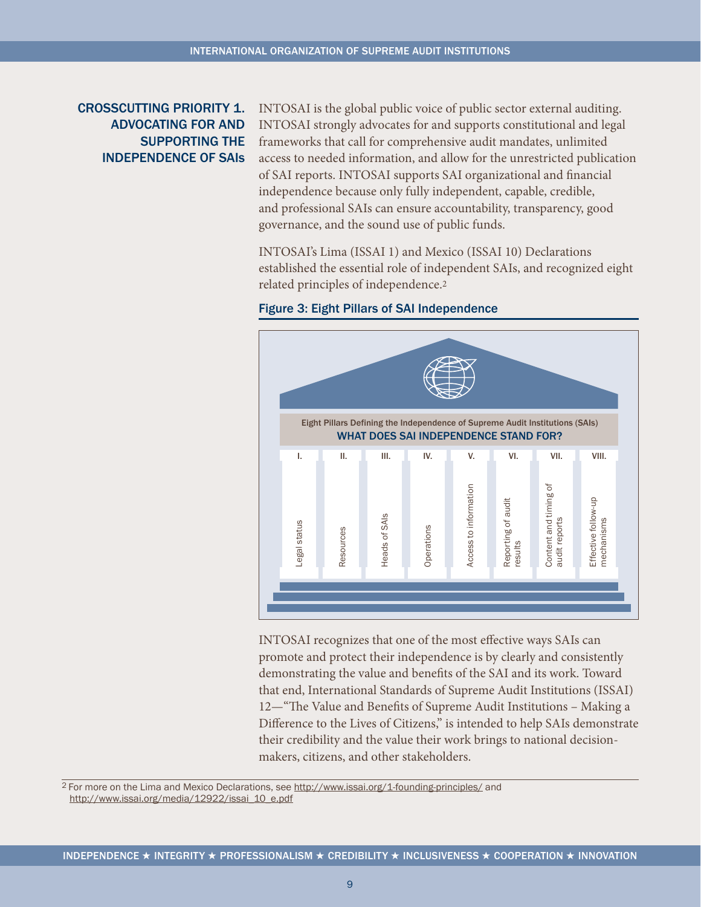## CROSSCUTTING PRIORITY 1. ADVOCATING FOR AND SUPPORTING THE INDEPENDENCE OF SAIs

INTOSAI is the global public voice of public sector external auditing. INTOSAI strongly advocates for and supports constitutional and legal frameworks that call for comprehensive audit mandates, unlimited access to needed information, and allow for the unrestricted publication of SAI reports. INTOSAI supports SAI organizational and financial independence because only fully independent, capable, credible, and professional SAIs can ensure accountability, transparency, good governance, and the sound use of public funds.

INTOSAI's Lima (ISSAI 1) and Mexico (ISSAI 10) Declarations established the essential role of independent SAIs, and recognized eight related principles of independence.[2]

**Figure 3: Eight Pillars of SAI Independence**

Eight Pillars Defining the Independence of Supreme Audit Institutions (SAIs)

WHAT DOES SAI INDEPENDENCE STAND FOR?

| I. | II. | III. | IV. | V. | VI. | VII. | VIII. |
|---|---|---|---|---|---|---|---|
| Legal status | Resources | Heads of SAIs | Operations | Access to information | Reporting of audit results | Content and timing of audit reports | Effective follow-up mechanisms |

INTOSAI recognizes that one of the most effective ways SAIs can promote and protect their independence is by clearly and consistently demonstrating the value and benefits of the SAI and its work. Toward that end, International Standards of Supreme Audit Institutions (ISSAI) 12—"The Value and Benefits of Supreme Audit Institutions – Making a Difference to the Lives of Citizens," is intended to help SAIs demonstrate their credibility and the value their work brings to national decision-makers, citizens, and other stakeholders.

[2] For more on the Lima and Mexico Declarations, see http://www.issai.org/1-founding-principles/ and http://www.issai.org/media/12922/issai_10_e.pdf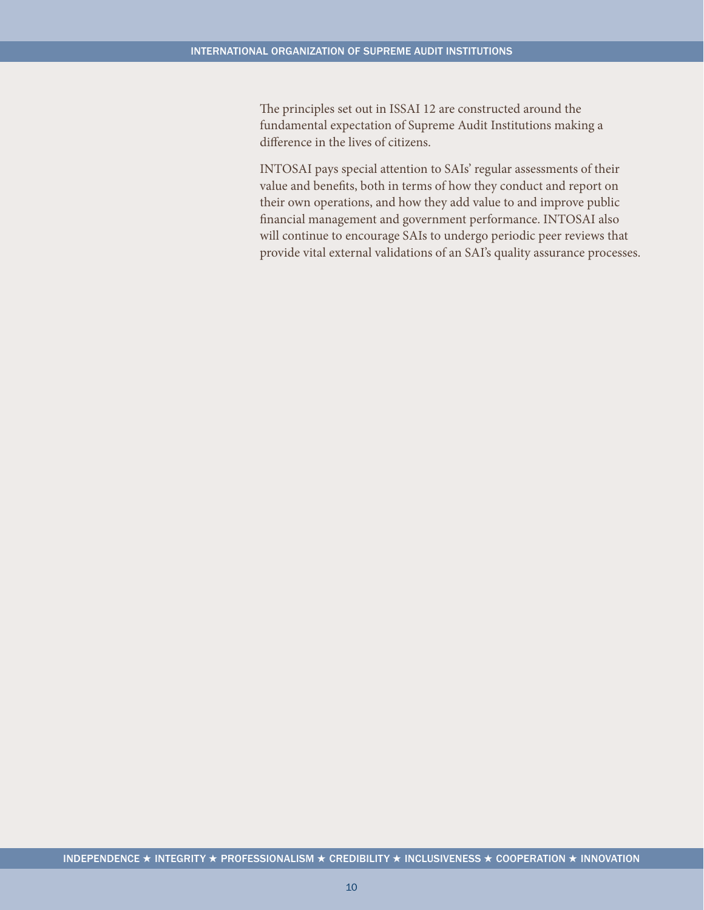The principles set out in ISSAI 12 are constructed around the fundamental expectation of Supreme Audit Institutions making a difference in the lives of citizens.

INTOSAI pays special attention to SAIs' regular assessments of their value and benefits, both in terms of how they conduct and report on their own operations, and how they add value to and improve public financial management and government performance. INTOSAI also will continue to encourage SAIs to undergo periodic peer reviews that provide vital external validations of an SAI's quality assurance processes.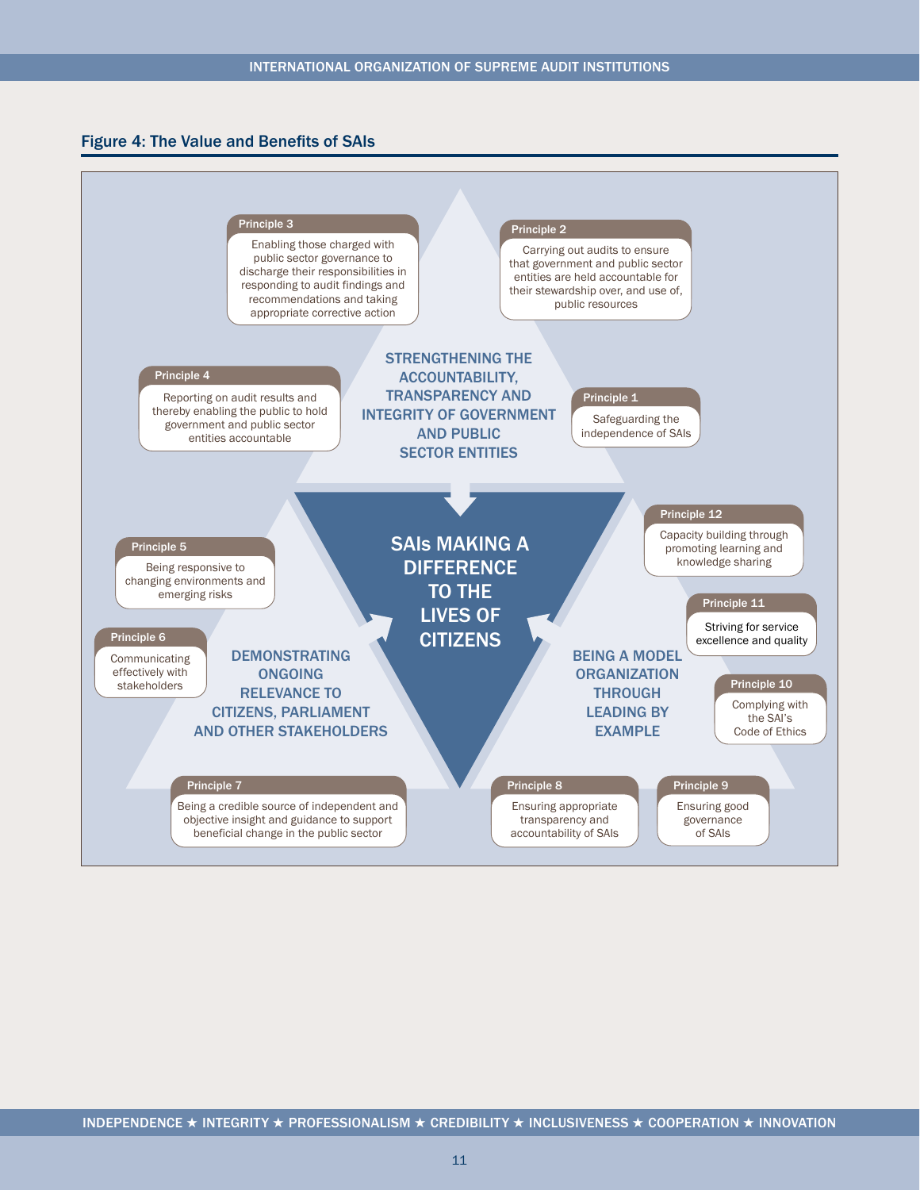## Figure 4: The Value and Benefits of SAIs

**SAIs MAKING A DIFFERENCE TO THE LIVES OF CITIZENS**

**STRENGTHENING THE ACCOUNTABILITY, TRANSPARENCY AND INTEGRITY OF GOVERNMENT AND PUBLIC SECTOR ENTITIES**

- **Principle 1** – Safeguarding the independence of SAIs
- **Principle 2** – Carrying out audits to ensure that government and public sector entities are held accountable for their stewardship over, and use of, public resources
- **Principle 3** – Enabling those charged with public sector governance to discharge their responsibilities in responding to audit findings and recommendations and taking appropriate corrective action
- **Principle 4** – Reporting on audit results and thereby enabling the public to hold government and public sector entities accountable

**DEMONSTRATING ONGOING RELEVANCE TO CITIZENS, PARLIAMENT AND OTHER STAKEHOLDERS**

- **Principle 5** – Being responsive to changing environments and emerging risks
- **Principle 6** – Communicating effectively with stakeholders
- **Principle 7** – Being a credible source of independent and objective insight and guidance to support beneficial change in the public sector

**BEING A MODEL ORGANIZATION THROUGH LEADING BY EXAMPLE**

- **Principle 8** – Ensuring appropriate transparency and accountability of SAIs
- **Principle 9** – Ensuring good governance of SAIs
- **Principle 10** – Complying with the SAI's Code of Ethics
- **Principle 11** – Striving for service excellence and quality
- **Principle 12** – Capacity building through promoting learning and knowledge sharing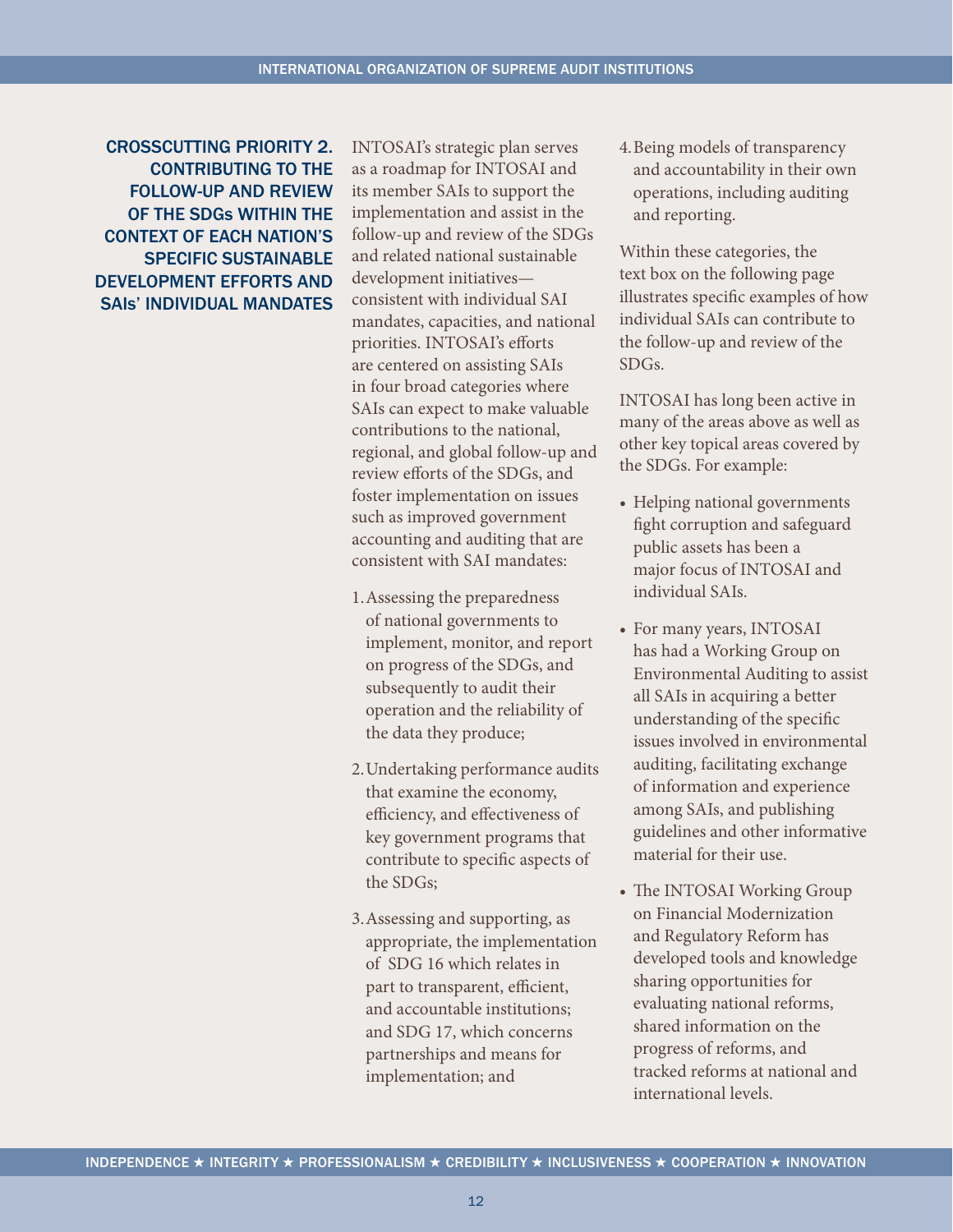## CROSSCUTTING PRIORITY 2. CONTRIBUTING TO THE FOLLOW-UP AND REVIEW OF THE SDGs WITHIN THE CONTEXT OF EACH NATION'S SPECIFIC SUSTAINABLE DEVELOPMENT EFFORTS AND SAIs' INDIVIDUAL MANDATES

INTOSAI's strategic plan serves as a roadmap for INTOSAI and its member SAIs to support the implementation and assist in the follow-up and review of the SDGs and related national sustainable development initiatives—consistent with individual SAI mandates, capacities, and national priorities. INTOSAI's efforts are centered on assisting SAIs in four broad categories where SAIs can expect to make valuable contributions to the national, regional, and global follow-up and review efforts of the SDGs, and foster implementation on issues such as improved government accounting and auditing that are consistent with SAI mandates:

1. Assessing the preparedness of national governments to implement, monitor, and report on progress of the SDGs, and subsequently to audit their operation and the reliability of the data they produce;
2. Undertaking performance audits that examine the economy, efficiency, and effectiveness of key government programs that contribute to specific aspects of the SDGs;
3. Assessing and supporting, as appropriate, the implementation of SDG 16 which relates in part to transparent, efficient, and accountable institutions; and SDG 17, which concerns partnerships and means for implementation; and
4. Being models of transparency and accountability in their own operations, including auditing and reporting.

Within these categories, the text box on the following page illustrates specific examples of how individual SAIs can contribute to the follow-up and review of the SDGs.

INTOSAI has long been active in many of the areas above as well as other key topical areas covered by the SDGs. For example:

- Helping national governments fight corruption and safeguard public assets has been a major focus of INTOSAI and individual SAIs.
- For many years, INTOSAI has had a Working Group on Environmental Auditing to assist all SAIs in acquiring a better understanding of the specific issues involved in environmental auditing, facilitating exchange of information and experience among SAIs, and publishing guidelines and other informative material for their use.
- The INTOSAI Working Group on Financial Modernization and Regulatory Reform has developed tools and knowledge sharing opportunities for evaluating national reforms, shared information on the progress of reforms, and tracked reforms at national and international levels.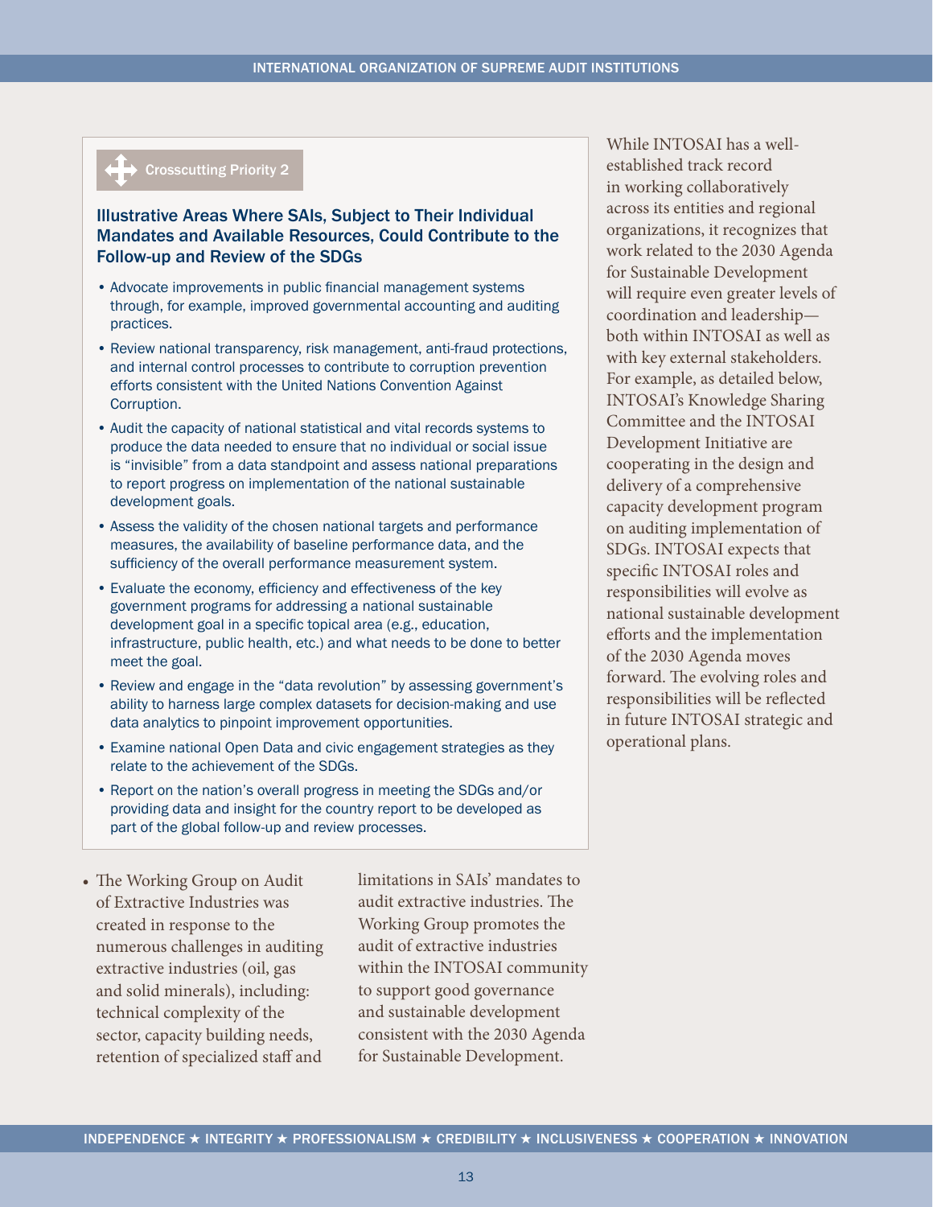### Crosscutting Priority 2

**Illustrative Areas Where SAIs, Subject to Their Individual Mandates and Available Resources, Could Contribute to the Follow-up and Review of the SDGs**

- Advocate improvements in public financial management systems through, for example, improved governmental accounting and auditing practices.
- Review national transparency, risk management, anti-fraud protections, and internal control processes to contribute to corruption prevention efforts consistent with the United Nations Convention Against Corruption.
- Audit the capacity of national statistical and vital records systems to produce the data needed to ensure that no individual or social issue is "invisible" from a data standpoint and assess national preparations to report progress on implementation of the national sustainable development goals.
- Assess the validity of the chosen national targets and performance measures, the availability of baseline performance data, and the sufficiency of the overall performance measurement system.
- Evaluate the economy, efficiency and effectiveness of the key government programs for addressing a national sustainable development goal in a specific topical area (e.g., education, infrastructure, public health, etc.) and what needs to be done to better meet the goal.
- Review and engage in the "data revolution" by assessing government's ability to harness large complex datasets for decision-making and use data analytics to pinpoint improvement opportunities.
- Examine national Open Data and civic engagement strategies as they relate to the achievement of the SDGs.
- Report on the nation's overall progress in meeting the SDGs and/or providing data and insight for the country report to be developed as part of the global follow-up and review processes.

- The Working Group on Audit of Extractive Industries was created in response to the numerous challenges in auditing extractive industries (oil, gas and solid minerals), including: technical complexity of the sector, capacity building needs, retention of specialized staff and limitations in SAIs' mandates to audit extractive industries. The Working Group promotes the audit of extractive industries within the INTOSAI community to support good governance and sustainable development consistent with the 2030 Agenda for Sustainable Development.

While INTOSAI has a well-established track record in working collaboratively across its entities and regional organizations, it recognizes that work related to the 2030 Agenda for Sustainable Development will require even greater levels of coordination and leadership—both within INTOSAI as well as with key external stakeholders. For example, as detailed below, INTOSAI's Knowledge Sharing Committee and the INTOSAI Development Initiative are cooperating in the design and delivery of a comprehensive capacity development program on auditing implementation of SDGs. INTOSAI expects that specific INTOSAI roles and responsibilities will evolve as national sustainable development efforts and the implementation of the 2030 Agenda moves forward. The evolving roles and responsibilities will be reflected in future INTOSAI strategic and operational plans.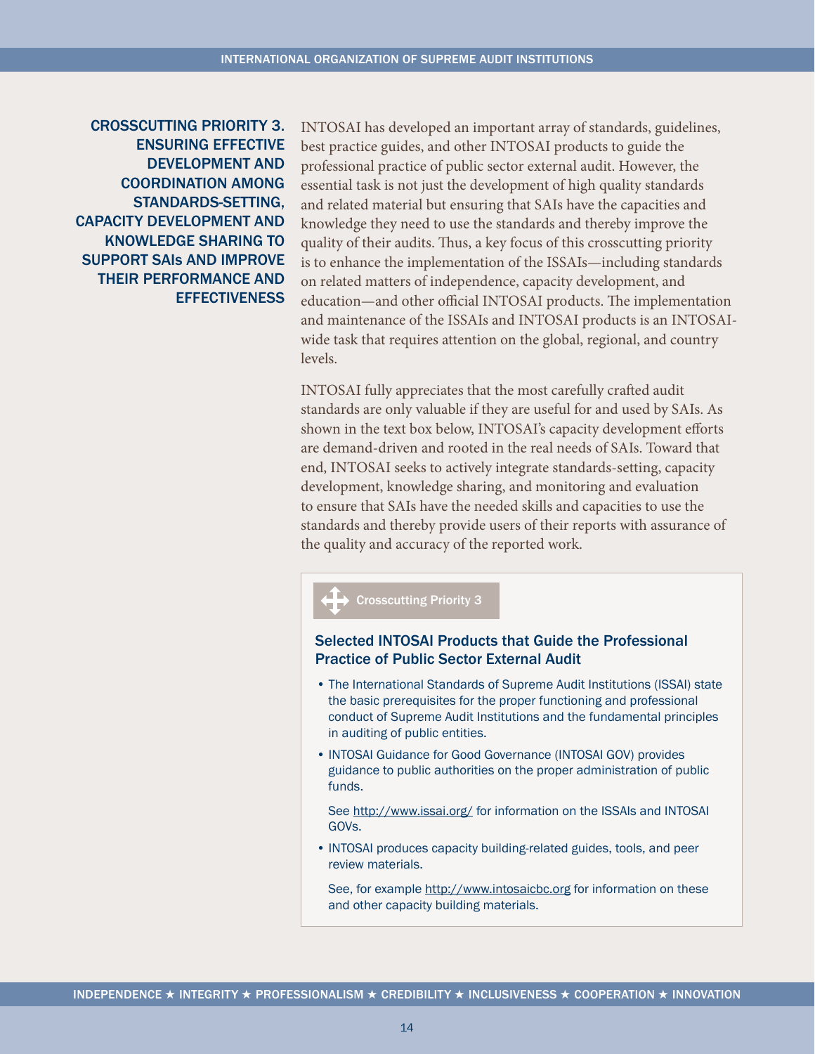## CROSSCUTTING PRIORITY 3. ENSURING EFFECTIVE DEVELOPMENT AND COORDINATION AMONG STANDARDS-SETTING, CAPACITY DEVELOPMENT AND KNOWLEDGE SHARING TO SUPPORT SAIs AND IMPROVE THEIR PERFORMANCE AND EFFECTIVENESS

INTOSAI has developed an important array of standards, guidelines, best practice guides, and other INTOSAI products to guide the professional practice of public sector external audit. However, the essential task is not just the development of high quality standards and related material but ensuring that SAIs have the capacities and knowledge they need to use the standards and thereby improve the quality of their audits. Thus, a key focus of this crosscutting priority is to enhance the implementation of the ISSAIs—including standards on related matters of independence, capacity development, and education—and other official INTOSAI products. The implementation and maintenance of the ISSAIs and INTOSAI products is an INTOSAI-wide task that requires attention on the global, regional, and country levels.

INTOSAI fully appreciates that the most carefully crafted audit standards are only valuable if they are useful for and used by SAIs. As shown in the text box below, INTOSAI's capacity development efforts are demand-driven and rooted in the real needs of SAIs. Toward that end, INTOSAI seeks to actively integrate standards-setting, capacity development, knowledge sharing, and monitoring and evaluation to ensure that SAIs have the needed skills and capacities to use the standards and thereby provide users of their reports with assurance of the quality and accuracy of the reported work.

Crosscutting Priority 3

### Selected INTOSAI Products that Guide the Professional Practice of Public Sector External Audit

- The International Standards of Supreme Audit Institutions (ISSAI) state the basic prerequisites for the proper functioning and professional conduct of Supreme Audit Institutions and the fundamental principles in auditing of public entities.
- INTOSAI Guidance for Good Governance (INTOSAI GOV) provides guidance to public authorities on the proper administration of public funds.

  See http://www.issai.org/ for information on the ISSAIs and INTOSAI GOVs.

- INTOSAI produces capacity building-related guides, tools, and peer review materials.

  See, for example http://www.intosaicbc.org for information on these and other capacity building materials.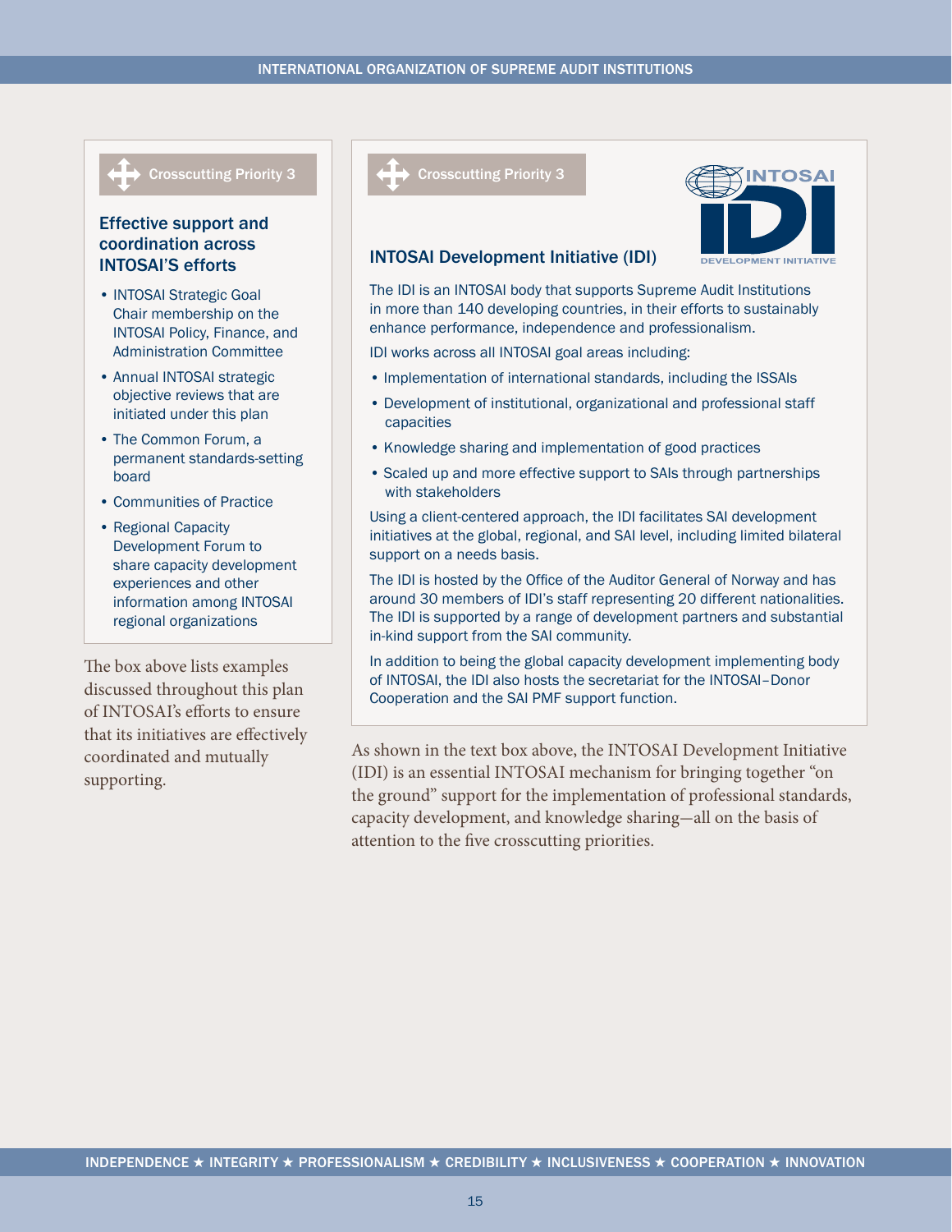Crosscutting Priority 3

### Effective support and coordination across INTOSAI'S efforts

- INTOSAI Strategic Goal Chair membership on the INTOSAI Policy, Finance, and Administration Committee
- Annual INTOSAI strategic objective reviews that are initiated under this plan
- The Common Forum, a permanent standards-setting board
- Communities of Practice
- Regional Capacity Development Forum to share capacity development experiences and other information among INTOSAI regional organizations

The box above lists examples discussed throughout this plan of INTOSAI's efforts to ensure that its initiatives are effectively coordinated and mutually supporting.

Crosscutting Priority 3

### INTOSAI Development Initiative (IDI)

The IDI is an INTOSAI body that supports Supreme Audit Institutions in more than 140 developing countries, in their efforts to sustainably enhance performance, independence and professionalism.

IDI works across all INTOSAI goal areas including:

- Implementation of international standards, including the ISSAIs
- Development of institutional, organizational and professional staff capacities
- Knowledge sharing and implementation of good practices
- Scaled up and more effective support to SAIs through partnerships with stakeholders

Using a client-centered approach, the IDI facilitates SAI development initiatives at the global, regional, and SAI level, including limited bilateral support on a needs basis.

The IDI is hosted by the Office of the Auditor General of Norway and has around 30 members of IDI's staff representing 20 different nationalities. The IDI is supported by a range of development partners and substantial in-kind support from the SAI community.

In addition to being the global capacity development implementing body of INTOSAI, the IDI also hosts the secretariat for the INTOSAI–Donor Cooperation and the SAI PMF support function.

As shown in the text box above, the INTOSAI Development Initiative (IDI) is an essential INTOSAI mechanism for bringing together "on the ground" support for the implementation of professional standards, capacity development, and knowledge sharing—all on the basis of attention to the five crosscutting priorities.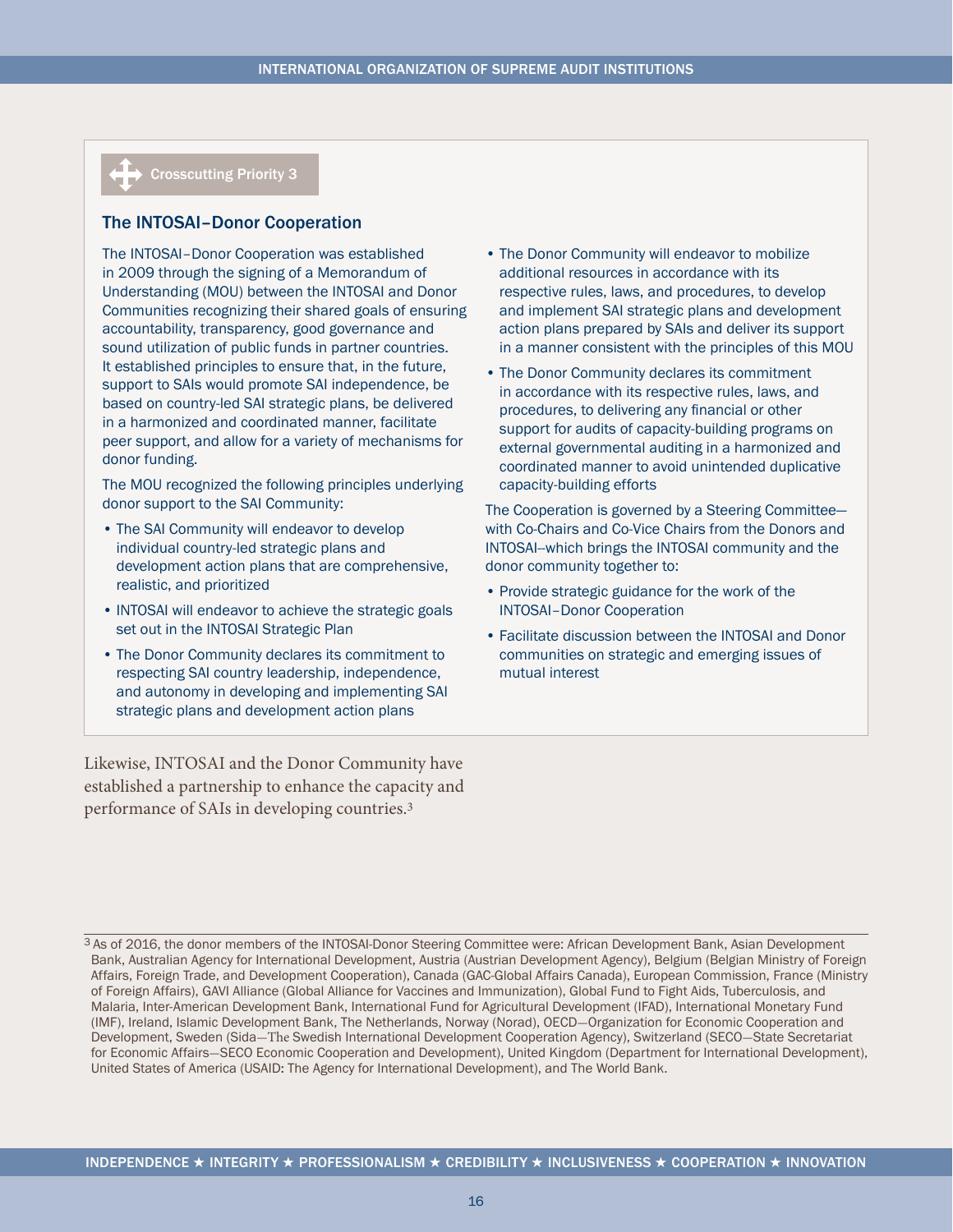Crosscutting Priority 3

### The INTOSAI–Donor Cooperation

The INTOSAI–Donor Cooperation was established in 2009 through the signing of a Memorandum of Understanding (MOU) between the INTOSAI and Donor Communities recognizing their shared goals of ensuring accountability, transparency, good governance and sound utilization of public funds in partner countries. It established principles to ensure that, in the future, support to SAIs would promote SAI independence, be based on country-led SAI strategic plans, be delivered in a harmonized and coordinated manner, facilitate peer support, and allow for a variety of mechanisms for donor funding.

The MOU recognized the following principles underlying donor support to the SAI Community:

- The SAI Community will endeavor to develop individual country-led strategic plans and development action plans that are comprehensive, realistic, and prioritized
- INTOSAI will endeavor to achieve the strategic goals set out in the INTOSAI Strategic Plan
- The Donor Community declares its commitment to respecting SAI country leadership, independence, and autonomy in developing and implementing SAI strategic plans and development action plans
- The Donor Community will endeavor to mobilize additional resources in accordance with its respective rules, laws, and procedures, to develop and implement SAI strategic plans and development action plans prepared by SAIs and deliver its support in a manner consistent with the principles of this MOU
- The Donor Community declares its commitment in accordance with its respective rules, laws, and procedures, to delivering any financial or other support for audits of capacity-building programs on external governmental auditing in a harmonized and coordinated manner to avoid unintended duplicative capacity-building efforts

The Cooperation is governed by a Steering Committee—with Co-Chairs and Co-Vice Chairs from the Donors and INTOSAI–which brings the INTOSAI community and the donor community together to:

- Provide strategic guidance for the work of the INTOSAI–Donor Cooperation
- Facilitate discussion between the INTOSAI and Donor communities on strategic and emerging issues of mutual interest

Likewise, INTOSAI and the Donor Community have established a partnership to enhance the capacity and performance of SAIs in developing countries.[3]

[3] As of 2016, the donor members of the INTOSAI-Donor Steering Committee were: African Development Bank, Asian Development Bank, Australian Agency for International Development, Austria (Austrian Development Agency), Belgium (Belgian Ministry of Foreign Affairs, Foreign Trade, and Development Cooperation), Canada (GAC-Global Affairs Canada), European Commission, France (Ministry of Foreign Affairs), GAVI Alliance (Global Alliance for Vaccines and Immunization), Global Fund to Fight Aids, Tuberculosis, and Malaria, Inter-American Development Bank, International Fund for Agricultural Development (IFAD), International Monetary Fund (IMF), Ireland, Islamic Development Bank, The Netherlands, Norway (Norad), OECD—Organization for Economic Cooperation and Development, Sweden (Sida—The Swedish International Development Cooperation Agency), Switzerland (SECO—State Secretariat for Economic Affairs—SECO Economic Cooperation and Development), United Kingdom (Department for International Development), United States of America (USAID: The Agency for International Development), and The World Bank.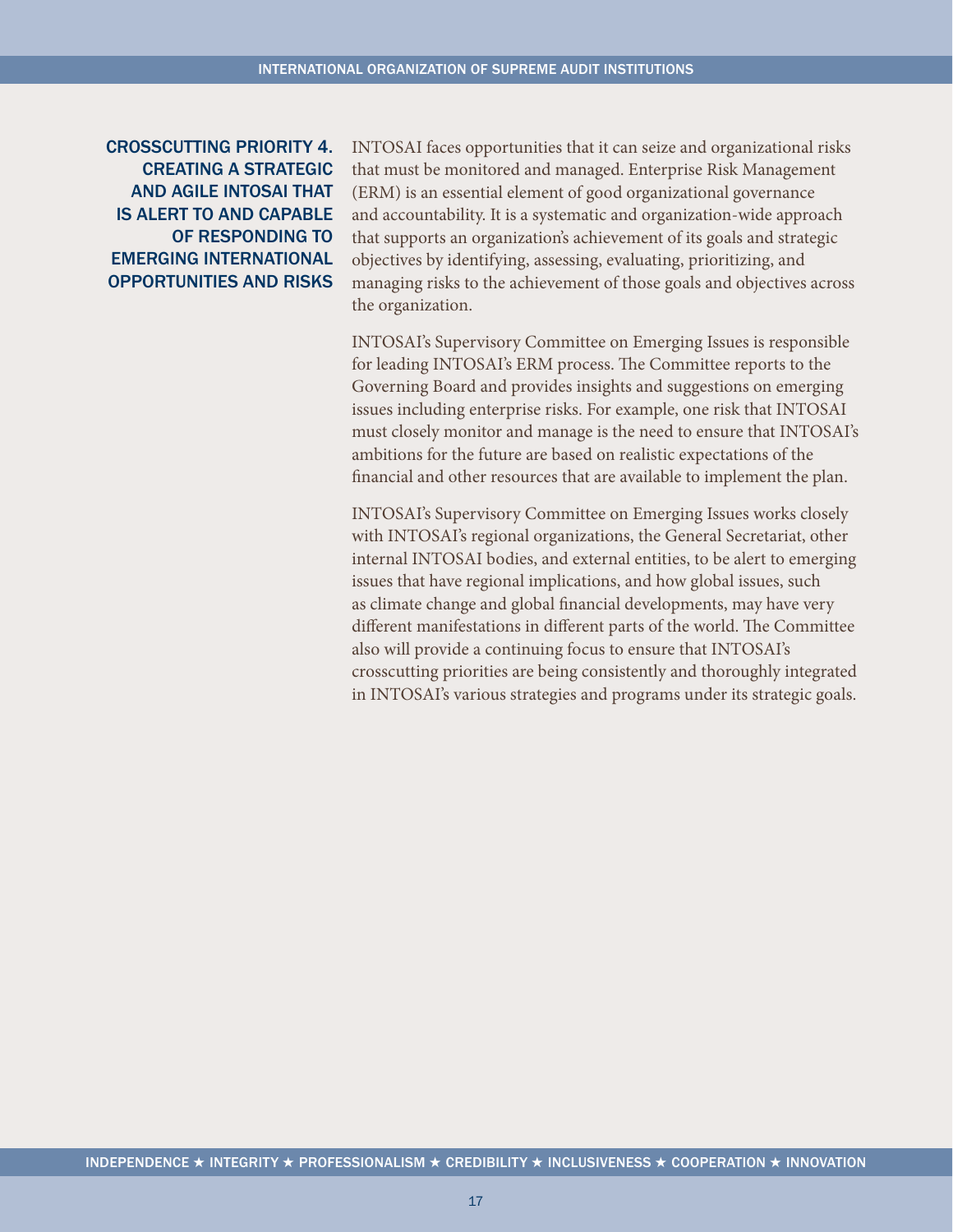## CROSSCUTTING PRIORITY 4. CREATING A STRATEGIC AND AGILE INTOSAI THAT IS ALERT TO AND CAPABLE OF RESPONDING TO EMERGING INTERNATIONAL OPPORTUNITIES AND RISKS

INTOSAI faces opportunities that it can seize and organizational risks that must be monitored and managed. Enterprise Risk Management (ERM) is an essential element of good organizational governance and accountability. It is a systematic and organization-wide approach that supports an organization's achievement of its goals and strategic objectives by identifying, assessing, evaluating, prioritizing, and managing risks to the achievement of those goals and objectives across the organization.

INTOSAI's Supervisory Committee on Emerging Issues is responsible for leading INTOSAI's ERM process. The Committee reports to the Governing Board and provides insights and suggestions on emerging issues including enterprise risks. For example, one risk that INTOSAI must closely monitor and manage is the need to ensure that INTOSAI's ambitions for the future are based on realistic expectations of the financial and other resources that are available to implement the plan.

INTOSAI's Supervisory Committee on Emerging Issues works closely with INTOSAI's regional organizations, the General Secretariat, other internal INTOSAI bodies, and external entities, to be alert to emerging issues that have regional implications, and how global issues, such as climate change and global financial developments, may have very different manifestations in different parts of the world. The Committee also will provide a continuing focus to ensure that INTOSAI's crosscutting priorities are being consistently and thoroughly integrated in INTOSAI's various strategies and programs under its strategic goals.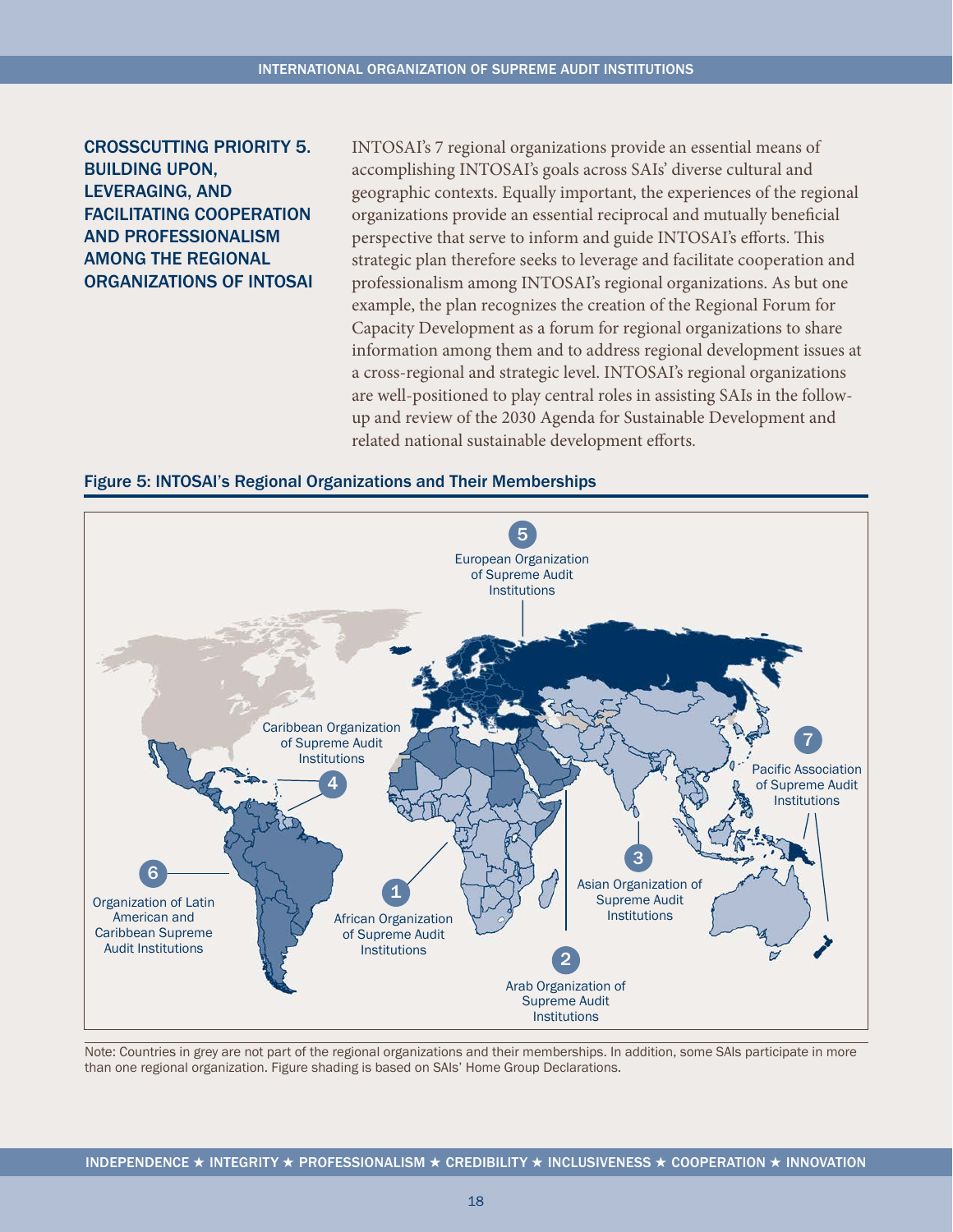## CROSSCUTTING PRIORITY 5. BUILDING UPON, LEVERAGING, AND FACILITATING COOPERATION AND PROFESSIONALISM AMONG THE REGIONAL ORGANIZATIONS OF INTOSAI

INTOSAI's 7 regional organizations provide an essential means of accomplishing INTOSAI's goals across SAIs' diverse cultural and geographic contexts. Equally important, the experiences of the regional organizations provide an essential reciprocal and mutually beneficial perspective that serve to inform and guide INTOSAI's efforts. This strategic plan therefore seeks to leverage and facilitate cooperation and professionalism among INTOSAI's regional organizations. As but one example, the plan recognizes the creation of the Regional Forum for Capacity Development as a forum for regional organizations to share information among them and to address regional development issues at a cross-regional and strategic level. INTOSAI's regional organizations are well-positioned to play central roles in assisting SAIs in the follow-up and review of the 2030 Agenda for Sustainable Development and related national sustainable development efforts.

**Figure 5: INTOSAI's Regional Organizations and Their Memberships**

1. African Organization of Supreme Audit Institutions
2. Arab Organization of Supreme Audit Institutions
3. Asian Organization of Supreme Audit Institutions
4. Caribbean Organization of Supreme Audit Institutions
5. European Organization of Supreme Audit Institutions
6. Organization of Latin American and Caribbean Supreme Audit Institutions
7. Pacific Association of Supreme Audit Institutions

Note: Countries in grey are not part of the regional organizations and their memberships. In addition, some SAIs participate in more than one regional organization. Figure shading is based on SAIs' Home Group Declarations.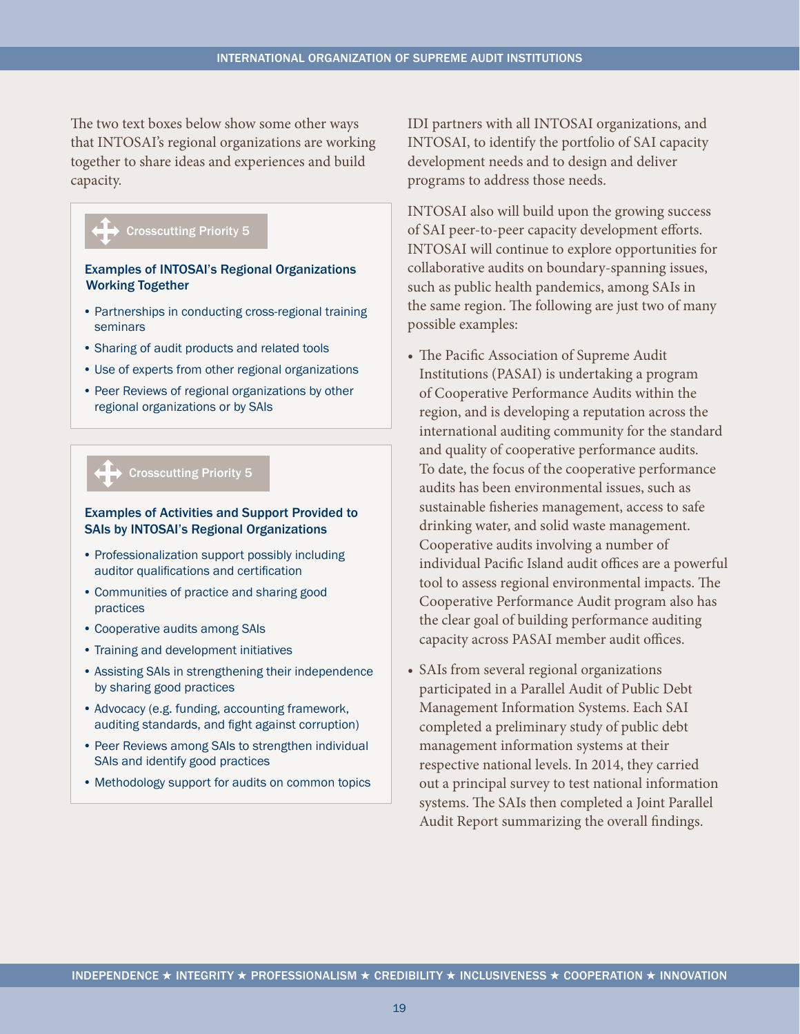The two text boxes below show some other ways that INTOSAI's regional organizations are working together to share ideas and experiences and build capacity.

> **Crosscutting Priority 5**
>
> **Examples of INTOSAI's Regional Organizations Working Together**
>
> - Partnerships in conducting cross-regional training seminars
> - Sharing of audit products and related tools
> - Use of experts from other regional organizations
> - Peer Reviews of regional organizations by other regional organizations or by SAIs

> **Crosscutting Priority 5**
>
> **Examples of Activities and Support Provided to SAIs by INTOSAI's Regional Organizations**
>
> - Professionalization support possibly including auditor qualifications and certification
> - Communities of practice and sharing good practices
> - Cooperative audits among SAIs
> - Training and development initiatives
> - Assisting SAIs in strengthening their independence by sharing good practices
> - Advocacy (e.g. funding, accounting framework, auditing standards, and fight against corruption)
> - Peer Reviews among SAIs to strengthen individual SAIs and identify good practices
> - Methodology support for audits on common topics

IDI partners with all INTOSAI organizations, and INTOSAI, to identify the portfolio of SAI capacity development needs and to design and deliver programs to address those needs.

INTOSAI also will build upon the growing success of SAI peer-to-peer capacity development efforts. INTOSAI will continue to explore opportunities for collaborative audits on boundary-spanning issues, such as public health pandemics, among SAIs in the same region. The following are just two of many possible examples:

- The Pacific Association of Supreme Audit Institutions (PASAI) is undertaking a program of Cooperative Performance Audits within the region, and is developing a reputation across the international auditing community for the standard and quality of cooperative performance audits. To date, the focus of the cooperative performance audits has been environmental issues, such as sustainable fisheries management, access to safe drinking water, and solid waste management. Cooperative audits involving a number of individual Pacific Island audit offices are a powerful tool to assess regional environmental impacts. The Cooperative Performance Audit program also has the clear goal of building performance auditing capacity across PASAI member audit offices.
- SAIs from several regional organizations participated in a Parallel Audit of Public Debt Management Information Systems. Each SAI completed a preliminary study of public debt management information systems at their respective national levels. In 2014, they carried out a principal survey to test national information systems. The SAIs then completed a Joint Parallel Audit Report summarizing the overall findings.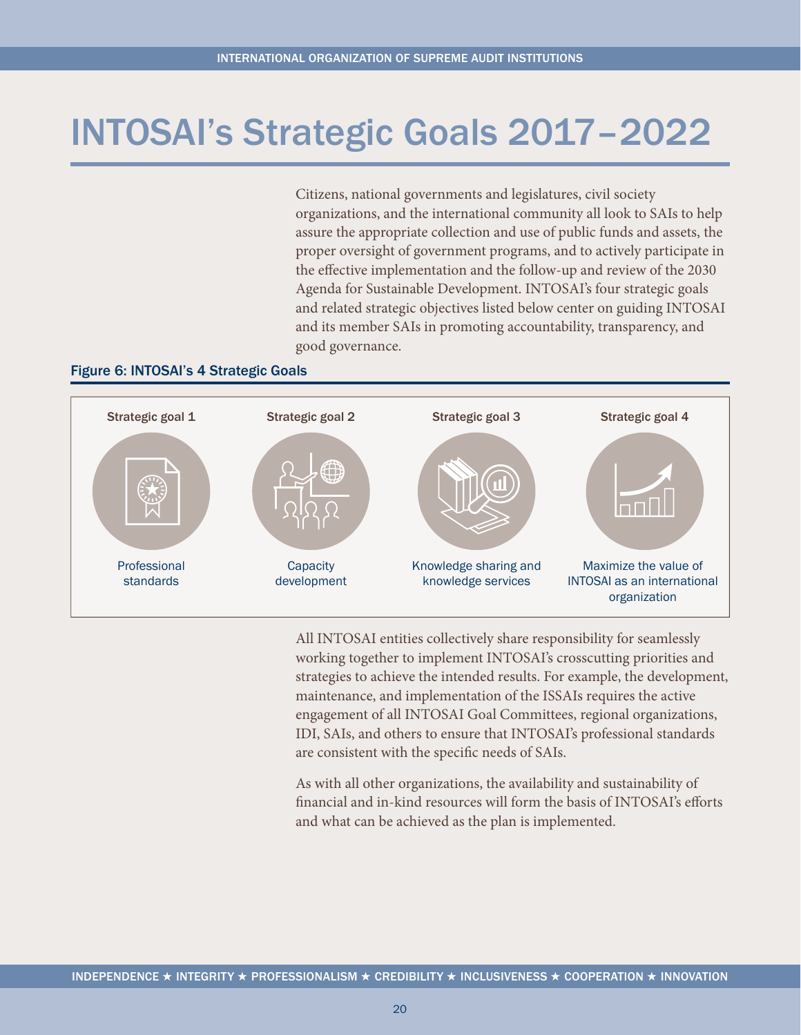# INTOSAI's Strategic Goals 2017–2022

Citizens, national governments and legislatures, civil society organizations, and the international community all look to SAIs to help assure the appropriate collection and use of public funds and assets, the proper oversight of government programs, and to actively participate in the effective implementation and the follow-up and review of the 2030 Agenda for Sustainable Development. INTOSAI's four strategic goals and related strategic objectives listed below center on guiding INTOSAI and its member SAIs in promoting accountability, transparency, and good governance.

**Figure 6: INTOSAI's 4 Strategic Goals**

| Strategic goal 1 | Strategic goal 2 | Strategic goal 3 | Strategic goal 4 |
|---|---|---|---|
| Professional standards | Capacity development | Knowledge sharing and knowledge services | Maximize the value of INTOSAI as an international organization |

All INTOSAI entities collectively share responsibility for seamlessly working together to implement INTOSAI's crosscutting priorities and strategies to achieve the intended results. For example, the development, maintenance, and implementation of the ISSAIs requires the active engagement of all INTOSAI Goal Committees, regional organizations, IDI, SAIs, and others to ensure that INTOSAI's professional standards are consistent with the specific needs of SAIs.

As with all other organizations, the availability and sustainability of financial and in-kind resources will form the basis of INTOSAI's efforts and what can be achieved as the plan is implemented.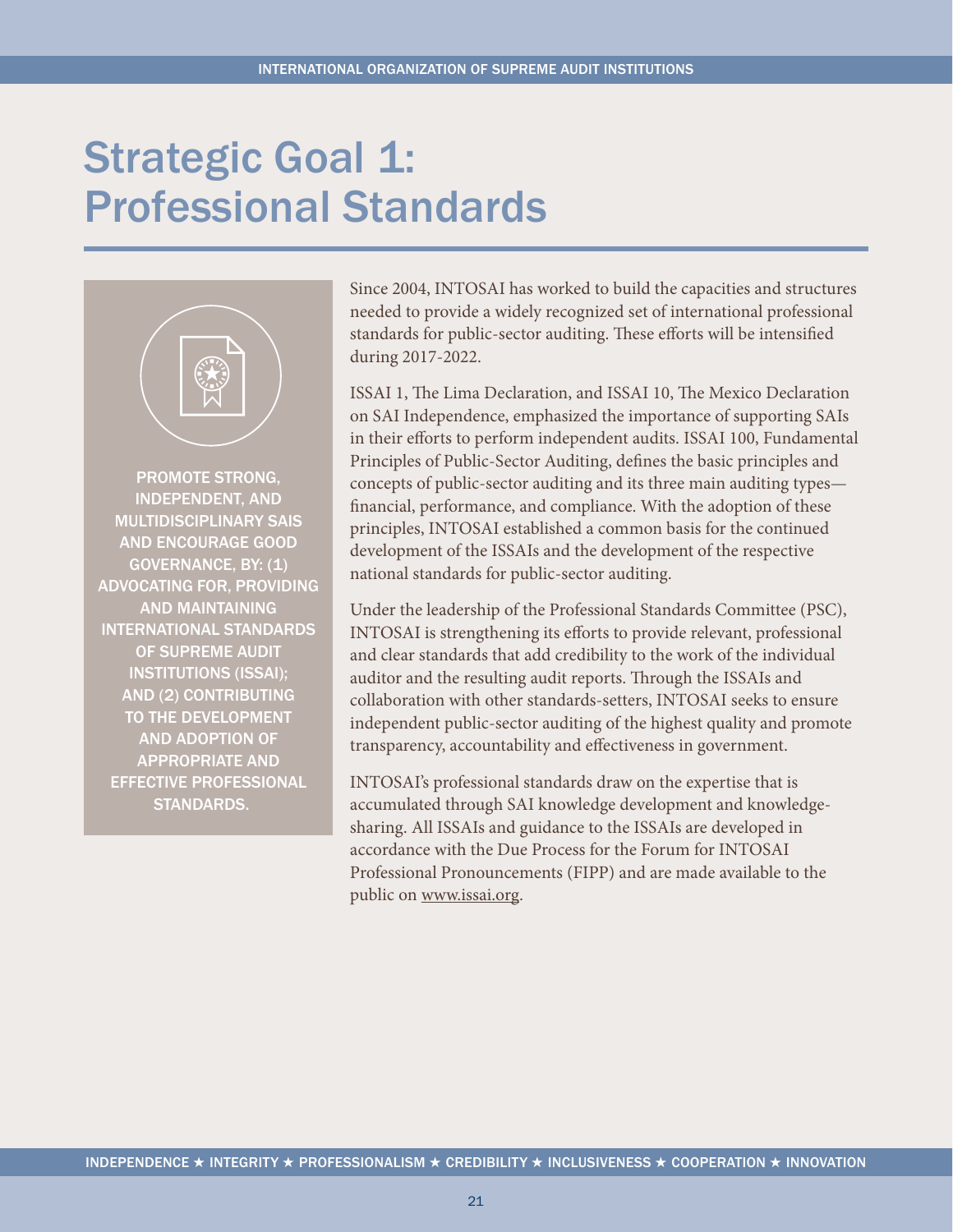# Strategic Goal 1: Professional Standards

**PROMOTE STRONG, INDEPENDENT, AND MULTIDISCIPLINARY SAIS AND ENCOURAGE GOOD GOVERNANCE, BY: (1) ADVOCATING FOR, PROVIDING AND MAINTAINING INTERNATIONAL STANDARDS OF SUPREME AUDIT INSTITUTIONS (ISSAI); AND (2) CONTRIBUTING TO THE DEVELOPMENT AND ADOPTION OF APPROPRIATE AND EFFECTIVE PROFESSIONAL STANDARDS.**

Since 2004, INTOSAI has worked to build the capacities and structures needed to provide a widely recognized set of international professional standards for public-sector auditing. These efforts will be intensified during 2017-2022.

ISSAI 1, The Lima Declaration, and ISSAI 10, The Mexico Declaration on SAI Independence, emphasized the importance of supporting SAIs in their efforts to perform independent audits. ISSAI 100, Fundamental Principles of Public-Sector Auditing, defines the basic principles and concepts of public-sector auditing and its three main auditing types—financial, performance, and compliance. With the adoption of these principles, INTOSAI established a common basis for the continued development of the ISSAIs and the development of the respective national standards for public-sector auditing.

Under the leadership of the Professional Standards Committee (PSC), INTOSAI is strengthening its efforts to provide relevant, professional and clear standards that add credibility to the work of the individual auditor and the resulting audit reports. Through the ISSAIs and collaboration with other standards-setters, INTOSAI seeks to ensure independent public-sector auditing of the highest quality and promote transparency, accountability and effectiveness in government.

INTOSAI's professional standards draw on the expertise that is accumulated through SAI knowledge development and knowledge-sharing. All ISSAIs and guidance to the ISSAIs are developed in accordance with the Due Process for the Forum for INTOSAI Professional Pronouncements (FIPP) and are made available to the public on www.issai.org.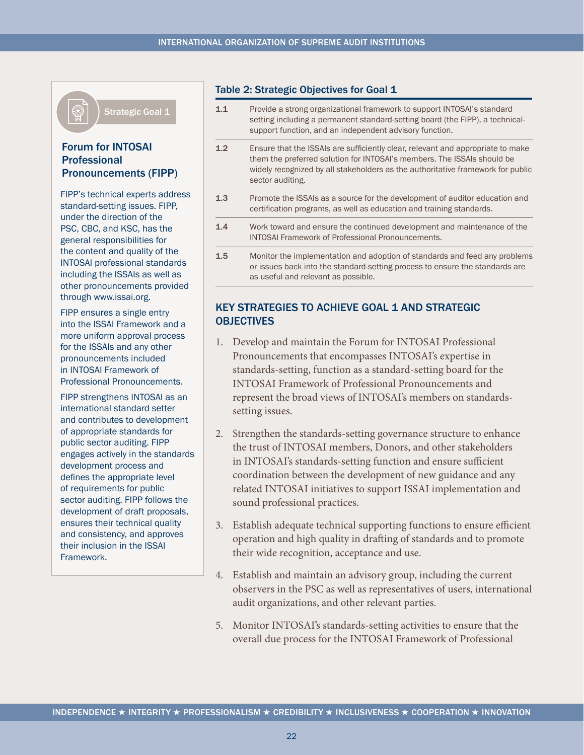Strategic Goal 1

### Forum for INTOSAI Professional Pronouncements (FIPP)

FIPP's technical experts address standard-setting issues. FIPP, under the direction of the PSC, CBC, and KSC, has the general responsibilities for the content and quality of the INTOSAI professional standards including the ISSAIs as well as other pronouncements provided through www.issai.org.

FIPP ensures a single entry into the ISSAI Framework and a more uniform approval process for the ISSAIs and any other pronouncements included in INTOSAI Framework of Professional Pronouncements.

FIPP strengthens INTOSAI as an international standard setter and contributes to development of appropriate standards for public sector auditing. FIPP engages actively in the standards development process and defines the appropriate level of requirements for public sector auditing. FIPP follows the development of draft proposals, ensures their technical quality and consistency, and approves their inclusion in the ISSAI Framework.

### Table 2: Strategic Objectives for Goal 1

| | |
|---|---|
| 1.1 | Provide a strong organizational framework to support INTOSAI's standard setting including a permanent standard-setting board (the FIPP), a technical-support function, and an independent advisory function. |
| 1.2 | Ensure that the ISSAIs are sufficiently clear, relevant and appropriate to make them the preferred solution for INTOSAI's members. The ISSAIs should be widely recognized by all stakeholders as the authoritative framework for public sector auditing. |
| 1.3 | Promote the ISSAIs as a source for the development of auditor education and certification programs, as well as education and training standards. |
| 1.4 | Work toward and ensure the continued development and maintenance of the INTOSAI Framework of Professional Pronouncements. |
| 1.5 | Monitor the implementation and adoption of standards and feed any problems or issues back into the standard-setting process to ensure the standards are as useful and relevant as possible. |

## KEY STRATEGIES TO ACHIEVE GOAL 1 AND STRATEGIC OBJECTIVES

1. Develop and maintain the Forum for INTOSAI Professional Pronouncements that encompasses INTOSAI's expertise in standards-setting, function as a standard-setting board for the INTOSAI Framework of Professional Pronouncements and represent the broad views of INTOSAI's members on standards-setting issues.

2. Strengthen the standards-setting governance structure to enhance the trust of INTOSAI members, Donors, and other stakeholders in INTOSAI's standards-setting function and ensure sufficient coordination between the development of new guidance and any related INTOSAI initiatives to support ISSAI implementation and sound professional practices.

3. Establish adequate technical supporting functions to ensure efficient operation and high quality in drafting of standards and to promote their wide recognition, acceptance and use.

4. Establish and maintain an advisory group, including the current observers in the PSC as well as representatives of users, international audit organizations, and other relevant parties.

5. Monitor INTOSAI's standards-setting activities to ensure that the overall due process for the INTOSAI Framework of Professional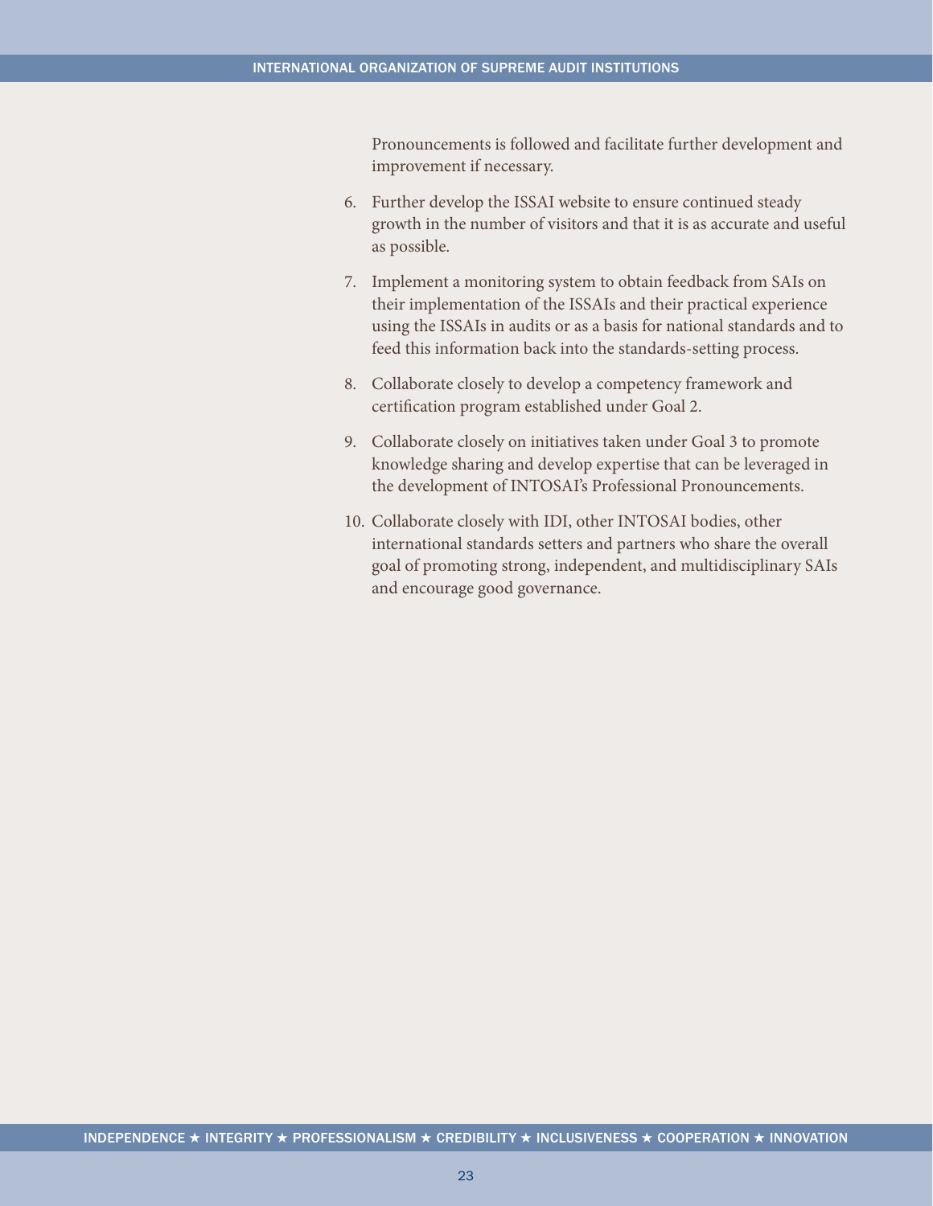Pronouncements is followed and facilitate further development and improvement if necessary.

6. Further develop the ISSAI website to ensure continued steady growth in the number of visitors and that it is as accurate and useful as possible.

7. Implement a monitoring system to obtain feedback from SAIs on their implementation of the ISSAIs and their practical experience using the ISSAIs in audits or as a basis for national standards and to feed this information back into the standards-setting process.

8. Collaborate closely to develop a competency framework and certification program established under Goal 2.

9. Collaborate closely on initiatives taken under Goal 3 to promote knowledge sharing and develop expertise that can be leveraged in the development of INTOSAI's Professional Pronouncements.

10. Collaborate closely with IDI, other INTOSAI bodies, other international standards setters and partners who share the overall goal of promoting strong, independent, and multidisciplinary SAIs and encourage good governance.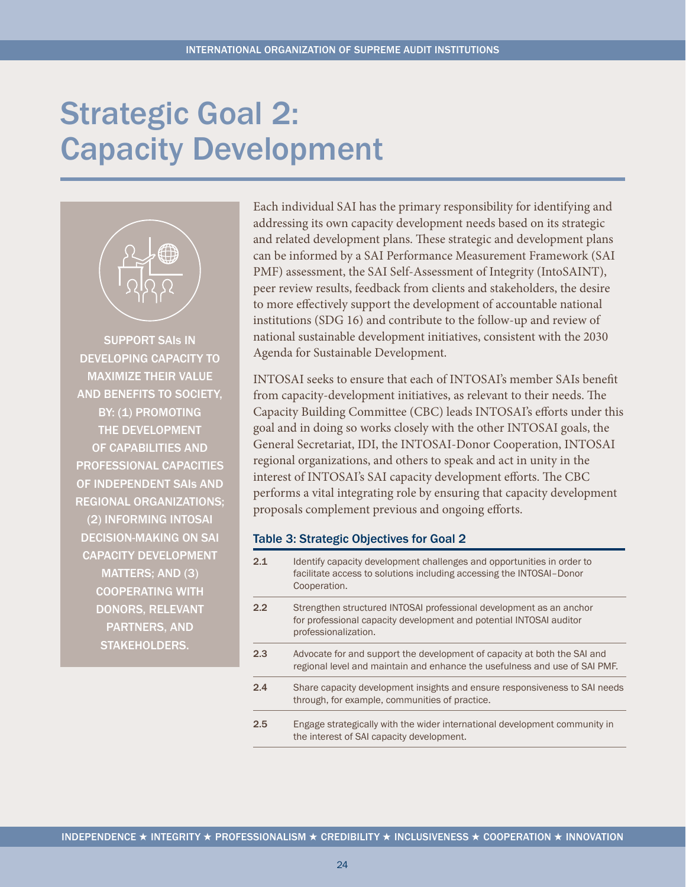# Strategic Goal 2: Capacity Development

SUPPORT SAIs IN DEVELOPING CAPACITY TO MAXIMIZE THEIR VALUE AND BENEFITS TO SOCIETY, BY: (1) PROMOTING THE DEVELOPMENT OF CAPABILITIES AND PROFESSIONAL CAPACITIES OF INDEPENDENT SAIs AND REGIONAL ORGANIZATIONS; (2) INFORMING INTOSAI DECISION-MAKING ON SAI CAPACITY DEVELOPMENT MATTERS; AND (3) COOPERATING WITH DONORS, RELEVANT PARTNERS, AND STAKEHOLDERS.

Each individual SAI has the primary responsibility for identifying and addressing its own capacity development needs based on its strategic and related development plans. These strategic and development plans can be informed by a SAI Performance Measurement Framework (SAI PMF) assessment, the SAI Self-Assessment of Integrity (IntoSAINT), peer review results, feedback from clients and stakeholders, the desire to more effectively support the development of accountable national institutions (SDG 16) and contribute to the follow-up and review of national sustainable development initiatives, consistent with the 2030 Agenda for Sustainable Development.

INTOSAI seeks to ensure that each of INTOSAI's member SAIs benefit from capacity-development initiatives, as relevant to their needs. The Capacity Building Committee (CBC) leads INTOSAI's efforts under this goal and in doing so works closely with the other INTOSAI goals, the General Secretariat, IDI, the INTOSAI-Donor Cooperation, INTOSAI regional organizations, and others to speak and act in unity in the interest of INTOSAI's SAI capacity development efforts. The CBC performs a vital integrating role by ensuring that capacity development proposals complement previous and ongoing efforts.

### Table 3: Strategic Objectives for Goal 2

| | |
|---|---|
| 2.1 | Identify capacity development challenges and opportunities in order to facilitate access to solutions including accessing the INTOSAI–Donor Cooperation. |
| 2.2 | Strengthen structured INTOSAI professional development as an anchor for professional capacity development and potential INTOSAI auditor professionalization. |
| 2.3 | Advocate for and support the development of capacity at both the SAI and regional level and maintain and enhance the usefulness and use of SAI PMF. |
| 2.4 | Share capacity development insights and ensure responsiveness to SAI needs through, for example, communities of practice. |
| 2.5 | Engage strategically with the wider international development community in the interest of SAI capacity development. |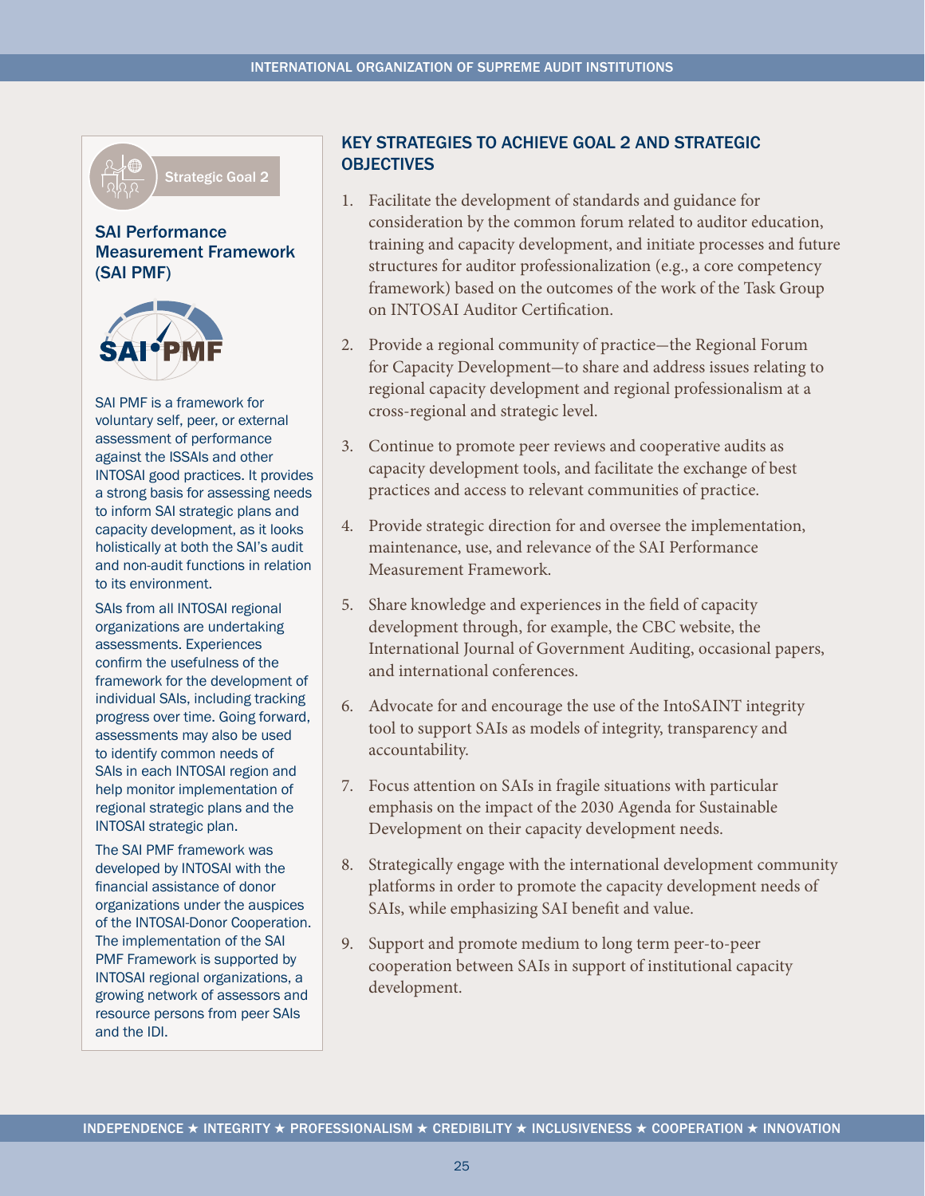Strategic Goal 2

### SAI Performance Measurement Framework (SAI PMF)

SAI PMF is a framework for voluntary self, peer, or external assessment of performance against the ISSAIs and other INTOSAI good practices. It provides a strong basis for assessing needs to inform SAI strategic plans and capacity development, as it looks holistically at both the SAI's audit and non-audit functions in relation to its environment.

SAIs from all INTOSAI regional organizations are undertaking assessments. Experiences confirm the usefulness of the framework for the development of individual SAIs, including tracking progress over time. Going forward, assessments may also be used to identify common needs of SAIs in each INTOSAI region and help monitor implementation of regional strategic plans and the INTOSAI strategic plan.

The SAI PMF framework was developed by INTOSAI with the financial assistance of donor organizations under the auspices of the INTOSAI-Donor Cooperation. The implementation of the SAI PMF Framework is supported by INTOSAI regional organizations, a growing network of assessors and resource persons from peer SAIs and the IDI.

## KEY STRATEGIES TO ACHIEVE GOAL 2 AND STRATEGIC OBJECTIVES

1. Facilitate the development of standards and guidance for consideration by the common forum related to auditor education, training and capacity development, and initiate processes and future structures for auditor professionalization (e.g., a core competency framework) based on the outcomes of the work of the Task Group on INTOSAI Auditor Certification.
2. Provide a regional community of practice—the Regional Forum for Capacity Development—to share and address issues relating to regional capacity development and regional professionalism at a cross-regional and strategic level.
3. Continue to promote peer reviews and cooperative audits as capacity development tools, and facilitate the exchange of best practices and access to relevant communities of practice.
4. Provide strategic direction for and oversee the implementation, maintenance, use, and relevance of the SAI Performance Measurement Framework.
5. Share knowledge and experiences in the field of capacity development through, for example, the CBC website, the International Journal of Government Auditing, occasional papers, and international conferences.
6. Advocate for and encourage the use of the IntoSAINT integrity tool to support SAIs as models of integrity, transparency and accountability.
7. Focus attention on SAIs in fragile situations with particular emphasis on the impact of the 2030 Agenda for Sustainable Development on their capacity development needs.
8. Strategically engage with the international development community platforms in order to promote the capacity development needs of SAIs, while emphasizing SAI benefit and value.
9. Support and promote medium to long term peer-to-peer cooperation between SAIs in support of institutional capacity development.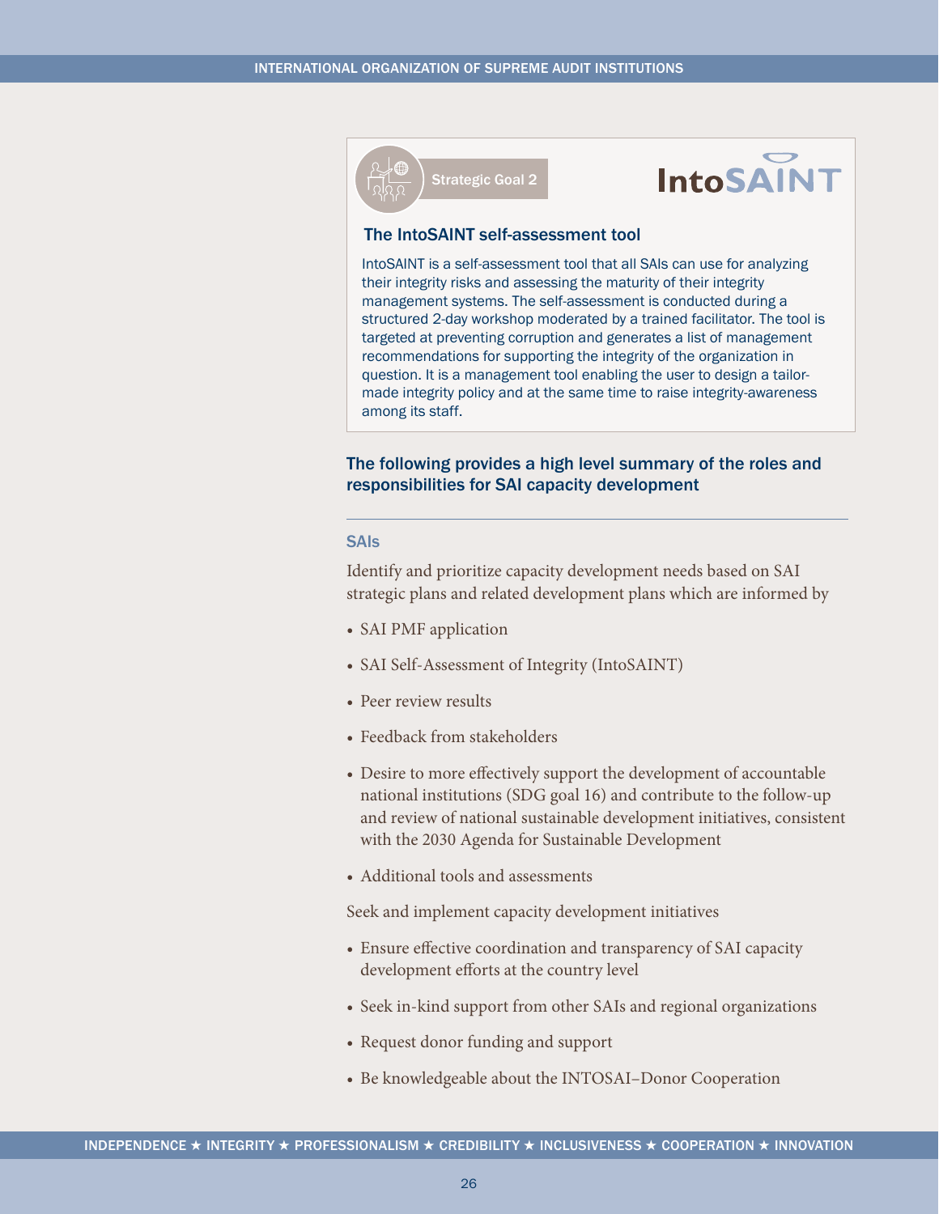Strategic Goal 2

IntoSAINT

### The IntoSAINT self-assessment tool

IntoSAINT is a self-assessment tool that all SAIs can use for analyzing their integrity risks and assessing the maturity of their integrity management systems. The self-assessment is conducted during a structured 2-day workshop moderated by a trained facilitator. The tool is targeted at preventing corruption and generates a list of management recommendations for supporting the integrity of the organization in question. It is a management tool enabling the user to design a tailor-made integrity policy and at the same time to raise integrity-awareness among its staff.

## The following provides a high level summary of the roles and responsibilities for SAI capacity development

### SAIs

Identify and prioritize capacity development needs based on SAI strategic plans and related development plans which are informed by

- SAI PMF application
- SAI Self-Assessment of Integrity (IntoSAINT)
- Peer review results
- Feedback from stakeholders
- Desire to more effectively support the development of accountable national institutions (SDG goal 16) and contribute to the follow-up and review of national sustainable development initiatives, consistent with the 2030 Agenda for Sustainable Development
- Additional tools and assessments

Seek and implement capacity development initiatives

- Ensure effective coordination and transparency of SAI capacity development efforts at the country level
- Seek in-kind support from other SAIs and regional organizations
- Request donor funding and support
- Be knowledgeable about the INTOSAI–Donor Cooperation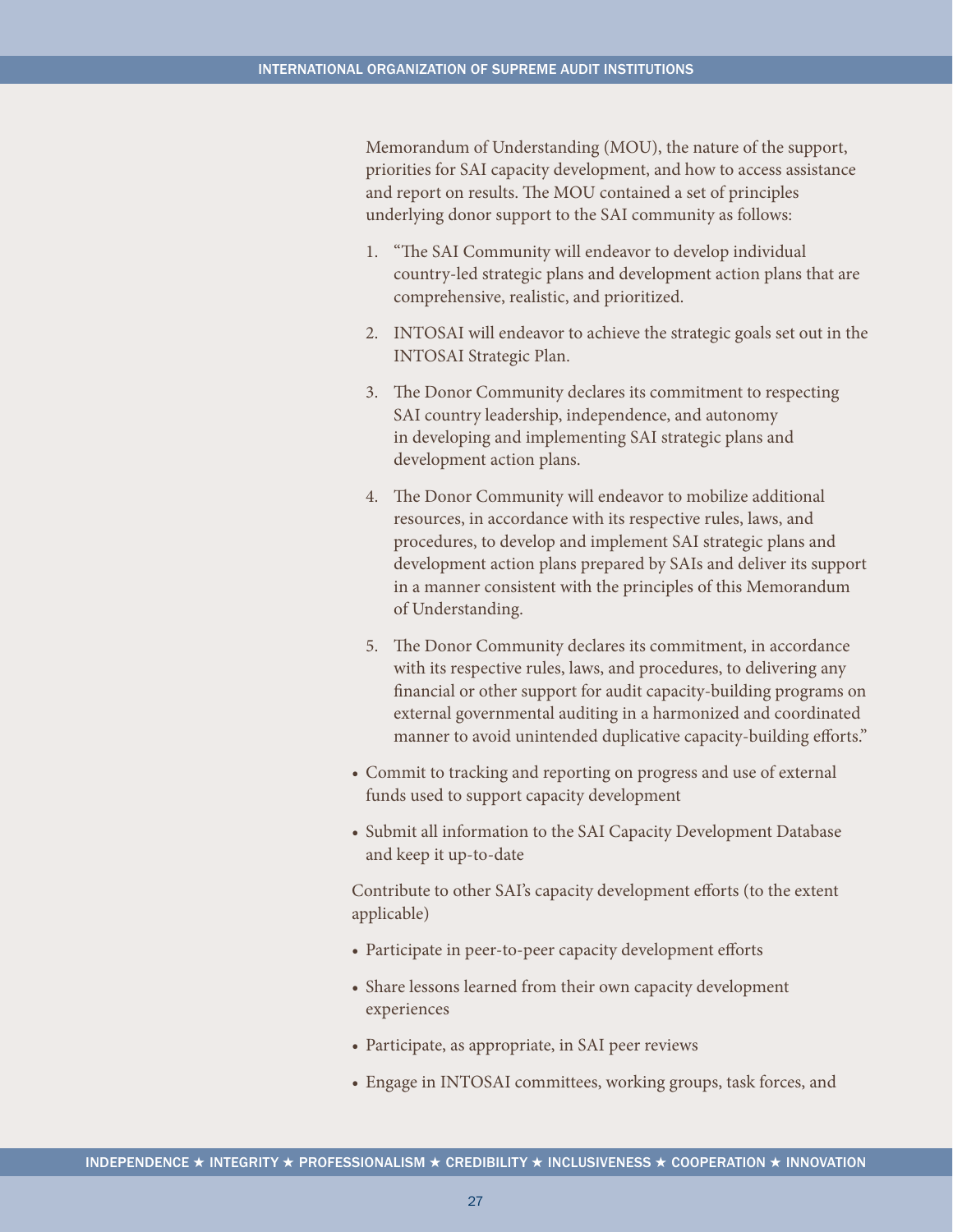Memorandum of Understanding (MOU), the nature of the support, priorities for SAI capacity development, and how to access assistance and report on results. The MOU contained a set of principles underlying donor support to the SAI community as follows:

1. "The SAI Community will endeavor to develop individual country-led strategic plans and development action plans that are comprehensive, realistic, and prioritized.
2. INTOSAI will endeavor to achieve the strategic goals set out in the INTOSAI Strategic Plan.
3. The Donor Community declares its commitment to respecting SAI country leadership, independence, and autonomy in developing and implementing SAI strategic plans and development action plans.
4. The Donor Community will endeavor to mobilize additional resources, in accordance with its respective rules, laws, and procedures, to develop and implement SAI strategic plans and development action plans prepared by SAIs and deliver its support in a manner consistent with the principles of this Memorandum of Understanding.
5. The Donor Community declares its commitment, in accordance with its respective rules, laws, and procedures, to delivering any financial or other support for audit capacity-building programs on external governmental auditing in a harmonized and coordinated manner to avoid unintended duplicative capacity-building efforts."

- Commit to tracking and reporting on progress and use of external funds used to support capacity development
- Submit all information to the SAI Capacity Development Database and keep it up-to-date

Contribute to other SAI's capacity development efforts (to the extent applicable)

- Participate in peer-to-peer capacity development efforts
- Share lessons learned from their own capacity development experiences
- Participate, as appropriate, in SAI peer reviews
- Engage in INTOSAI committees, working groups, task forces, and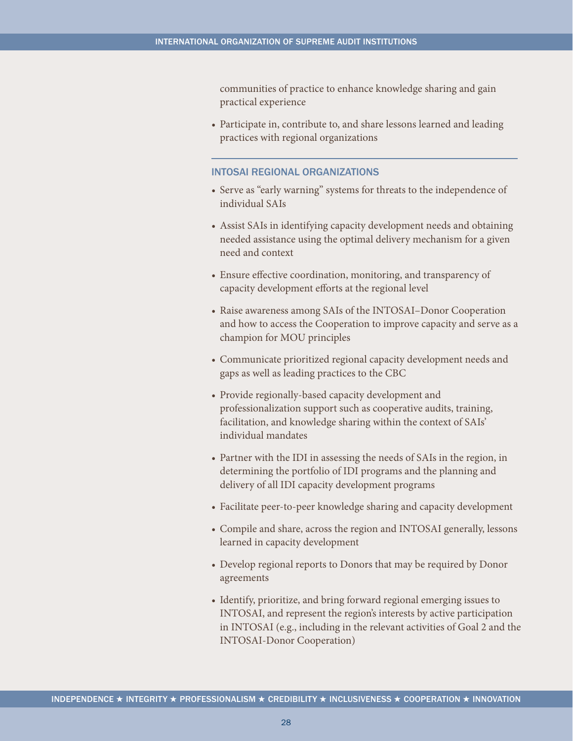communities of practice to enhance knowledge sharing and gain practical experience

- Participate in, contribute to, and share lessons learned and leading practices with regional organizations

## INTOSAI REGIONAL ORGANIZATIONS

- Serve as "early warning" systems for threats to the independence of individual SAIs
- Assist SAIs in identifying capacity development needs and obtaining needed assistance using the optimal delivery mechanism for a given need and context
- Ensure effective coordination, monitoring, and transparency of capacity development efforts at the regional level
- Raise awareness among SAIs of the INTOSAI–Donor Cooperation and how to access the Cooperation to improve capacity and serve as a champion for MOU principles
- Communicate prioritized regional capacity development needs and gaps as well as leading practices to the CBC
- Provide regionally-based capacity development and professionalization support such as cooperative audits, training, facilitation, and knowledge sharing within the context of SAIs' individual mandates
- Partner with the IDI in assessing the needs of SAIs in the region, in determining the portfolio of IDI programs and the planning and delivery of all IDI capacity development programs
- Facilitate peer-to-peer knowledge sharing and capacity development
- Compile and share, across the region and INTOSAI generally, lessons learned in capacity development
- Develop regional reports to Donors that may be required by Donor agreements
- Identify, prioritize, and bring forward regional emerging issues to INTOSAI, and represent the region's interests by active participation in INTOSAI (e.g., including in the relevant activities of Goal 2 and the INTOSAI-Donor Cooperation)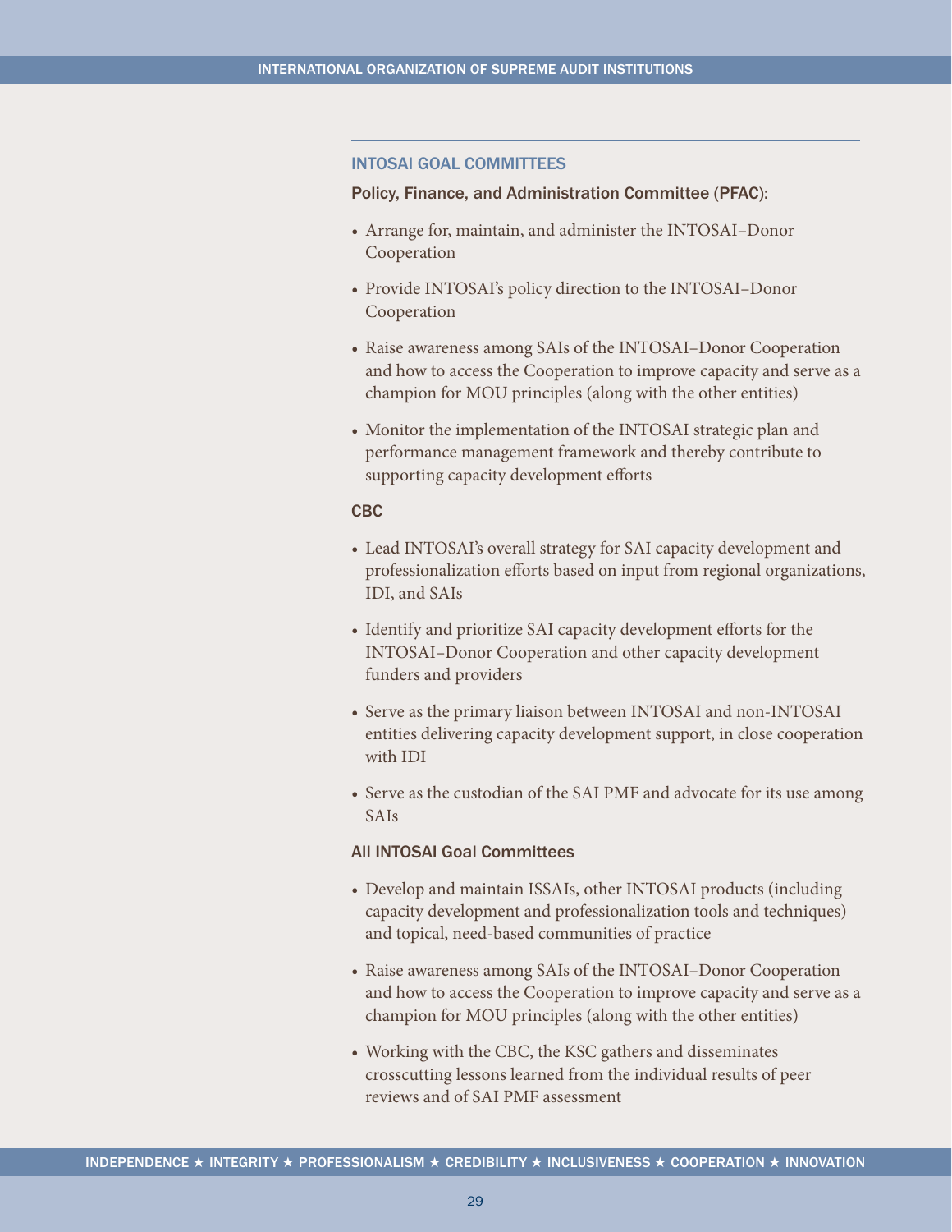## INTOSAI GOAL COMMITTEES

### Policy, Finance, and Administration Committee (PFAC):

- Arrange for, maintain, and administer the INTOSAI–Donor Cooperation
- Provide INTOSAI's policy direction to the INTOSAI–Donor Cooperation
- Raise awareness among SAIs of the INTOSAI–Donor Cooperation and how to access the Cooperation to improve capacity and serve as a champion for MOU principles (along with the other entities)
- Monitor the implementation of the INTOSAI strategic plan and performance management framework and thereby contribute to supporting capacity development efforts

### CBC

- Lead INTOSAI's overall strategy for SAI capacity development and professionalization efforts based on input from regional organizations, IDI, and SAIs
- Identify and prioritize SAI capacity development efforts for the INTOSAI–Donor Cooperation and other capacity development funders and providers
- Serve as the primary liaison between INTOSAI and non-INTOSAI entities delivering capacity development support, in close cooperation with IDI
- Serve as the custodian of the SAI PMF and advocate for its use among SAIs

### All INTOSAI Goal Committees

- Develop and maintain ISSAIs, other INTOSAI products (including capacity development and professionalization tools and techniques) and topical, need-based communities of practice
- Raise awareness among SAIs of the INTOSAI–Donor Cooperation and how to access the Cooperation to improve capacity and serve as a champion for MOU principles (along with the other entities)
- Working with the CBC, the KSC gathers and disseminates crosscutting lessons learned from the individual results of peer reviews and of SAI PMF assessment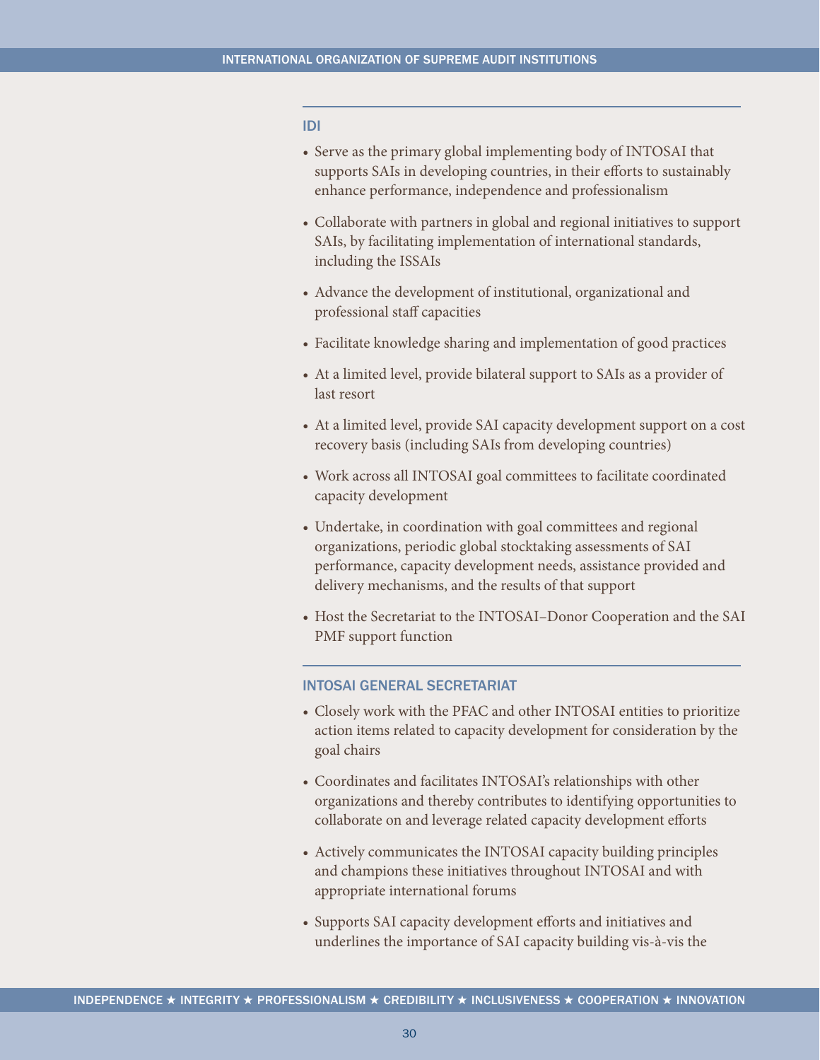## IDI

- Serve as the primary global implementing body of INTOSAI that supports SAIs in developing countries, in their efforts to sustainably enhance performance, independence and professionalism
- Collaborate with partners in global and regional initiatives to support SAIs, by facilitating implementation of international standards, including the ISSAIs
- Advance the development of institutional, organizational and professional staff capacities
- Facilitate knowledge sharing and implementation of good practices
- At a limited level, provide bilateral support to SAIs as a provider of last resort
- At a limited level, provide SAI capacity development support on a cost recovery basis (including SAIs from developing countries)
- Work across all INTOSAI goal committees to facilitate coordinated capacity development
- Undertake, in coordination with goal committees and regional organizations, periodic global stocktaking assessments of SAI performance, capacity development needs, assistance provided and delivery mechanisms, and the results of that support
- Host the Secretariat to the INTOSAI–Donor Cooperation and the SAI PMF support function

## INTOSAI GENERAL SECRETARIAT

- Closely work with the PFAC and other INTOSAI entities to prioritize action items related to capacity development for consideration by the goal chairs
- Coordinates and facilitates INTOSAI's relationships with other organizations and thereby contributes to identifying opportunities to collaborate on and leverage related capacity development efforts
- Actively communicates the INTOSAI capacity building principles and champions these initiatives throughout INTOSAI and with appropriate international forums
- Supports SAI capacity development efforts and initiatives and underlines the importance of SAI capacity building vis-à-vis the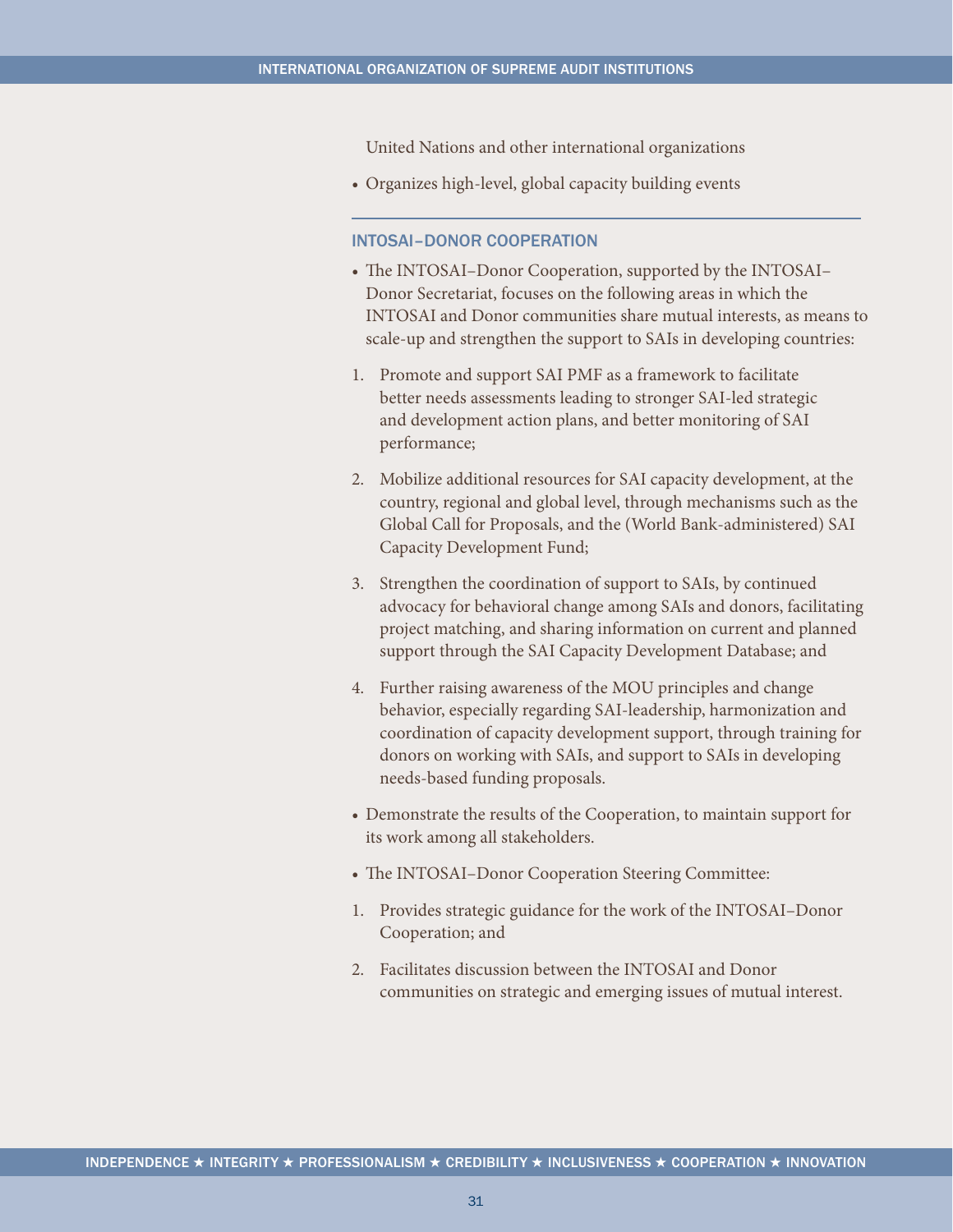United Nations and other international organizations

- Organizes high-level, global capacity building events

## INTOSAI–DONOR COOPERATION

- The INTOSAI–Donor Cooperation, supported by the INTOSAI–Donor Secretariat, focuses on the following areas in which the INTOSAI and Donor communities share mutual interests, as means to scale-up and strengthen the support to SAIs in developing countries:

1. Promote and support SAI PMF as a framework to facilitate better needs assessments leading to stronger SAI-led strategic and development action plans, and better monitoring of SAI performance;

2. Mobilize additional resources for SAI capacity development, at the country, regional and global level, through mechanisms such as the Global Call for Proposals, and the (World Bank-administered) SAI Capacity Development Fund;

3. Strengthen the coordination of support to SAIs, by continued advocacy for behavioral change among SAIs and donors, facilitating project matching, and sharing information on current and planned support through the SAI Capacity Development Database; and

4. Further raising awareness of the MOU principles and change behavior, especially regarding SAI-leadership, harmonization and coordination of capacity development support, through training for donors on working with SAIs, and support to SAIs in developing needs-based funding proposals.

- Demonstrate the results of the Cooperation, to maintain support for its work among all stakeholders.

- The INTOSAI–Donor Cooperation Steering Committee:

1. Provides strategic guidance for the work of the INTOSAI–Donor Cooperation; and

2. Facilitates discussion between the INTOSAI and Donor communities on strategic and emerging issues of mutual interest.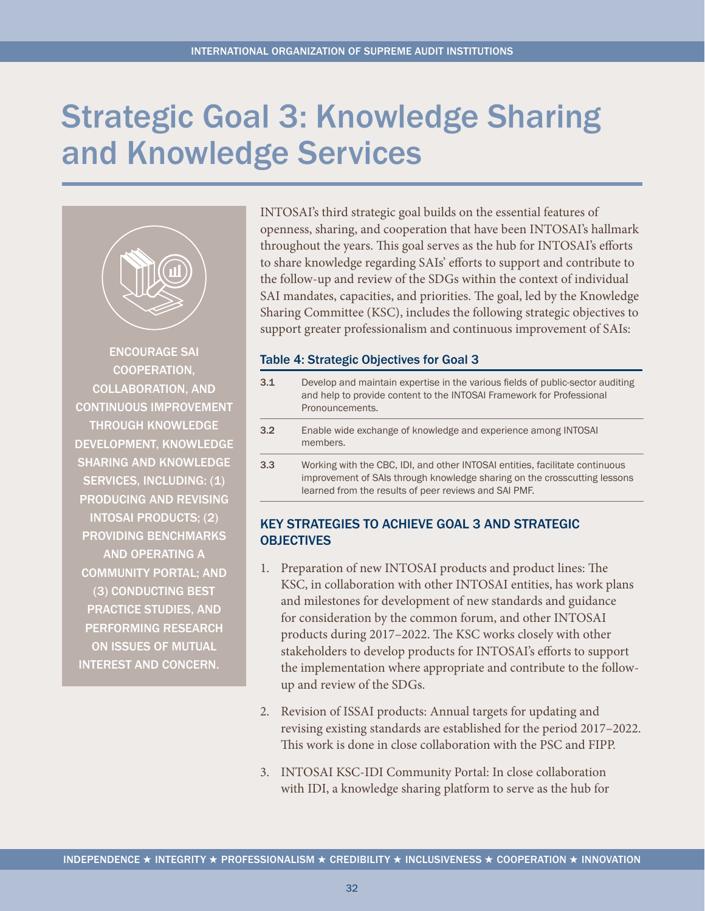# Strategic Goal 3: Knowledge Sharing and Knowledge Services

ENCOURAGE SAI COOPERATION, COLLABORATION, AND CONTINUOUS IMPROVEMENT THROUGH KNOWLEDGE DEVELOPMENT, KNOWLEDGE SHARING AND KNOWLEDGE SERVICES, INCLUDING: (1) PRODUCING AND REVISING INTOSAI PRODUCTS; (2) PROVIDING BENCHMARKS AND OPERATING A COMMUNITY PORTAL; AND (3) CONDUCTING BEST PRACTICE STUDIES, AND PERFORMING RESEARCH ON ISSUES OF MUTUAL INTEREST AND CONCERN.

INTOSAI's third strategic goal builds on the essential features of openness, sharing, and cooperation that have been INTOSAI's hallmark throughout the years. This goal serves as the hub for INTOSAI's efforts to share knowledge regarding SAIs' efforts to support and contribute to the follow-up and review of the SDGs within the context of individual SAI mandates, capacities, and priorities. The goal, led by the Knowledge Sharing Committee (KSC), includes the following strategic objectives to support greater professionalism and continuous improvement of SAIs:

**Table 4: Strategic Objectives for Goal 3**

| | |
|---|---|
| 3.1 | Develop and maintain expertise in the various fields of public-sector auditing and help to provide content to the INTOSAI Framework for Professional Pronouncements. |
| 3.2 | Enable wide exchange of knowledge and experience among INTOSAI members. |
| 3.3 | Working with the CBC, IDI, and other INTOSAI entities, facilitate continuous improvement of SAIs through knowledge sharing on the crosscutting lessons learned from the results of peer reviews and SAI PMF. |

### KEY STRATEGIES TO ACHIEVE GOAL 3 AND STRATEGIC OBJECTIVES

1. Preparation of new INTOSAI products and product lines: The KSC, in collaboration with other INTOSAI entities, has work plans and milestones for development of new standards and guidance for consideration by the common forum, and other INTOSAI products during 2017–2022. The KSC works closely with other stakeholders to develop products for INTOSAI's efforts to support the implementation where appropriate and contribute to the follow-up and review of the SDGs.

2. Revision of ISSAI products: Annual targets for updating and revising existing standards are established for the period 2017–2022. This work is done in close collaboration with the PSC and FIPP.

3. INTOSAI KSC-IDI Community Portal: In close collaboration with IDI, a knowledge sharing platform to serve as the hub for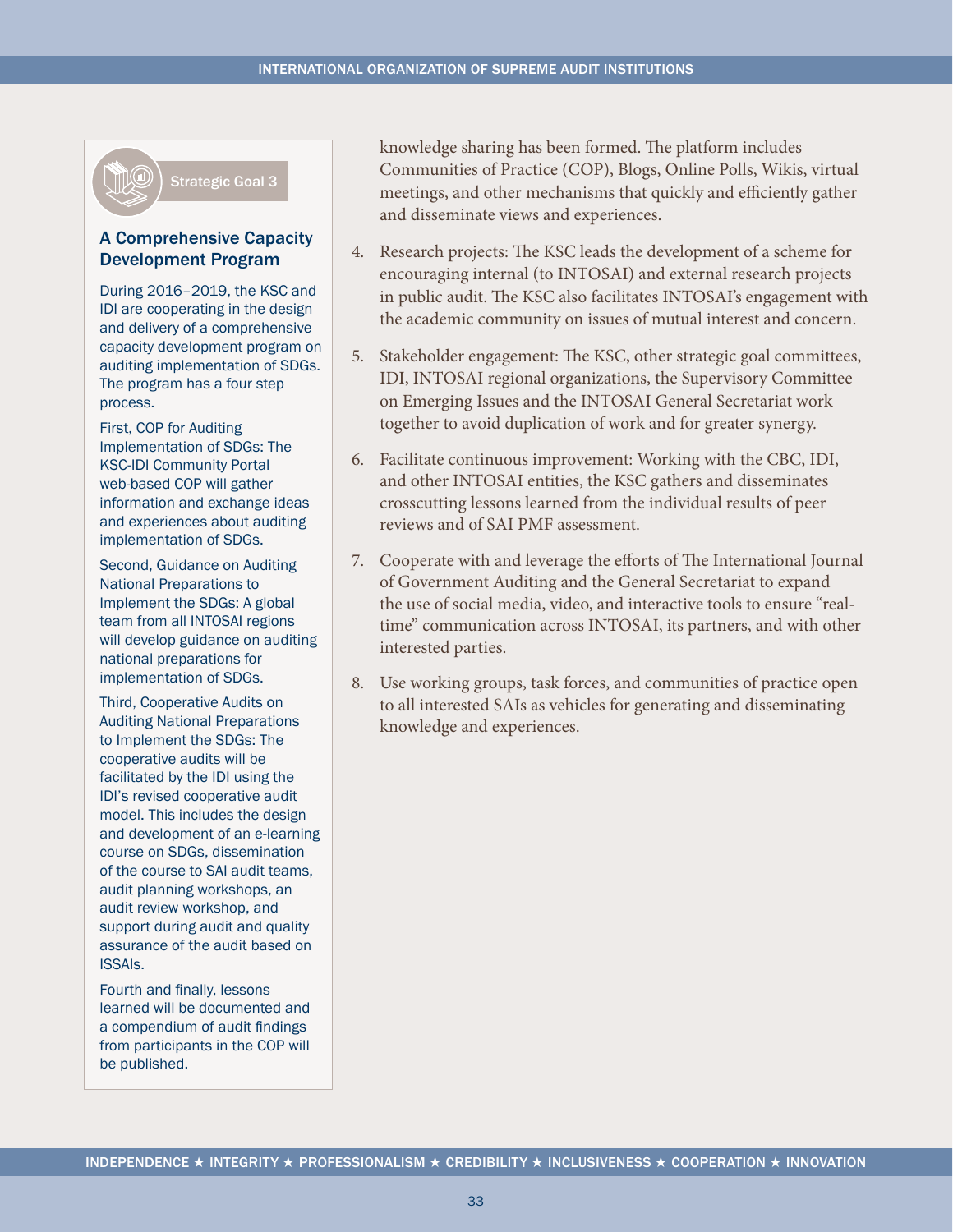Strategic Goal 3

### A Comprehensive Capacity Development Program

During 2016–2019, the KSC and IDI are cooperating in the design and delivery of a comprehensive capacity development program on auditing implementation of SDGs. The program has a four step process.

First, COP for Auditing Implementation of SDGs: The KSC-IDI Community Portal web-based COP will gather information and exchange ideas and experiences about auditing implementation of SDGs.

Second, Guidance on Auditing National Preparations to Implement the SDGs: A global team from all INTOSAI regions will develop guidance on auditing national preparations for implementation of SDGs.

Third, Cooperative Audits on Auditing National Preparations to Implement the SDGs: The cooperative audits will be facilitated by the IDI using the IDI's revised cooperative audit model. This includes the design and development of an e-learning course on SDGs, dissemination of the course to SAI audit teams, audit planning workshops, an audit review workshop, and support during audit and quality assurance of the audit based on ISSAIs.

Fourth and finally, lessons learned will be documented and a compendium of audit findings from participants in the COP will be published.

knowledge sharing has been formed. The platform includes Communities of Practice (COP), Blogs, Online Polls, Wikis, virtual meetings, and other mechanisms that quickly and efficiently gather and disseminate views and experiences.

4. Research projects: The KSC leads the development of a scheme for encouraging internal (to INTOSAI) and external research projects in public audit. The KSC also facilitates INTOSAI's engagement with the academic community on issues of mutual interest and concern.

5. Stakeholder engagement: The KSC, other strategic goal committees, IDI, INTOSAI regional organizations, the Supervisory Committee on Emerging Issues and the INTOSAI General Secretariat work together to avoid duplication of work and for greater synergy.

6. Facilitate continuous improvement: Working with the CBC, IDI, and other INTOSAI entities, the KSC gathers and disseminates crosscutting lessons learned from the individual results of peer reviews and of SAI PMF assessment.

7. Cooperate with and leverage the efforts of The International Journal of Government Auditing and the General Secretariat to expand the use of social media, video, and interactive tools to ensure "real-time" communication across INTOSAI, its partners, and with other interested parties.

8. Use working groups, task forces, and communities of practice open to all interested SAIs as vehicles for generating and disseminating knowledge and experiences.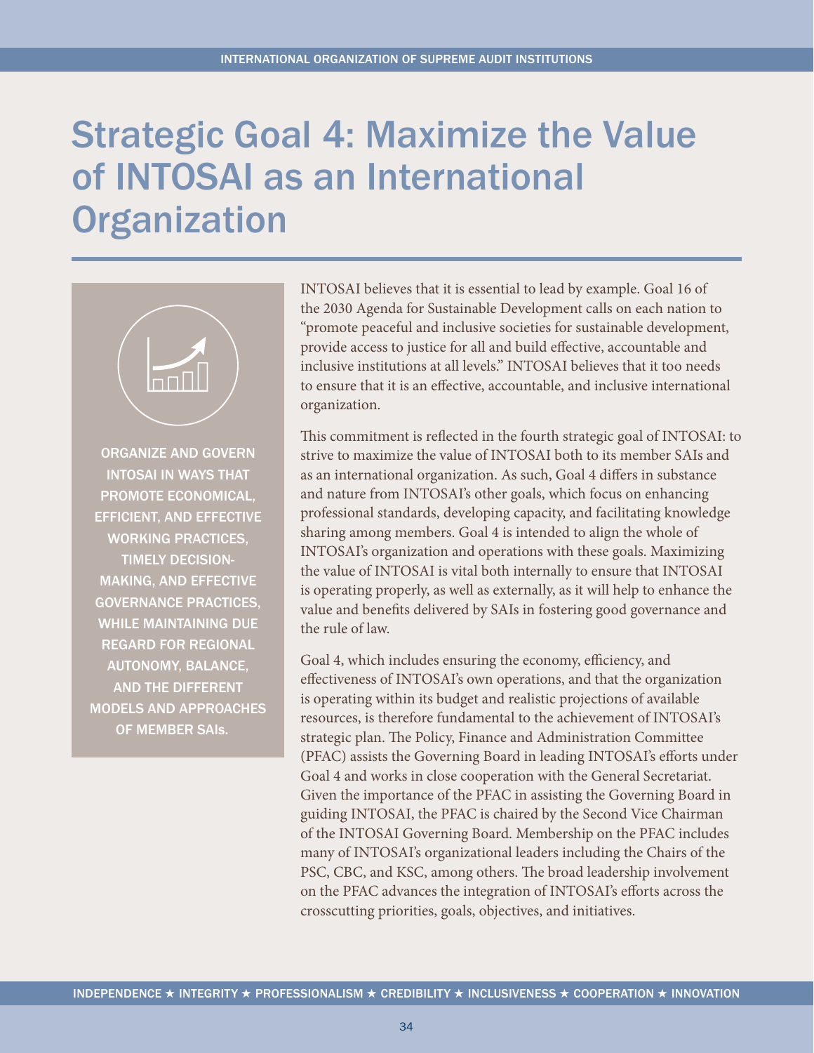# Strategic Goal 4: Maximize the Value of INTOSAI as an International Organization

ORGANIZE AND GOVERN INTOSAI IN WAYS THAT PROMOTE ECONOMICAL, EFFICIENT, AND EFFECTIVE WORKING PRACTICES, TIMELY DECISION-MAKING, AND EFFECTIVE GOVERNANCE PRACTICES, WHILE MAINTAINING DUE REGARD FOR REGIONAL AUTONOMY, BALANCE, AND THE DIFFERENT MODELS AND APPROACHES OF MEMBER SAIs.

INTOSAI believes that it is essential to lead by example. Goal 16 of the 2030 Agenda for Sustainable Development calls on each nation to "promote peaceful and inclusive societies for sustainable development, provide access to justice for all and build effective, accountable and inclusive institutions at all levels." INTOSAI believes that it too needs to ensure that it is an effective, accountable, and inclusive international organization.

This commitment is reflected in the fourth strategic goal of INTOSAI: to strive to maximize the value of INTOSAI both to its member SAIs and as an international organization. As such, Goal 4 differs in substance and nature from INTOSAI's other goals, which focus on enhancing professional standards, developing capacity, and facilitating knowledge sharing among members. Goal 4 is intended to align the whole of INTOSAI's organization and operations with these goals. Maximizing the value of INTOSAI is vital both internally to ensure that INTOSAI is operating properly, as well as externally, as it will help to enhance the value and benefits delivered by SAIs in fostering good governance and the rule of law.

Goal 4, which includes ensuring the economy, efficiency, and effectiveness of INTOSAI's own operations, and that the organization is operating within its budget and realistic projections of available resources, is therefore fundamental to the achievement of INTOSAI's strategic plan. The Policy, Finance and Administration Committee (PFAC) assists the Governing Board in leading INTOSAI's efforts under Goal 4 and works in close cooperation with the General Secretariat. Given the importance of the PFAC in assisting the Governing Board in guiding INTOSAI, the PFAC is chaired by the Second Vice Chairman of the INTOSAI Governing Board. Membership on the PFAC includes many of INTOSAI's organizational leaders including the Chairs of the PSC, CBC, and KSC, among others. The broad leadership involvement on the PFAC advances the integration of INTOSAI's efforts across the crosscutting priorities, goals, objectives, and initiatives.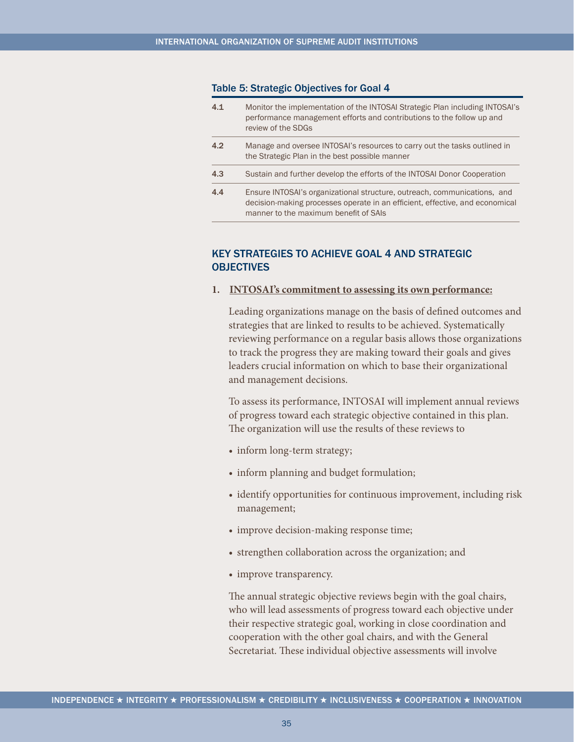Table 5: Strategic Objectives for Goal 4

| | |
|---|---|
| 4.1 | Monitor the implementation of the INTOSAI Strategic Plan including INTOSAI's performance management efforts and contributions to the follow up and review of the SDGs |
| 4.2 | Manage and oversee INTOSAI's resources to carry out the tasks outlined in the Strategic Plan in the best possible manner |
| 4.3 | Sustain and further develop the efforts of the INTOSAI Donor Cooperation |
| 4.4 | Ensure INTOSAI's organizational structure, outreach, communications, and decision-making processes operate in an efficient, effective, and economical manner to the maximum benefit of SAIs |

## KEY STRATEGIES TO ACHIEVE GOAL 4 AND STRATEGIC OBJECTIVES

1. **INTOSAI's commitment to assessing its own performance:**

   Leading organizations manage on the basis of defined outcomes and strategies that are linked to results to be achieved. Systematically reviewing performance on a regular basis allows those organizations to track the progress they are making toward their goals and gives leaders crucial information on which to base their organizational and management decisions.

   To assess its performance, INTOSAI will implement annual reviews of progress toward each strategic objective contained in this plan. The organization will use the results of these reviews to

   - inform long-term strategy;
   - inform planning and budget formulation;
   - identify opportunities for continuous improvement, including risk management;
   - improve decision-making response time;
   - strengthen collaboration across the organization; and
   - improve transparency.

   The annual strategic objective reviews begin with the goal chairs, who will lead assessments of progress toward each objective under their respective strategic goal, working in close coordination and cooperation with the other goal chairs, and with the General Secretariat. These individual objective assessments will involve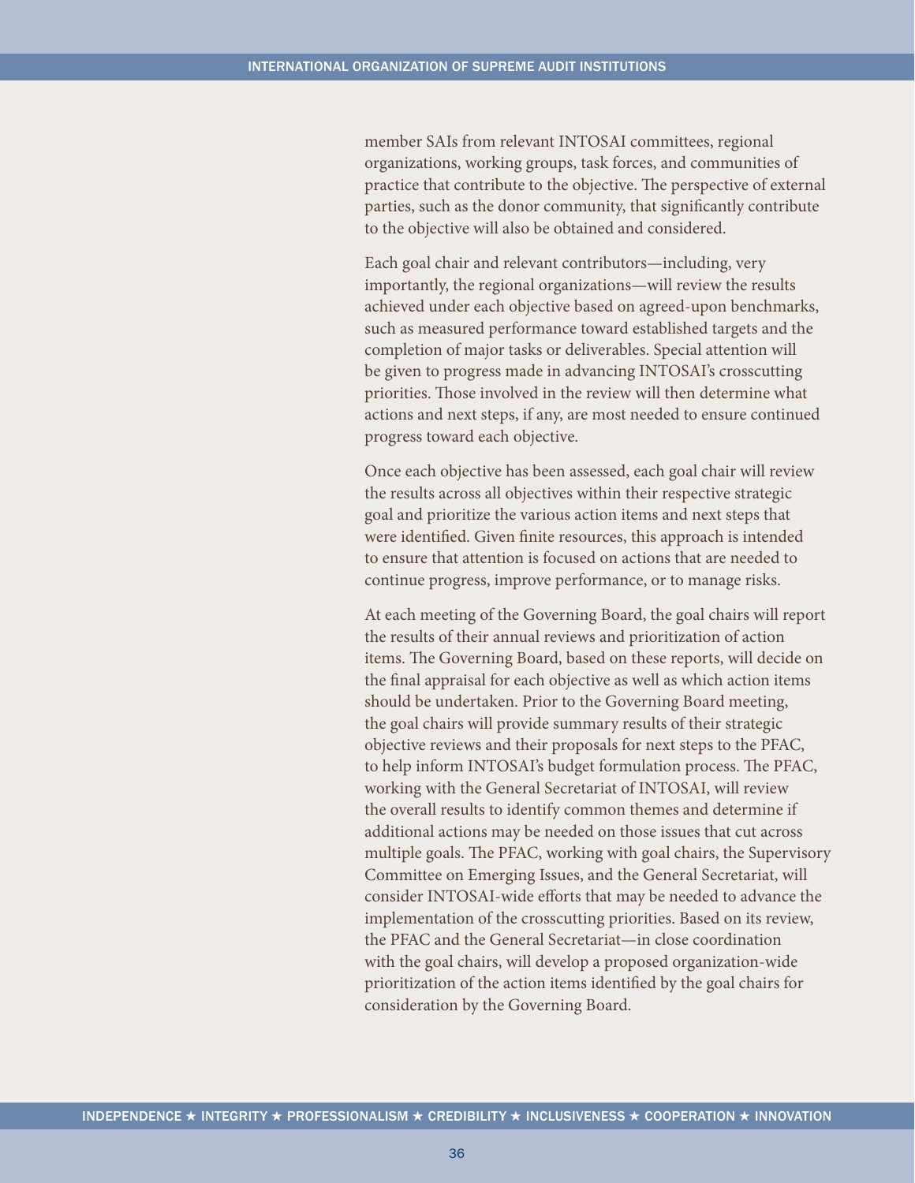member SAIs from relevant INTOSAI committees, regional organizations, working groups, task forces, and communities of practice that contribute to the objective. The perspective of external parties, such as the donor community, that significantly contribute to the objective will also be obtained and considered.

Each goal chair and relevant contributors—including, very importantly, the regional organizations—will review the results achieved under each objective based on agreed-upon benchmarks, such as measured performance toward established targets and the completion of major tasks or deliverables. Special attention will be given to progress made in advancing INTOSAI's crosscutting priorities. Those involved in the review will then determine what actions and next steps, if any, are most needed to ensure continued progress toward each objective.

Once each objective has been assessed, each goal chair will review the results across all objectives within their respective strategic goal and prioritize the various action items and next steps that were identified. Given finite resources, this approach is intended to ensure that attention is focused on actions that are needed to continue progress, improve performance, or to manage risks.

At each meeting of the Governing Board, the goal chairs will report the results of their annual reviews and prioritization of action items. The Governing Board, based on these reports, will decide on the final appraisal for each objective as well as which action items should be undertaken. Prior to the Governing Board meeting, the goal chairs will provide summary results of their strategic objective reviews and their proposals for next steps to the PFAC, to help inform INTOSAI's budget formulation process. The PFAC, working with the General Secretariat of INTOSAI, will review the overall results to identify common themes and determine if additional actions may be needed on those issues that cut across multiple goals. The PFAC, working with goal chairs, the Supervisory Committee on Emerging Issues, and the General Secretariat, will consider INTOSAI-wide efforts that may be needed to advance the implementation of the crosscutting priorities. Based on its review, the PFAC and the General Secretariat—in close coordination with the goal chairs, will develop a proposed organization-wide prioritization of the action items identified by the goal chairs for consideration by the Governing Board.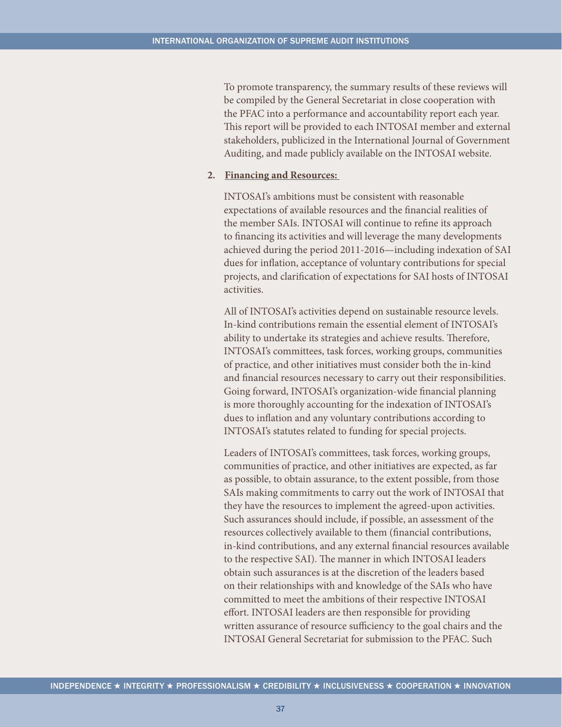To promote transparency, the summary results of these reviews will be compiled by the General Secretariat in close cooperation with the PFAC into a performance and accountability report each year. This report will be provided to each INTOSAI member and external stakeholders, publicized in the International Journal of Government Auditing, and made publicly available on the INTOSAI website.

2. **Financing and Resources:**

INTOSAI's ambitions must be consistent with reasonable expectations of available resources and the financial realities of the member SAIs. INTOSAI will continue to refine its approach to financing its activities and will leverage the many developments achieved during the period 2011-2016—including indexation of SAI dues for inflation, acceptance of voluntary contributions for special projects, and clarification of expectations for SAI hosts of INTOSAI activities.

All of INTOSAI's activities depend on sustainable resource levels. In-kind contributions remain the essential element of INTOSAI's ability to undertake its strategies and achieve results. Therefore, INTOSAI's committees, task forces, working groups, communities of practice, and other initiatives must consider both the in-kind and financial resources necessary to carry out their responsibilities. Going forward, INTOSAI's organization-wide financial planning is more thoroughly accounting for the indexation of INTOSAI's dues to inflation and any voluntary contributions according to INTOSAI's statutes related to funding for special projects.

Leaders of INTOSAI's committees, task forces, working groups, communities of practice, and other initiatives are expected, as far as possible, to obtain assurance, to the extent possible, from those SAIs making commitments to carry out the work of INTOSAI that they have the resources to implement the agreed-upon activities. Such assurances should include, if possible, an assessment of the resources collectively available to them (financial contributions, in-kind contributions, and any external financial resources available to the respective SAI). The manner in which INTOSAI leaders obtain such assurances is at the discretion of the leaders based on their relationships with and knowledge of the SAIs who have committed to meet the ambitions of their respective INTOSAI effort. INTOSAI leaders are then responsible for providing written assurance of resource sufficiency to the goal chairs and the INTOSAI General Secretariat for submission to the PFAC. Such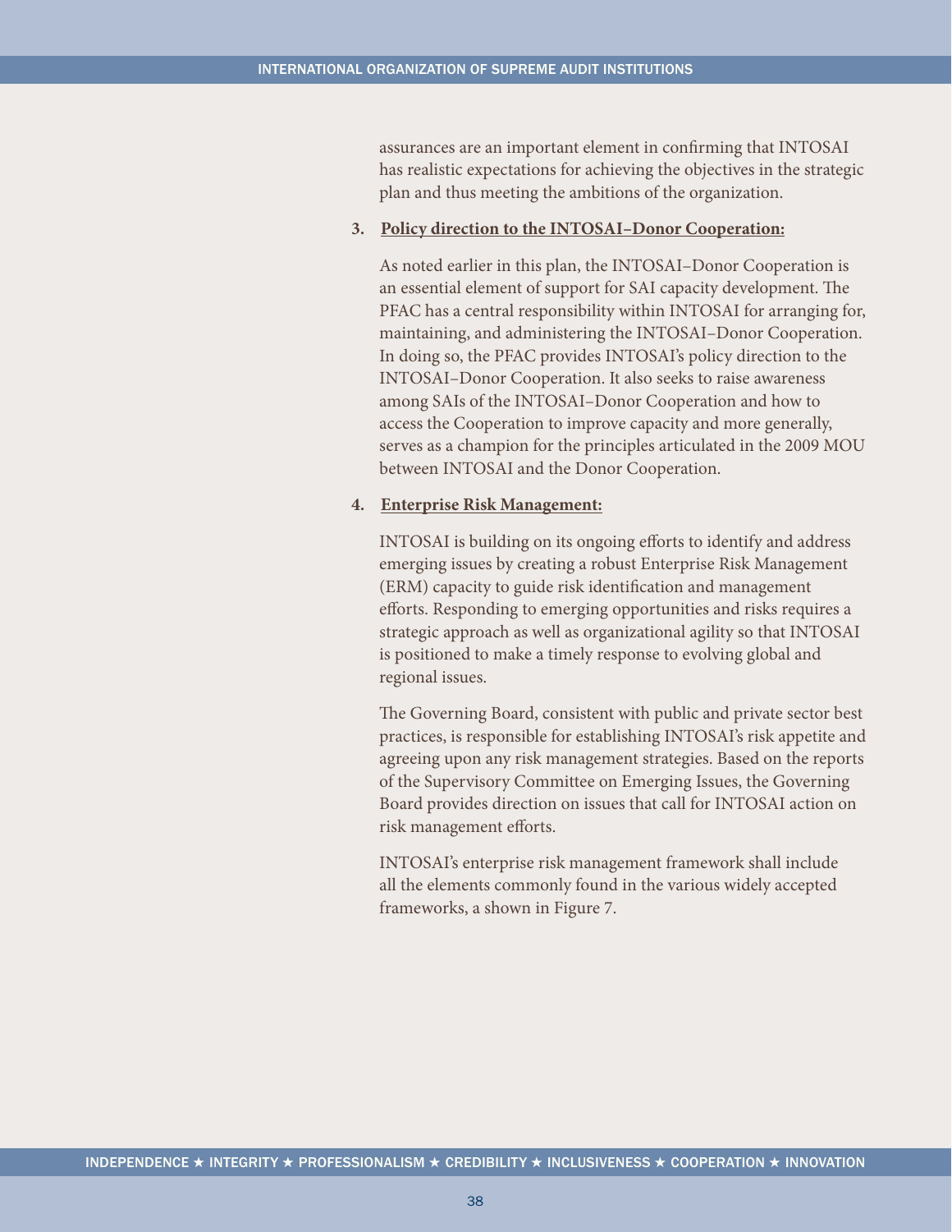assurances are an important element in confirming that INTOSAI has realistic expectations for achieving the objectives in the strategic plan and thus meeting the ambitions of the organization.

3. **Policy direction to the INTOSAI–Donor Cooperation:**

   As noted earlier in this plan, the INTOSAI–Donor Cooperation is an essential element of support for SAI capacity development. The PFAC has a central responsibility within INTOSAI for arranging for, maintaining, and administering the INTOSAI–Donor Cooperation. In doing so, the PFAC provides INTOSAI's policy direction to the INTOSAI–Donor Cooperation. It also seeks to raise awareness among SAIs of the INTOSAI–Donor Cooperation and how to access the Cooperation to improve capacity and more generally, serves as a champion for the principles articulated in the 2009 MOU between INTOSAI and the Donor Cooperation.

4. **Enterprise Risk Management:**

   INTOSAI is building on its ongoing efforts to identify and address emerging issues by creating a robust Enterprise Risk Management (ERM) capacity to guide risk identification and management efforts. Responding to emerging opportunities and risks requires a strategic approach as well as organizational agility so that INTOSAI is positioned to make a timely response to evolving global and regional issues.

   The Governing Board, consistent with public and private sector best practices, is responsible for establishing INTOSAI's risk appetite and agreeing upon any risk management strategies. Based on the reports of the Supervisory Committee on Emerging Issues, the Governing Board provides direction on issues that call for INTOSAI action on risk management efforts.

   INTOSAI's enterprise risk management framework shall include all the elements commonly found in the various widely accepted frameworks, a shown in Figure 7.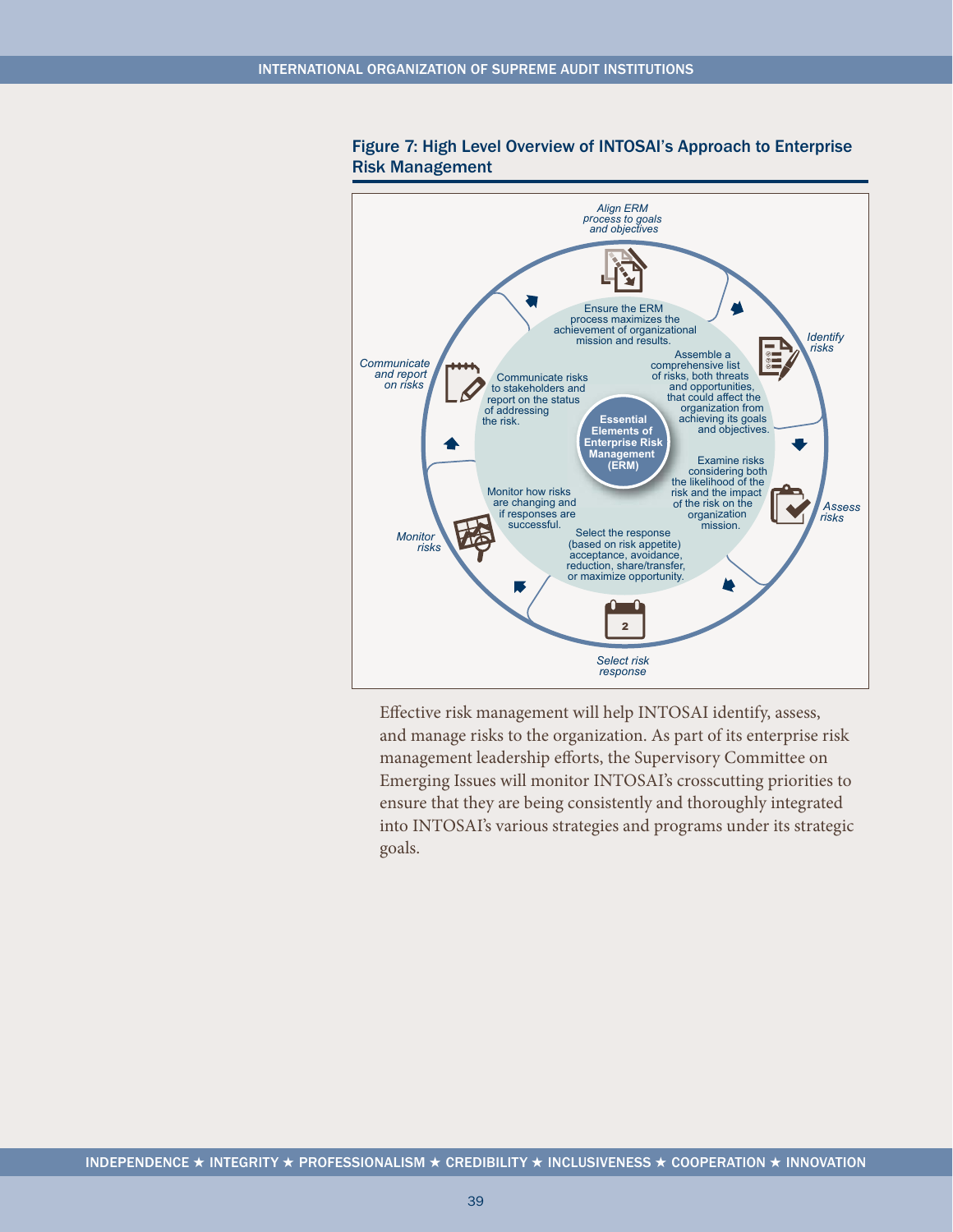Figure 7: High Level Overview of INTOSAI's Approach to Enterprise Risk Management

*Align ERM process to goals and objectives*

Ensure the ERM process maximizes the achievement of organizational mission and results.

*Identify risks*

Assemble a comprehensive list of risks, both threats and opportunities, that could affect the organization from achieving its goals and objectives.

*Assess risks*

Examine risks considering both the likelihood of the risk and the impact of the risk on the organization mission.

*Select risk response*

Select the response (based on risk appetite) acceptance, avoidance, reduction, share/transfer, or maximize opportunity.

*Monitor risks*

Monitor how risks are changing and if responses are successful.

*Communicate and report on risks*

Communicate risks to stakeholders and report on the status of addressing the risk.

**Essential Elements of Enterprise Risk Management (ERM)**

Effective risk management will help INTOSAI identify, assess, and manage risks to the organization. As part of its enterprise risk management leadership efforts, the Supervisory Committee on Emerging Issues will monitor INTOSAI's crosscutting priorities to ensure that they are being consistently and thoroughly integrated into INTOSAI's various strategies and programs under its strategic goals.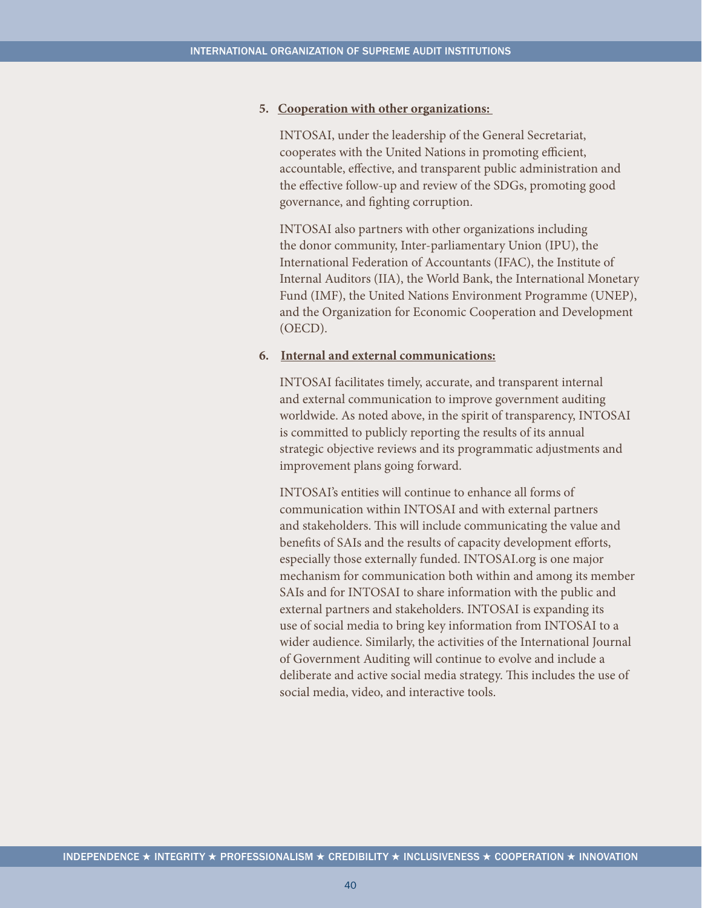5. **Cooperation with other organizations:**

   INTOSAI, under the leadership of the General Secretariat, cooperates with the United Nations in promoting efficient, accountable, effective, and transparent public administration and the effective follow-up and review of the SDGs, promoting good governance, and fighting corruption.

   INTOSAI also partners with other organizations including the donor community, Inter-parliamentary Union (IPU), the International Federation of Accountants (IFAC), the Institute of Internal Auditors (IIA), the World Bank, the International Monetary Fund (IMF), the United Nations Environment Programme (UNEP), and the Organization for Economic Cooperation and Development (OECD).

6. **Internal and external communications:**

   INTOSAI facilitates timely, accurate, and transparent internal and external communication to improve government auditing worldwide. As noted above, in the spirit of transparency, INTOSAI is committed to publicly reporting the results of its annual strategic objective reviews and its programmatic adjustments and improvement plans going forward.

   INTOSAI's entities will continue to enhance all forms of communication within INTOSAI and with external partners and stakeholders. This will include communicating the value and benefits of SAIs and the results of capacity development efforts, especially those externally funded. INTOSAI.org is one major mechanism for communication both within and among its member SAIs and for INTOSAI to share information with the public and external partners and stakeholders. INTOSAI is expanding its use of social media to bring key information from INTOSAI to a wider audience. Similarly, the activities of the International Journal of Government Auditing will continue to evolve and include a deliberate and active social media strategy. This includes the use of social media, video, and interactive tools.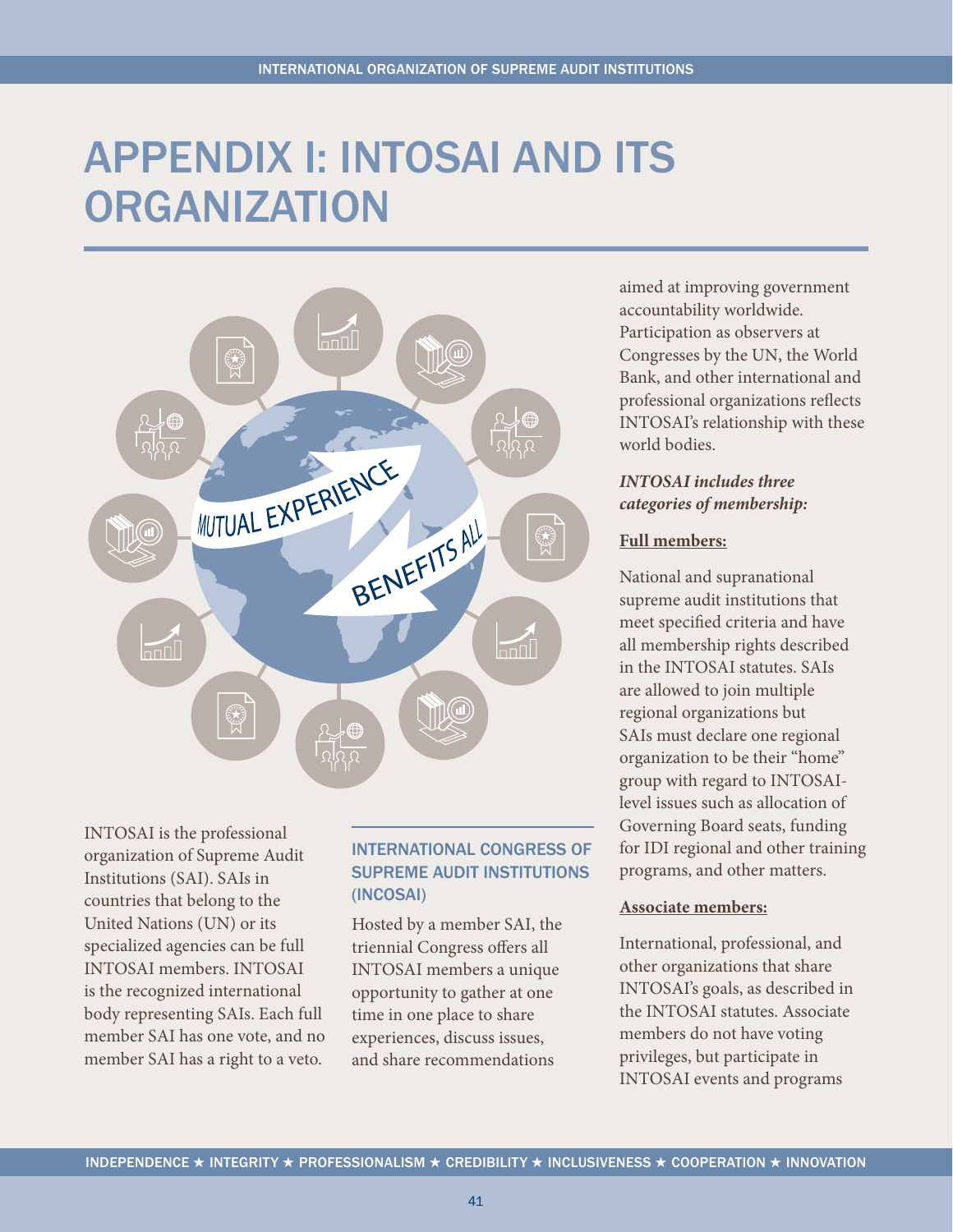# APPENDIX I: INTOSAI AND ITS ORGANIZATION

INTOSAI is the professional organization of Supreme Audit Institutions (SAI). SAIs in countries that belong to the United Nations (UN) or its specialized agencies can be full INTOSAI members. INTOSAI is the recognized international body representing SAIs. Each full member SAI has one vote, and no member SAI has a right to a veto.

## INTERNATIONAL CONGRESS OF SUPREME AUDIT INSTITUTIONS (INCOSAI)

Hosted by a member SAI, the triennial Congress offers all INTOSAI members a unique opportunity to gather at one time in one place to share experiences, discuss issues, and share recommendations aimed at improving government accountability worldwide. Participation as observers at Congresses by the UN, the World Bank, and other international and professional organizations reflects INTOSAI's relationship with these world bodies.

***INTOSAI includes three categories of membership:***

**Full members:**

National and supranational supreme audit institutions that meet specified criteria and have all membership rights described in the INTOSAI statutes. SAIs are allowed to join multiple regional organizations but SAIs must declare one regional organization to be their "home" group with regard to INTOSAI-level issues such as allocation of Governing Board seats, funding for IDI regional and other training programs, and other matters.

**Associate members:**

International, professional, and other organizations that share INTOSAI's goals, as described in the INTOSAI statutes. Associate members do not have voting privileges, but participate in INTOSAI events and programs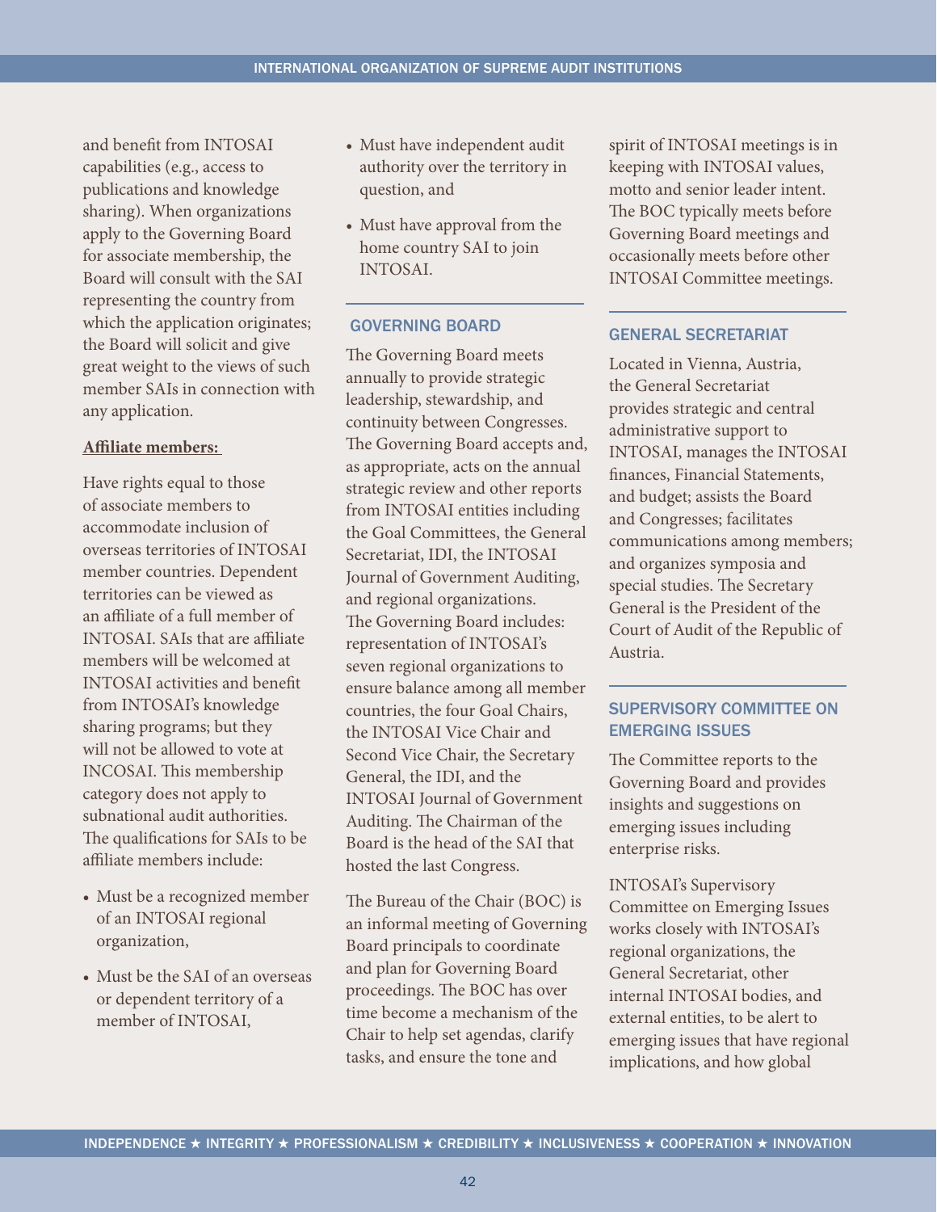and benefit from INTOSAI capabilities (e.g., access to publications and knowledge sharing). When organizations apply to the Governing Board for associate membership, the Board will consult with the SAI representing the country from which the application originates; the Board will solicit and give great weight to the views of such member SAIs in connection with any application.

**Affiliate members:**

Have rights equal to those of associate members to accommodate inclusion of overseas territories of INTOSAI member countries. Dependent territories can be viewed as an affiliate of a full member of INTOSAI. SAIs that are affiliate members will be welcomed at INTOSAI activities and benefit from INTOSAI's knowledge sharing programs; but they will not be allowed to vote at INCOSAI. This membership category does not apply to subnational audit authorities. The qualifications for SAIs to be affiliate members include:

- Must be a recognized member of an INTOSAI regional organization,
- Must be the SAI of an overseas or dependent territory of a member of INTOSAI,
- Must have independent audit authority over the territory in question, and
- Must have approval from the home country SAI to join INTOSAI.

## GOVERNING BOARD

The Governing Board meets annually to provide strategic leadership, stewardship, and continuity between Congresses. The Governing Board accepts and, as appropriate, acts on the annual strategic review and other reports from INTOSAI entities including the Goal Committees, the General Secretariat, IDI, the INTOSAI Journal of Government Auditing, and regional organizations. The Governing Board includes: representation of INTOSAI's seven regional organizations to ensure balance among all member countries, the four Goal Chairs, the INTOSAI Vice Chair and Second Vice Chair, the Secretary General, the IDI, and the INTOSAI Journal of Government Auditing. The Chairman of the Board is the head of the SAI that hosted the last Congress.

The Bureau of the Chair (BOC) is an informal meeting of Governing Board principals to coordinate and plan for Governing Board proceedings. The BOC has over time become a mechanism of the Chair to help set agendas, clarify tasks, and ensure the tone and spirit of INTOSAI meetings is in keeping with INTOSAI values, motto and senior leader intent. The BOC typically meets before Governing Board meetings and occasionally meets before other INTOSAI Committee meetings.

## GENERAL SECRETARIAT

Located in Vienna, Austria, the General Secretariat provides strategic and central administrative support to INTOSAI, manages the INTOSAI finances, Financial Statements, and budget; assists the Board and Congresses; facilitates communications among members; and organizes symposia and special studies. The Secretary General is the President of the Court of Audit of the Republic of Austria.

## SUPERVISORY COMMITTEE ON EMERGING ISSUES

The Committee reports to the Governing Board and provides insights and suggestions on emerging issues including enterprise risks.

INTOSAI's Supervisory Committee on Emerging Issues works closely with INTOSAI's regional organizations, the General Secretariat, other internal INTOSAI bodies, and external entities, to be alert to emerging issues that have regional implications, and how global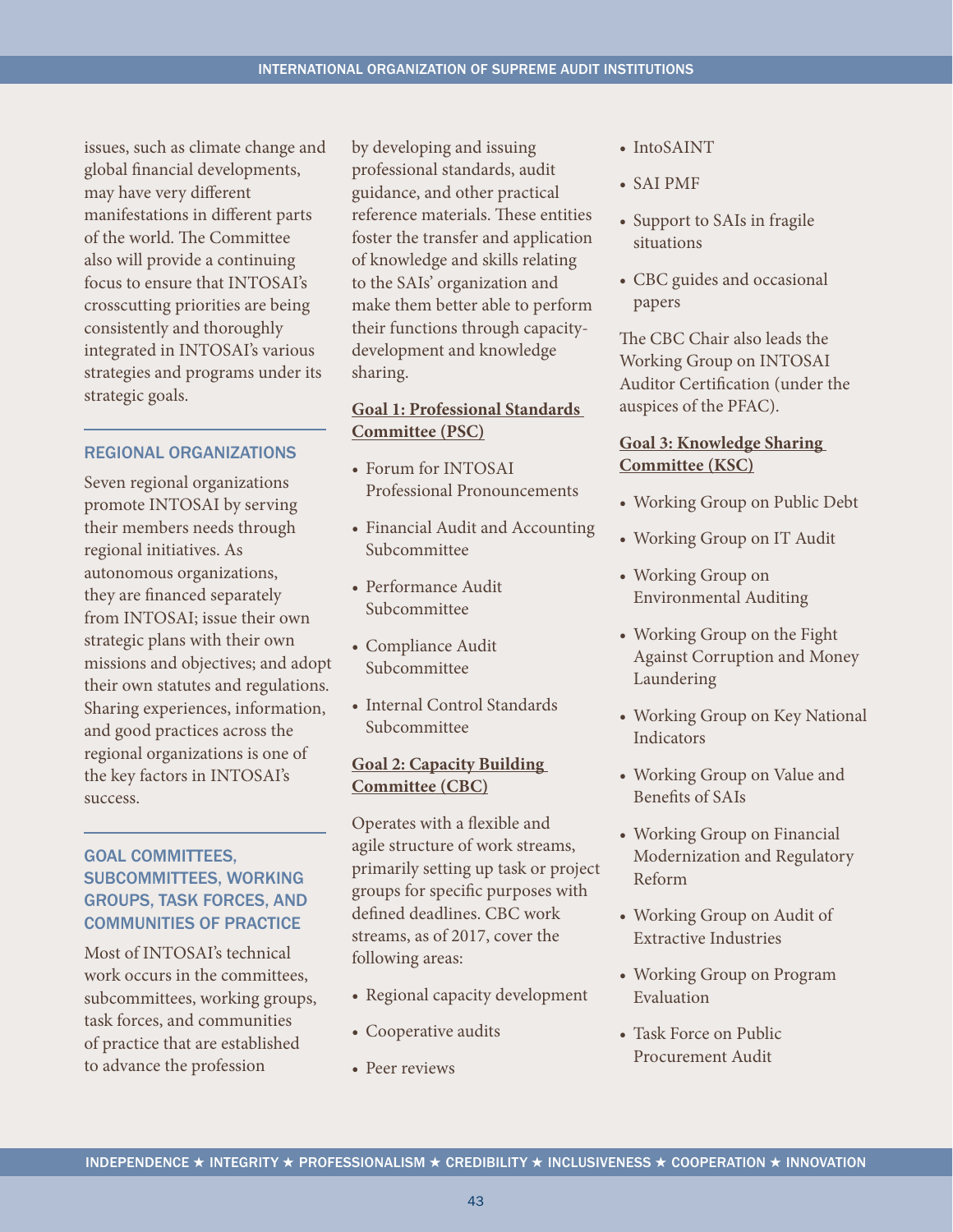issues, such as climate change and global financial developments, may have very different manifestations in different parts of the world. The Committee also will provide a continuing focus to ensure that INTOSAI's crosscutting priorities are being consistently and thoroughly integrated in INTOSAI's various strategies and programs under its strategic goals.

## REGIONAL ORGANIZATIONS

Seven regional organizations promote INTOSAI by serving their members needs through regional initiatives. As autonomous organizations, they are financed separately from INTOSAI; issue their own strategic plans with their own missions and objectives; and adopt their own statutes and regulations. Sharing experiences, information, and good practices across the regional organizations is one of the key factors in INTOSAI's success.

## GOAL COMMITTEES, SUBCOMMITTEES, WORKING GROUPS, TASK FORCES, AND COMMUNITIES OF PRACTICE

Most of INTOSAI's technical work occurs in the committees, subcommittees, working groups, task forces, and communities of practice that are established to advance the profession by developing and issuing professional standards, audit guidance, and other practical reference materials. These entities foster the transfer and application of knowledge and skills relating to the SAIs' organization and make them better able to perform their functions through capacity-development and knowledge sharing.

### Goal 1: Professional Standards Committee (PSC)

- Forum for INTOSAI Professional Pronouncements
- Financial Audit and Accounting Subcommittee
- Performance Audit Subcommittee
- Compliance Audit Subcommittee
- Internal Control Standards Subcommittee

### Goal 2: Capacity Building Committee (CBC)

Operates with a flexible and agile structure of work streams, primarily setting up task or project groups for specific purposes with defined deadlines. CBC work streams, as of 2017, cover the following areas:

- Regional capacity development
- Cooperative audits
- Peer reviews
- IntoSAINT
- SAI PMF
- Support to SAIs in fragile situations
- CBC guides and occasional papers

The CBC Chair also leads the Working Group on INTOSAI Auditor Certification (under the auspices of the PFAC).

### Goal 3: Knowledge Sharing Committee (KSC)

- Working Group on Public Debt
- Working Group on IT Audit
- Working Group on Environmental Auditing
- Working Group on the Fight Against Corruption and Money Laundering
- Working Group on Key National Indicators
- Working Group on Value and Benefits of SAIs
- Working Group on Financial Modernization and Regulatory Reform
- Working Group on Audit of Extractive Industries
- Working Group on Program Evaluation
- Task Force on Public Procurement Audit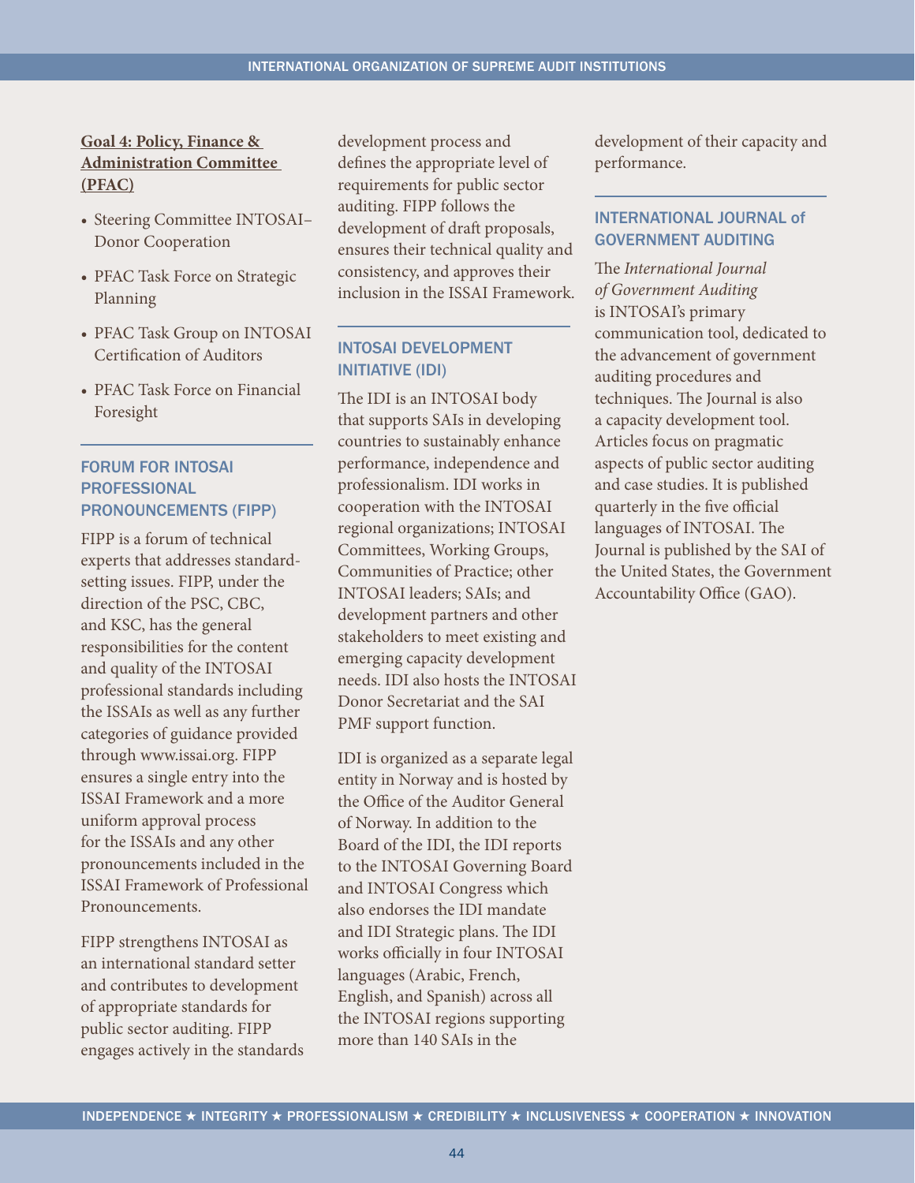**Goal 4: Policy, Finance & Administration Committee (PFAC)**

- Steering Committee INTOSAI–Donor Cooperation
- PFAC Task Force on Strategic Planning
- PFAC Task Group on INTOSAI Certification of Auditors
- PFAC Task Force on Financial Foresight

## FORUM FOR INTOSAI PROFESSIONAL PRONOUNCEMENTS (FIPP)

FIPP is a forum of technical experts that addresses standard-setting issues. FIPP, under the direction of the PSC, CBC, and KSC, has the general responsibilities for the content and quality of the INTOSAI professional standards including the ISSAIs as well as any further categories of guidance provided through www.issai.org. FIPP ensures a single entry into the ISSAI Framework and a more uniform approval process for the ISSAIs and any other pronouncements included in the ISSAI Framework of Professional Pronouncements.

FIPP strengthens INTOSAI as an international standard setter and contributes to development of appropriate standards for public sector auditing. FIPP engages actively in the standards development process and defines the appropriate level of requirements for public sector auditing. FIPP follows the development of draft proposals, ensures their technical quality and consistency, and approves their inclusion in the ISSAI Framework.

## INTOSAI DEVELOPMENT INITIATIVE (IDI)

The IDI is an INTOSAI body that supports SAIs in developing countries to sustainably enhance performance, independence and professionalism. IDI works in cooperation with the INTOSAI regional organizations; INTOSAI Committees, Working Groups, Communities of Practice; other INTOSAI leaders; SAIs; and development partners and other stakeholders to meet existing and emerging capacity development needs. IDI also hosts the INTOSAI Donor Secretariat and the SAI PMF support function.

IDI is organized as a separate legal entity in Norway and is hosted by the Office of the Auditor General of Norway. In addition to the Board of the IDI, the IDI reports to the INTOSAI Governing Board and INTOSAI Congress which also endorses the IDI mandate and IDI Strategic plans. The IDI works officially in four INTOSAI languages (Arabic, French, English, and Spanish) across all the INTOSAI regions supporting more than 140 SAIs in the development of their capacity and performance.

## INTERNATIONAL JOURNAL of GOVERNMENT AUDITING

The *International Journal of Government Auditing* is INTOSAI's primary communication tool, dedicated to the advancement of government auditing procedures and techniques. The Journal is also a capacity development tool. Articles focus on pragmatic aspects of public sector auditing and case studies. It is published quarterly in the five official languages of INTOSAI. The Journal is published by the SAI of the United States, the Government Accountability Office (GAO).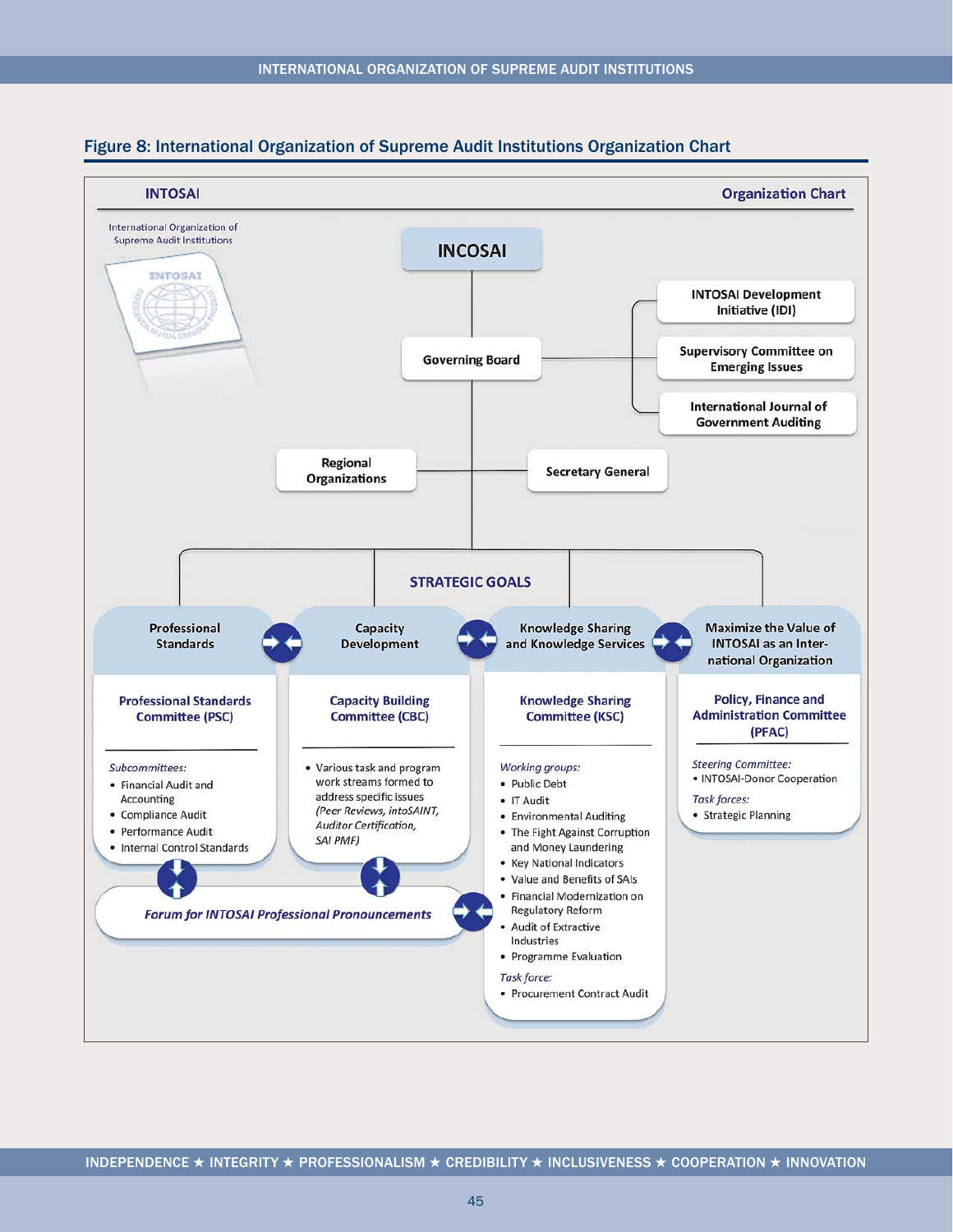### Figure 8: International Organization of Supreme Audit Institutions Organization Chart

**INTOSAI** — **Organization Chart**

International Organization of Supreme Audit Institutions

**INCOSAI**

**Governing Board**

- INTOSAI Development Initiative (IDI)
- Supervisory Committee on Emerging Issues
- International Journal of Government Auditing

**Regional Organizations**

**Secretary General**

**STRATEGIC GOALS**

**Professional Standards**

**Professional Standards Committee (PSC)**

*Subcommittees:*
- Financial Audit and Accounting
- Compliance Audit
- Performance Audit
- Internal Control Standards

**Capacity Development**

**Capacity Building Committee (CBC)**

- Various task and program work streams formed to address specific issues *(Peer Reviews, intoSAINT, Auditor Certification, SAI PMF)*

**Knowledge Sharing and Knowledge Services**

**Knowledge Sharing Committee (KSC)**

*Working groups:*
- Public Debt
- IT Audit
- Environmental Auditing
- The Fight Against Corruption and Money Laundering
- Key National Indicators
- Value and Benefits of SAIs
- Financial Modernization on Regulatory Reform
- Audit of Extractive Industries
- Programme Evaluation

*Task force:*
- Procurement Contract Audit

**Maximize the Value of INTOSAI as an International Organization**

**Policy, Finance and Administration Committee (PFAC)**

*Steering Committee:*
- INTOSAI-Donor Cooperation

*Task forces:*
- Strategic Planning

***Forum for INTOSAI Professional Pronouncements***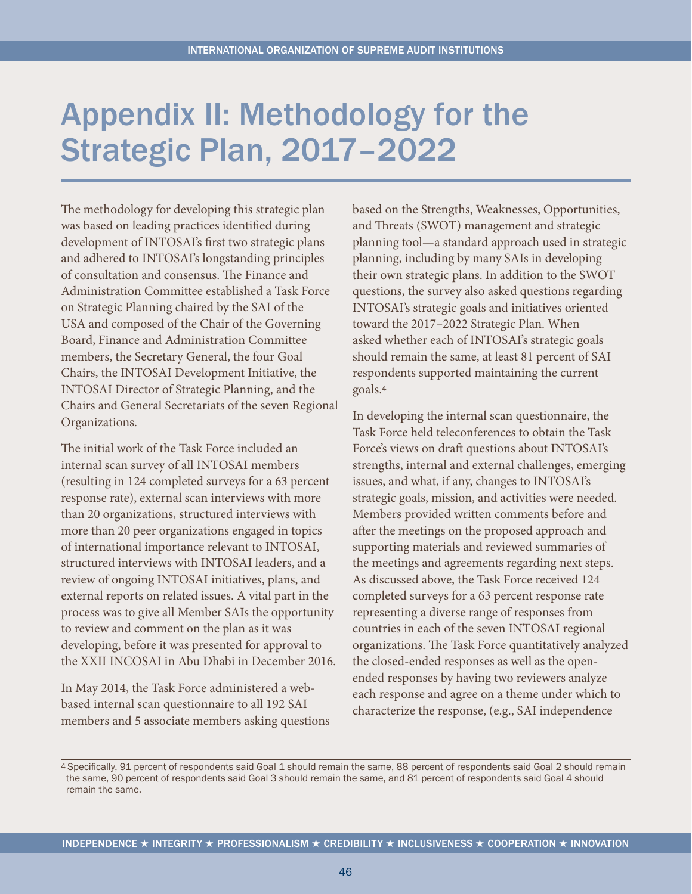# Appendix II: Methodology for the Strategic Plan, 2017–2022

The methodology for developing this strategic plan was based on leading practices identified during development of INTOSAI's first two strategic plans and adhered to INTOSAI's longstanding principles of consultation and consensus. The Finance and Administration Committee established a Task Force on Strategic Planning chaired by the SAI of the USA and composed of the Chair of the Governing Board, Finance and Administration Committee members, the Secretary General, the four Goal Chairs, the INTOSAI Development Initiative, the INTOSAI Director of Strategic Planning, and the Chairs and General Secretariats of the seven Regional Organizations.

The initial work of the Task Force included an internal scan survey of all INTOSAI members (resulting in 124 completed surveys for a 63 percent response rate), external scan interviews with more than 20 organizations, structured interviews with more than 20 peer organizations engaged in topics of international importance relevant to INTOSAI, structured interviews with INTOSAI leaders, and a review of ongoing INTOSAI initiatives, plans, and external reports on related issues. A vital part in the process was to give all Member SAIs the opportunity to review and comment on the plan as it was developing, before it was presented for approval to the XXII INCOSAI in Abu Dhabi in December 2016.

In May 2014, the Task Force administered a web-based internal scan questionnaire to all 192 SAI members and 5 associate members asking questions based on the Strengths, Weaknesses, Opportunities, and Threats (SWOT) management and strategic planning tool—a standard approach used in strategic planning, including by many SAIs in developing their own strategic plans. In addition to the SWOT questions, the survey also asked questions regarding INTOSAI's strategic goals and initiatives oriented toward the 2017–2022 Strategic Plan. When asked whether each of INTOSAI's strategic goals should remain the same, at least 81 percent of SAI respondents supported maintaining the current goals.[4]

In developing the internal scan questionnaire, the Task Force held teleconferences to obtain the Task Force's views on draft questions about INTOSAI's strengths, internal and external challenges, emerging issues, and what, if any, changes to INTOSAI's strategic goals, mission, and activities were needed. Members provided written comments before and after the meetings on the proposed approach and supporting materials and reviewed summaries of the meetings and agreements regarding next steps. As discussed above, the Task Force received 124 completed surveys for a 63 percent response rate representing a diverse range of responses from countries in each of the seven INTOSAI regional organizations. The Task Force quantitatively analyzed the closed-ended responses as well as the open-ended responses by having two reviewers analyze each response and agree on a theme under which to characterize the response, (e.g., SAI independence

[4] Specifically, 91 percent of respondents said Goal 1 should remain the same, 88 percent of respondents said Goal 2 should remain the same, 90 percent of respondents said Goal 3 should remain the same, and 81 percent of respondents said Goal 4 should remain the same.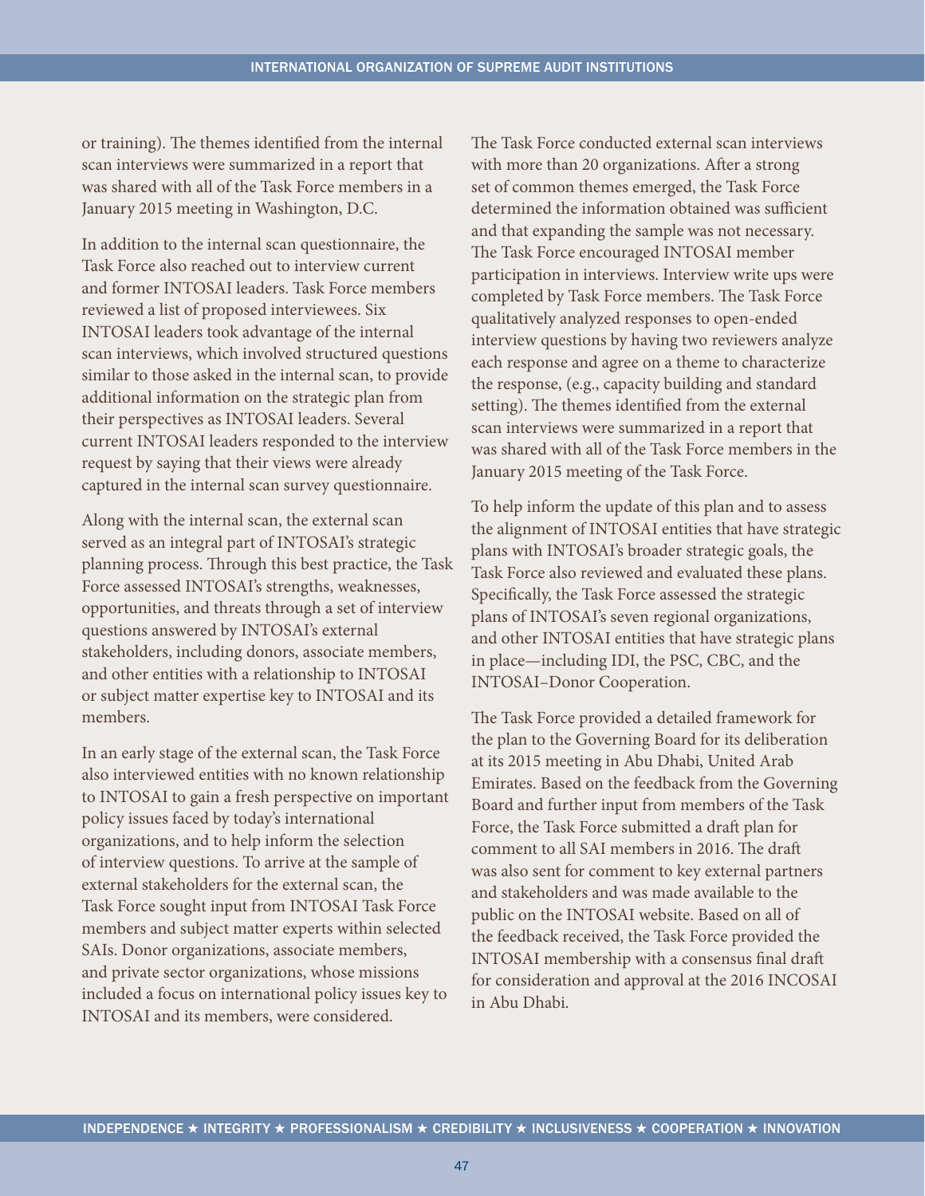or training). The themes identified from the internal scan interviews were summarized in a report that was shared with all of the Task Force members in a January 2015 meeting in Washington, D.C.

In addition to the internal scan questionnaire, the Task Force also reached out to interview current and former INTOSAI leaders. Task Force members reviewed a list of proposed interviewees. Six INTOSAI leaders took advantage of the internal scan interviews, which involved structured questions similar to those asked in the internal scan, to provide additional information on the strategic plan from their perspectives as INTOSAI leaders. Several current INTOSAI leaders responded to the interview request by saying that their views were already captured in the internal scan survey questionnaire.

Along with the internal scan, the external scan served as an integral part of INTOSAI's strategic planning process. Through this best practice, the Task Force assessed INTOSAI's strengths, weaknesses, opportunities, and threats through a set of interview questions answered by INTOSAI's external stakeholders, including donors, associate members, and other entities with a relationship to INTOSAI or subject matter expertise key to INTOSAI and its members.

In an early stage of the external scan, the Task Force also interviewed entities with no known relationship to INTOSAI to gain a fresh perspective on important policy issues faced by today's international organizations, and to help inform the selection of interview questions. To arrive at the sample of external stakeholders for the external scan, the Task Force sought input from INTOSAI Task Force members and subject matter experts within selected SAIs. Donor organizations, associate members, and private sector organizations, whose missions included a focus on international policy issues key to INTOSAI and its members, were considered.

The Task Force conducted external scan interviews with more than 20 organizations. After a strong set of common themes emerged, the Task Force determined the information obtained was sufficient and that expanding the sample was not necessary. The Task Force encouraged INTOSAI member participation in interviews. Interview write ups were completed by Task Force members. The Task Force qualitatively analyzed responses to open-ended interview questions by having two reviewers analyze each response and agree on a theme to characterize the response, (e.g., capacity building and standard setting). The themes identified from the external scan interviews were summarized in a report that was shared with all of the Task Force members in the January 2015 meeting of the Task Force.

To help inform the update of this plan and to assess the alignment of INTOSAI entities that have strategic plans with INTOSAI's broader strategic goals, the Task Force also reviewed and evaluated these plans. Specifically, the Task Force assessed the strategic plans of INTOSAI's seven regional organizations, and other INTOSAI entities that have strategic plans in place—including IDI, the PSC, CBC, and the INTOSAI–Donor Cooperation.

The Task Force provided a detailed framework for the plan to the Governing Board for its deliberation at its 2015 meeting in Abu Dhabi, United Arab Emirates. Based on the feedback from the Governing Board and further input from members of the Task Force, the Task Force submitted a draft plan for comment to all SAI members in 2016. The draft was also sent for comment to key external partners and stakeholders and was made available to the public on the INTOSAI website. Based on all of the feedback received, the Task Force provided the INTOSAI membership with a consensus final draft for consideration and approval at the 2016 INCOSAI in Abu Dhabi.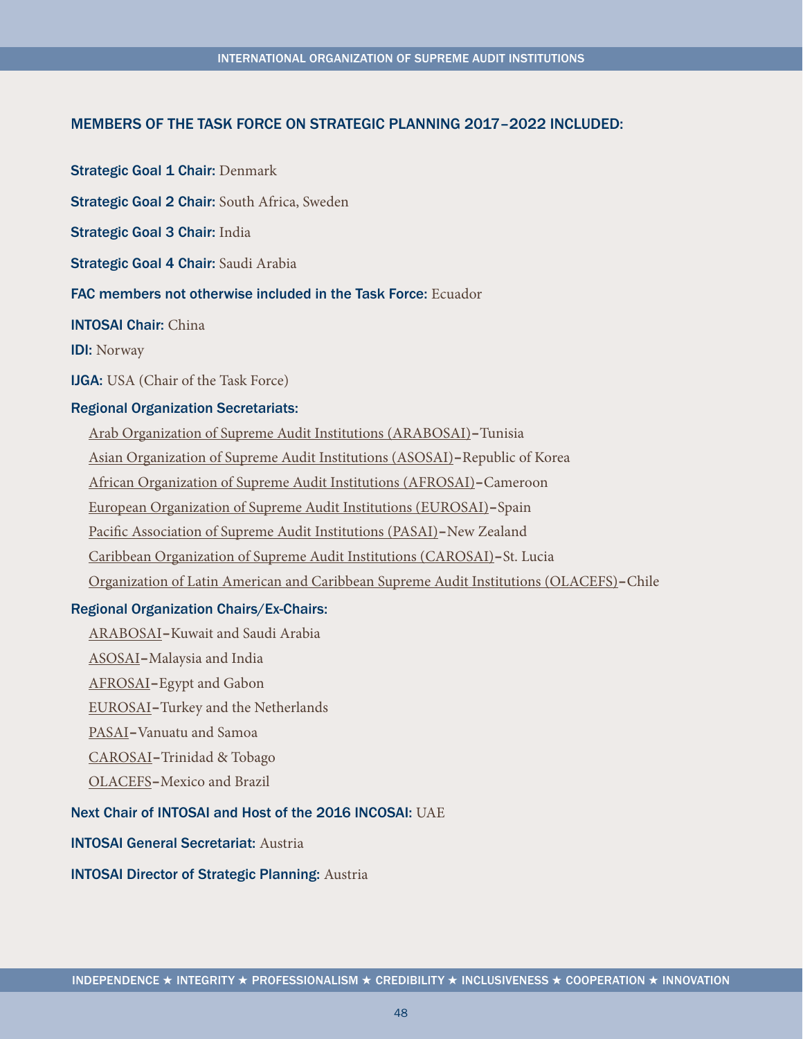## MEMBERS OF THE TASK FORCE ON STRATEGIC PLANNING 2017–2022 INCLUDED:

**Strategic Goal 1 Chair:** Denmark

**Strategic Goal 2 Chair:** South Africa, Sweden

**Strategic Goal 3 Chair:** India

**Strategic Goal 4 Chair:** Saudi Arabia

**FAC members not otherwise included in the Task Force:** Ecuador

**INTOSAI Chair:** China

**IDI:** Norway

**IJGA:** USA (Chair of the Task Force)

**Regional Organization Secretariats:**

- Arab Organization of Supreme Audit Institutions (ARABOSAI)–Tunisia
- Asian Organization of Supreme Audit Institutions (ASOSAI)–Republic of Korea
- African Organization of Supreme Audit Institutions (AFROSAI)–Cameroon
- European Organization of Supreme Audit Institutions (EUROSAI)–Spain
- Pacific Association of Supreme Audit Institutions (PASAI)–New Zealand
- Caribbean Organization of Supreme Audit Institutions (CAROSAI)–St. Lucia
- Organization of Latin American and Caribbean Supreme Audit Institutions (OLACEFS)–Chile

**Regional Organization Chairs/Ex-Chairs:**

- ARABOSAI–Kuwait and Saudi Arabia
- ASOSAI–Malaysia and India
- AFROSAI–Egypt and Gabon
- EUROSAI–Turkey and the Netherlands
- PASAI–Vanuatu and Samoa
- CAROSAI–Trinidad & Tobago
- OLACEFS–Mexico and Brazil

**Next Chair of INTOSAI and Host of the 2016 INCOSAI:** UAE

**INTOSAI General Secretariat:** Austria

**INTOSAI Director of Strategic Planning:** Austria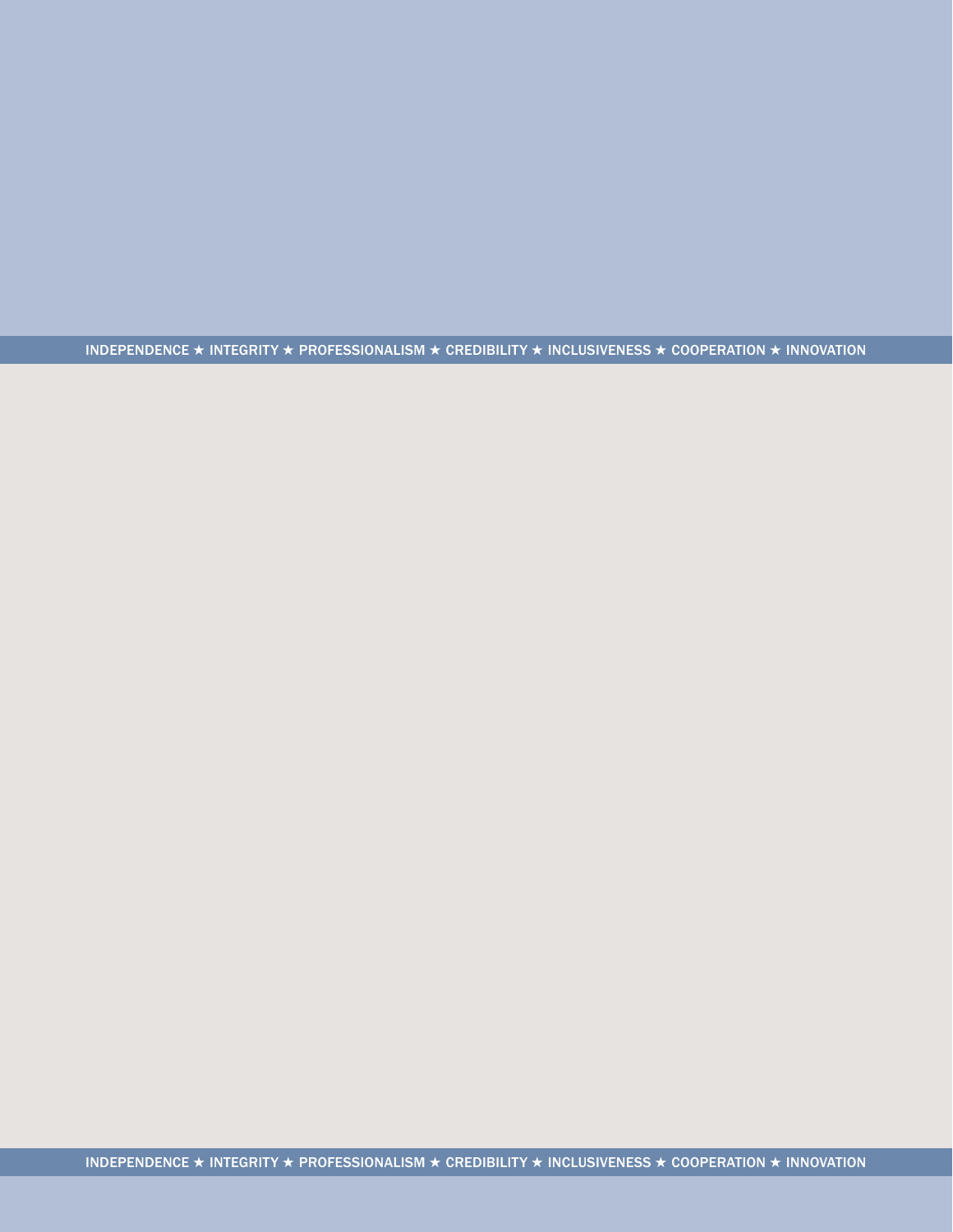INDEPENDENCE ★ INTEGRITY ★ PROFESSIONALISM ★ CREDIBILITY ★ INCLUSIVENESS ★ COOPERATION ★ INNOVATION

INDEPENDENCE ★ INTEGRITY ★ PROFESSIONALISM ★ CREDIBILITY ★ INCLUSIVENESS ★ COOPERATION ★ INNOVATION